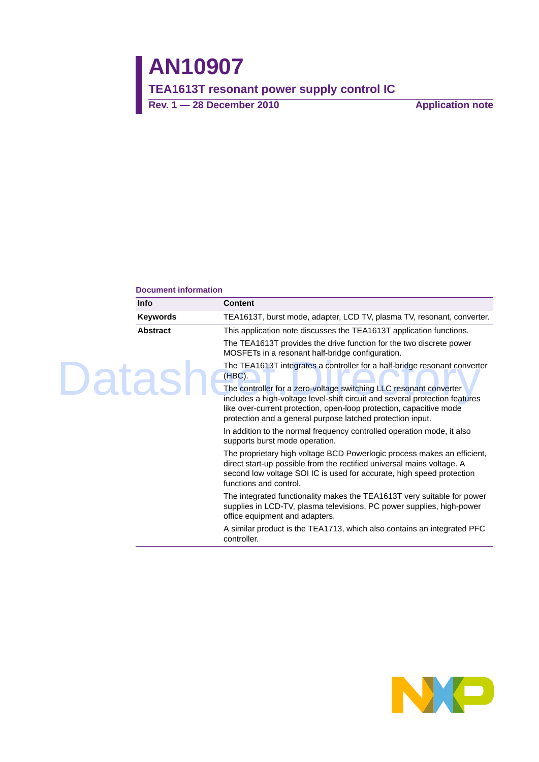# AN10907

## TEA1613T resonant power supply control IC

**Rev. 1 — 28 December 2010** **Application note**

**Document information**

| Info | Content |
|---|---|
| **Keywords** | TEA1613T, burst mode, adapter, LCD TV, plasma TV, resonant, converter. |
| **Abstract** | This application note discusses the TEA1613T application functions.<br>The TEA1613T provides the drive function for the two discrete power MOSFETs in a resonant half-bridge configuration.<br>The TEA1613T integrates a controller for a half-bridge resonant converter (HBC).<br>The controller for a zero-voltage switching LLC resonant converter includes a high-voltage level-shift circuit and several protection features like over-current protection, open-loop protection, capacitive mode protection and a general purpose latched protection input.<br>In addition to the normal frequency controlled operation mode, it also supports burst mode operation.<br>The proprietary high voltage BCD Powerlogic process makes an efficient, direct start-up possible from the rectified universal mains voltage. A second low voltage SOI IC is used for accurate, high speed protection functions and control.<br>The integrated functionality makes the TEA1613T very suitable for power supplies in LCD-TV, plasma televisions, PC power supplies, high-power office equipment and adapters.<br>A similar product is the TEA1713, which also contains an integrated PFC controller. |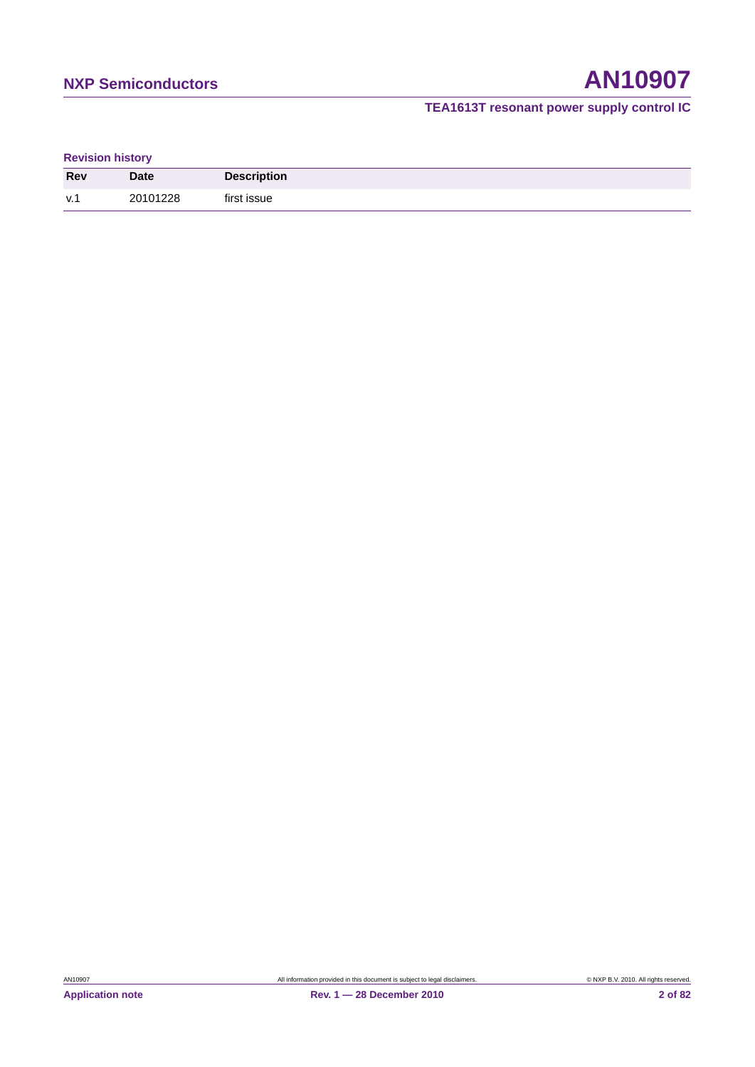**Revision history**

| Rev | Date | Description |
| --- | --- | --- |
| v.1 | 20101228 | first issue |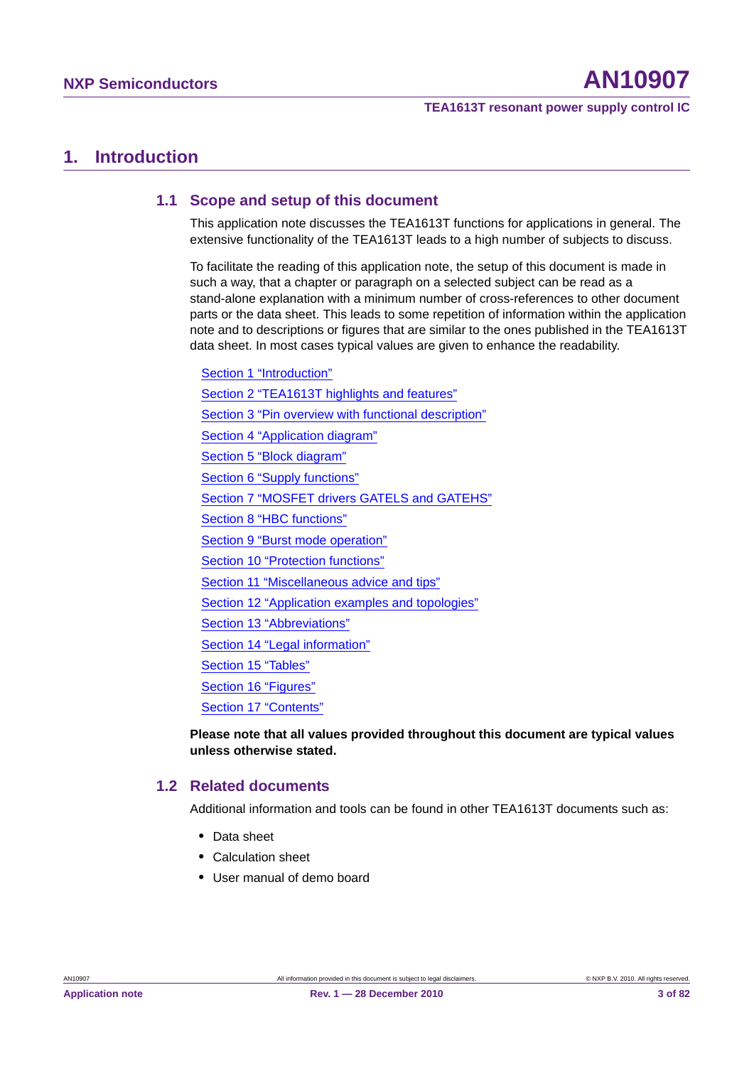# 1. Introduction

## 1.1 Scope and setup of this document

This application note discusses the TEA1613T functions for applications in general. The extensive functionality of the TEA1613T leads to a high number of subjects to discuss.

To facilitate the reading of this application note, the setup of this document is made in such a way, that a chapter or paragraph on a selected subject can be read as a stand-alone explanation with a minimum number of cross-references to other document parts or the data sheet. This leads to some repetition of information within the application note and to descriptions or figures that are similar to the ones published in the TEA1613T data sheet. In most cases typical values are given to enhance the readability.

Section 1 "Introduction"

Section 2 "TEA1613T highlights and features"

Section 3 "Pin overview with functional description"

Section 4 "Application diagram"

Section 5 "Block diagram"

Section 6 "Supply functions"

Section 7 "MOSFET drivers GATELS and GATEHS"

Section 8 "HBC functions"

Section 9 "Burst mode operation"

Section 10 "Protection functions"

Section 11 "Miscellaneous advice and tips"

Section 12 "Application examples and topologies"

Section 13 "Abbreviations"

Section 14 "Legal information"

Section 15 "Tables"

Section 16 "Figures"

Section 17 "Contents"

**Please note that all values provided throughout this document are typical values unless otherwise stated.**

## 1.2 Related documents

Additional information and tools can be found in other TEA1613T documents such as:

- Data sheet
- Calculation sheet
- User manual of demo board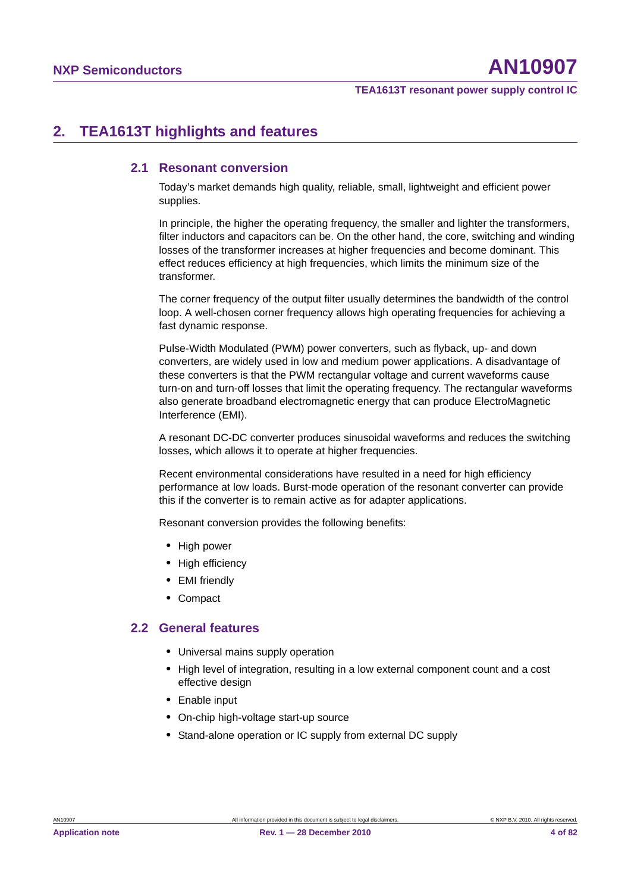## 2. TEA1613T highlights and features

### 2.1 Resonant conversion

Today's market demands high quality, reliable, small, lightweight and efficient power supplies.

In principle, the higher the operating frequency, the smaller and lighter the transformers, filter inductors and capacitors can be. On the other hand, the core, switching and winding losses of the transformer increases at higher frequencies and become dominant. This effect reduces efficiency at high frequencies, which limits the minimum size of the transformer.

The corner frequency of the output filter usually determines the bandwidth of the control loop. A well-chosen corner frequency allows high operating frequencies for achieving a fast dynamic response.

Pulse-Width Modulated (PWM) power converters, such as flyback, up- and down converters, are widely used in low and medium power applications. A disadvantage of these converters is that the PWM rectangular voltage and current waveforms cause turn-on and turn-off losses that limit the operating frequency. The rectangular waveforms also generate broadband electromagnetic energy that can produce ElectroMagnetic Interference (EMI).

A resonant DC-DC converter produces sinusoidal waveforms and reduces the switching losses, which allows it to operate at higher frequencies.

Recent environmental considerations have resulted in a need for high efficiency performance at low loads. Burst-mode operation of the resonant converter can provide this if the converter is to remain active as for adapter applications.

Resonant conversion provides the following benefits:

- High power
- High efficiency
- EMI friendly
- Compact

### 2.2 General features

- Universal mains supply operation
- High level of integration, resulting in a low external component count and a cost effective design
- Enable input
- On-chip high-voltage start-up source
- Stand-alone operation or IC supply from external DC supply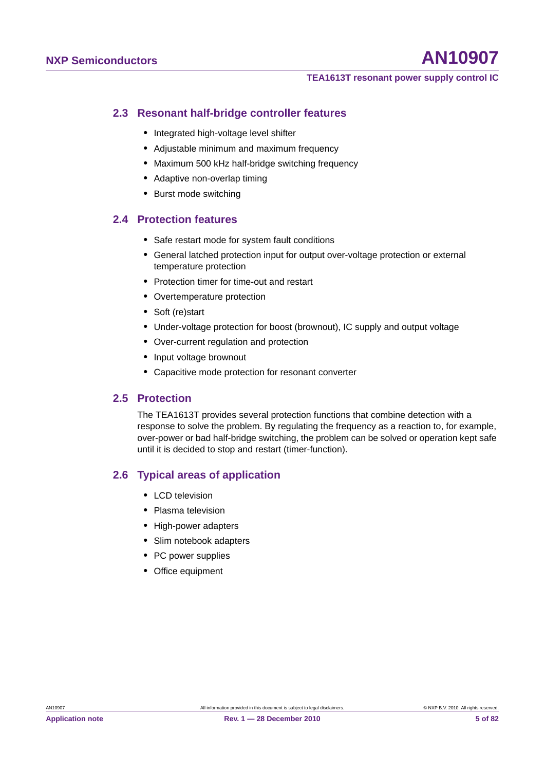### 2.3 Resonant half-bridge controller features

- Integrated high-voltage level shifter
- Adjustable minimum and maximum frequency
- Maximum 500 kHz half-bridge switching frequency
- Adaptive non-overlap timing
- Burst mode switching

### 2.4 Protection features

- Safe restart mode for system fault conditions
- General latched protection input for output over-voltage protection or external temperature protection
- Protection timer for time-out and restart
- Overtemperature protection
- Soft (re)start
- Under-voltage protection for boost (brownout), IC supply and output voltage
- Over-current regulation and protection
- Input voltage brownout
- Capacitive mode protection for resonant converter

### 2.5 Protection

The TEA1613T provides several protection functions that combine detection with a response to solve the problem. By regulating the frequency as a reaction to, for example, over-power or bad half-bridge switching, the problem can be solved or operation kept safe until it is decided to stop and restart (timer-function).

### 2.6 Typical areas of application

- LCD television
- Plasma television
- High-power adapters
- Slim notebook adapters
- PC power supplies
- Office equipment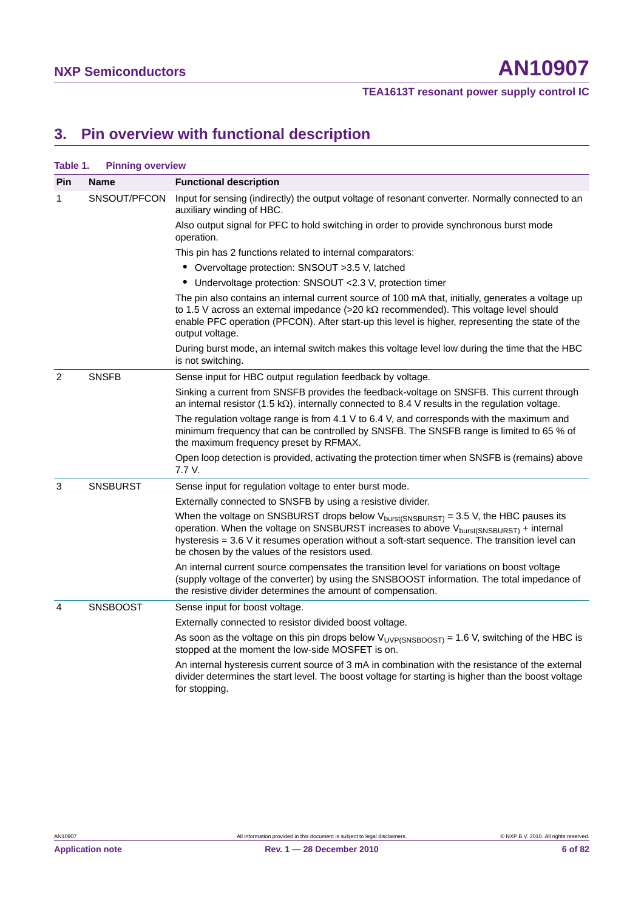# 3. Pin overview with functional description

**Table 1. Pinning overview**

| Pin | Name | Functional description |
|---|---|---|
| 1 | SNSOUT/PFCON | Input for sensing (indirectly) the output voltage of resonant converter. Normally connected to an auxiliary winding of HBC. |
| | | Also output signal for PFC to hold switching in order to provide synchronous burst mode operation. |
| | | This pin has 2 functions related to internal comparators: |
| | | • Overvoltage protection: SNSOUT >3.5 V, latched |
| | | • Undervoltage protection: SNSOUT <2.3 V, protection timer |
| | | The pin also contains an internal current source of 100 mA that, initially, generates a voltage up to 1.5 V across an external impedance (>20 kΩ recommended). This voltage level should enable PFC operation (PFCON). After start-up this level is higher, representing the state of the output voltage. |
| | | During burst mode, an internal switch makes this voltage level low during the time that the HBC is not switching. |
| 2 | SNSFB | Sense input for HBC output regulation feedback by voltage. |
| | | Sinking a current from SNSFB provides the feedback-voltage on SNSFB. This current through an internal resistor (1.5 kΩ), internally connected to 8.4 V results in the regulation voltage. |
| | | The regulation voltage range is from 4.1 V to 6.4 V, and corresponds with the maximum and minimum frequency that can be controlled by SNSFB. The SNSFB range is limited to 65 % of the maximum frequency preset by RFMAX. |
| | | Open loop detection is provided, activating the protection timer when SNSFB is (remains) above 7.7 V. |
| 3 | SNSBURST | Sense input for regulation voltage to enter burst mode. |
| | | Externally connected to SNSFB by using a resistive divider. |
| | | When the voltage on SNSBURST drops below $V_{burst(SNSBURST)}$ = 3.5 V, the HBC pauses its operation. When the voltage on SNSBURST increases to above $V_{burst(SNSBURST)}$ + internal hysteresis = 3.6 V it resumes operation without a soft-start sequence. The transition level can be chosen by the values of the resistors used. |
| | | An internal current source compensates the transition level for variations on boost voltage (supply voltage of the converter) by using the SNSBOOST information. The total impedance of the resistive divider determines the amount of compensation. |
| 4 | SNSBOOST | Sense input for boost voltage. |
| | | Externally connected to resistor divided boost voltage. |
| | | As soon as the voltage on this pin drops below $V_{UVP(SNSBOOST)}$ = 1.6 V, switching of the HBC is stopped at the moment the low-side MOSFET is on. |
| | | An internal hysteresis current source of 3 mA in combination with the resistance of the external divider determines the start level. The boost voltage for starting is higher than the boost voltage for stopping. |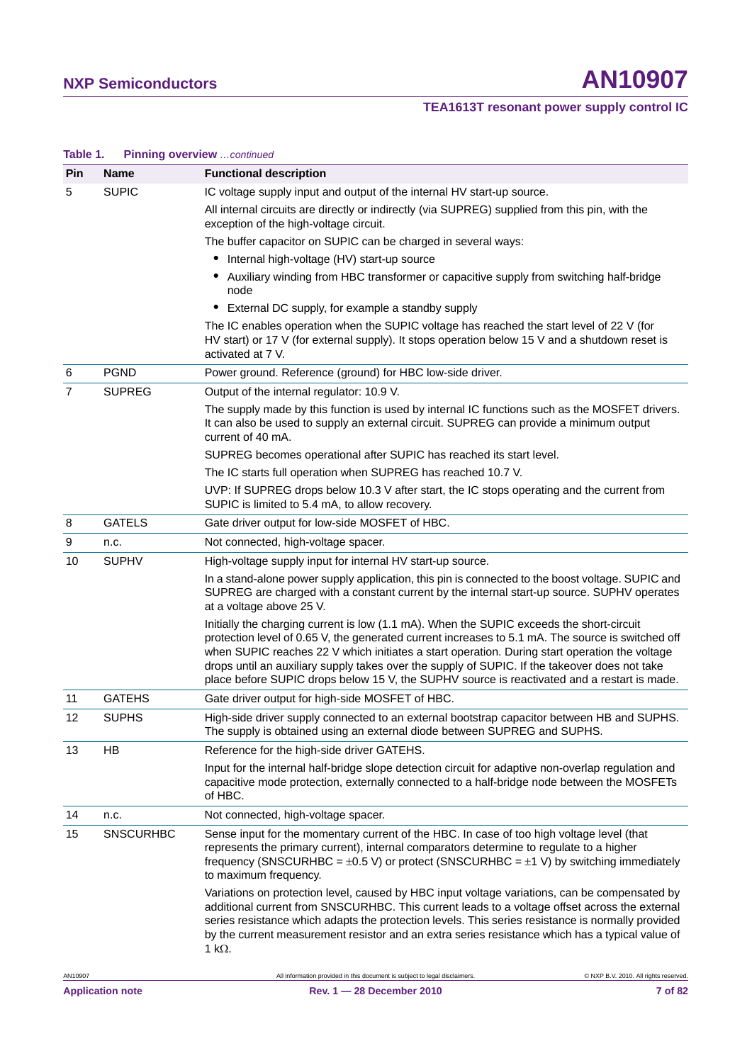**Table 1. Pinning overview** *...continued*

| Pin | Name | Functional description |
|---|---|---|
| 5 | SUPIC | IC voltage supply input and output of the internal HV start-up source.<br>All internal circuits are directly or indirectly (via SUPREG) supplied from this pin, with the exception of the high-voltage circuit.<br>The buffer capacitor on SUPIC can be charged in several ways:<br>• Internal high-voltage (HV) start-up source<br>• Auxiliary winding from HBC transformer or capacitive supply from switching half-bridge node<br>• External DC supply, for example a standby supply<br>The IC enables operation when the SUPIC voltage has reached the start level of 22 V (for HV start) or 17 V (for external supply). It stops operation below 15 V and a shutdown reset is activated at 7 V. |
| 6 | PGND | Power ground. Reference (ground) for HBC low-side driver. |
| 7 | SUPREG | Output of the internal regulator: 10.9 V.<br>The supply made by this function is used by internal IC functions such as the MOSFET drivers. It can also be used to supply an external circuit. SUPREG can provide a minimum output current of 40 mA.<br>SUPREG becomes operational after SUPIC has reached its start level.<br>The IC starts full operation when SUPREG has reached 10.7 V.<br>UVP: If SUPREG drops below 10.3 V after start, the IC stops operating and the current from SUPIC is limited to 5.4 mA, to allow recovery. |
| 8 | GATELS | Gate driver output for low-side MOSFET of HBC. |
| 9 | n.c. | Not connected, high-voltage spacer. |
| 10 | SUPHV | High-voltage supply input for internal HV start-up source.<br>In a stand-alone power supply application, this pin is connected to the boost voltage. SUPIC and SUPREG are charged with a constant current by the internal start-up source. SUPHV operates at a voltage above 25 V.<br>Initially the charging current is low (1.1 mA). When the SUPIC exceeds the short-circuit protection level of 0.65 V, the generated current increases to 5.1 mA. The source is switched off when SUPIC reaches 22 V which initiates a start operation. During start operation the voltage drops until an auxiliary supply takes over the supply of SUPIC. If the takeover does not take place before SUPIC drops below 15 V, the SUPHV source is reactivated and a restart is made. |
| 11 | GATEHS | Gate driver output for high-side MOSFET of HBC. |
| 12 | SUPHS | High-side driver supply connected to an external bootstrap capacitor between HB and SUPHS. The supply is obtained using an external diode between SUPREG and SUPHS. |
| 13 | HB | Reference for the high-side driver GATEHS.<br>Input for the internal half-bridge slope detection circuit for adaptive non-overlap regulation and capacitive mode protection, externally connected to a half-bridge node between the MOSFETs of HBC. |
| 14 | n.c. | Not connected, high-voltage spacer. |
| 15 | SNSCURHBC | Sense input for the momentary current of the HBC. In case of too high voltage level (that represents the primary current), internal comparators determine to regulate to a higher frequency (SNSCURHBC = ±0.5 V) or protect (SNSCURHBC = ±1 V) by switching immediately to maximum frequency.<br>Variations on protection level, caused by HBC input voltage variations, can be compensated by additional current from SNSCURHBC. This current leads to a voltage offset across the external series resistance which adapts the protection levels. This series resistance is normally provided by the current measurement resistor and an extra series resistance which has a typical value of 1 kΩ. |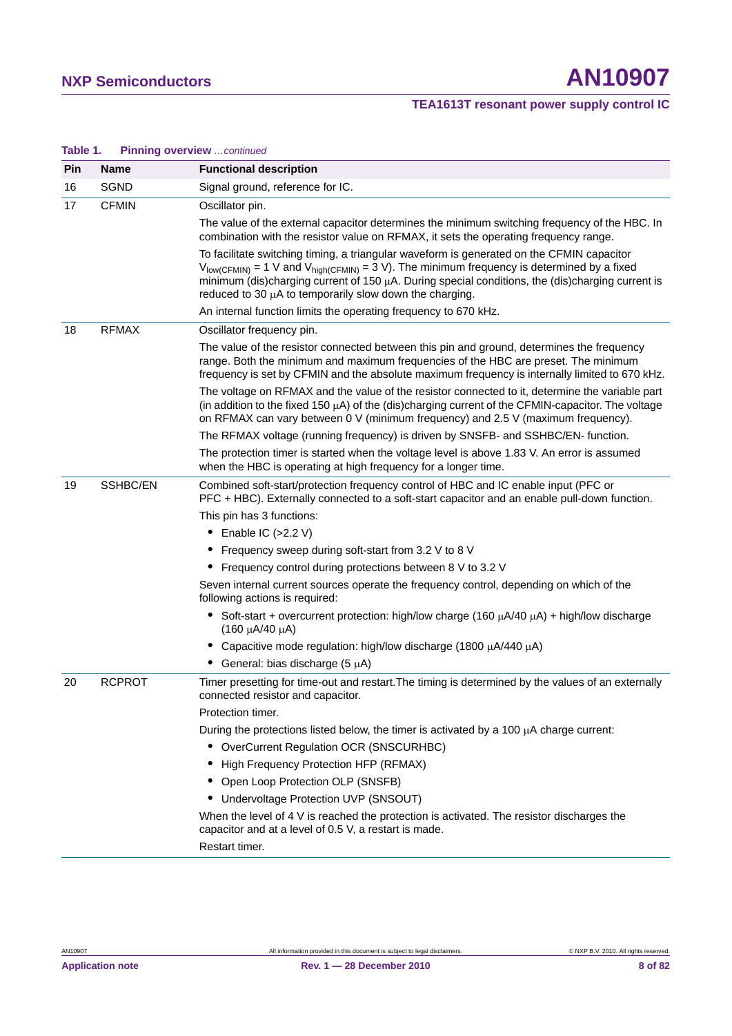**Table 1. Pinning overview** *…continued*

| Pin | Name | Functional description |
|---|---|---|
| 16 | SGND | Signal ground, reference for IC. |
| 17 | CFMIN | Oscillator pin.<br>The value of the external capacitor determines the minimum switching frequency of the HBC. In combination with the resistor value on RFMAX, it sets the operating frequency range.<br>To facilitate switching timing, a triangular waveform is generated on the CFMIN capacitor $V_{low(CFMIN)}$ = 1 V and $V_{high(CFMIN)}$ = 3 V). The minimum frequency is determined by a fixed minimum (dis)charging current of 150 μA. During special conditions, the (dis)charging current is reduced to 30 μA to temporarily slow down the charging.<br>An internal function limits the operating frequency to 670 kHz. |
| 18 | RFMAX | Oscillator frequency pin.<br>The value of the resistor connected between this pin and ground, determines the frequency range. Both the minimum and maximum frequencies of the HBC are preset. The minimum frequency is set by CFMIN and the absolute maximum frequency is internally limited to 670 kHz.<br>The voltage on RFMAX and the value of the resistor connected to it, determine the variable part (in addition to the fixed 150 μA) of the (dis)charging current of the CFMIN-capacitor. The voltage on RFMAX can vary between 0 V (minimum frequency) and 2.5 V (maximum frequency).<br>The RFMAX voltage (running frequency) is driven by SNSFB- and SSHBC/EN- function.<br>The protection timer is started when the voltage level is above 1.83 V. An error is assumed when the HBC is operating at high frequency for a longer time. |
| 19 | SSHBC/EN | Combined soft-start/protection frequency control of HBC and IC enable input (PFC or PFC + HBC). Externally connected to a soft-start capacitor and an enable pull-down function.<br>This pin has 3 functions:<br>• Enable IC (>2.2 V)<br>• Frequency sweep during soft-start from 3.2 V to 8 V<br>• Frequency control during protections between 8 V to 3.2 V<br>Seven internal current sources operate the frequency control, depending on which of the following actions is required:<br>• Soft-start + overcurrent protection: high/low charge (160 μA/40 μA) + high/low discharge (160 μA/40 μA)<br>• Capacitive mode regulation: high/low discharge (1800 μA/440 μA)<br>• General: bias discharge (5 μA) |
| 20 | RCPROT | Timer presetting for time-out and restart.The timing is determined by the values of an externally connected resistor and capacitor.<br>Protection timer.<br>During the protections listed below, the timer is activated by a 100 μA charge current:<br>• OverCurrent Regulation OCR (SNSCURHBC)<br>• High Frequency Protection HFP (RFMAX)<br>• Open Loop Protection OLP (SNSFB)<br>• Undervoltage Protection UVP (SNSOUT)<br>When the level of 4 V is reached the protection is activated. The resistor discharges the capacitor and at a level of 0.5 V, a restart is made.<br>Restart timer. |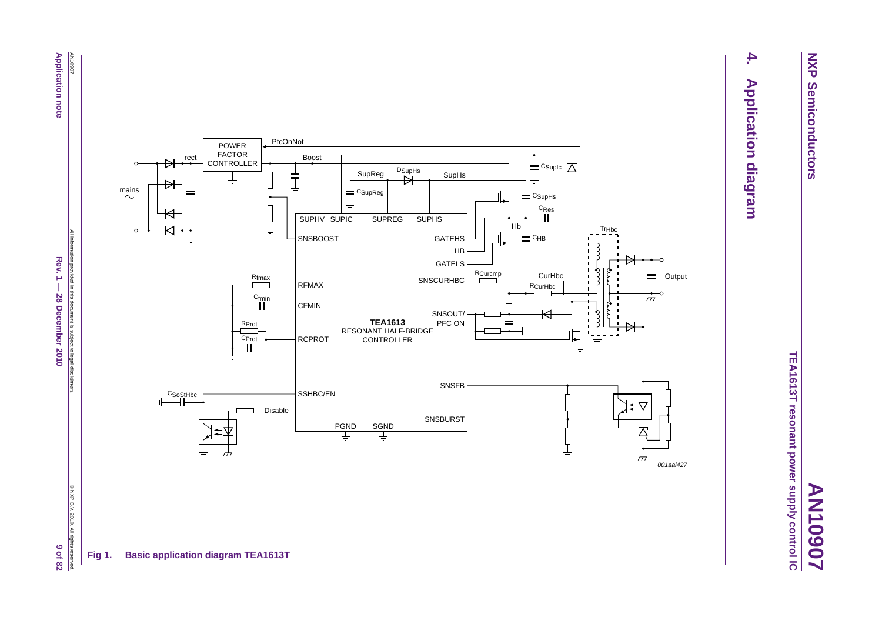## 4. Application diagram

**Fig 1. Basic application diagram TEA1613T**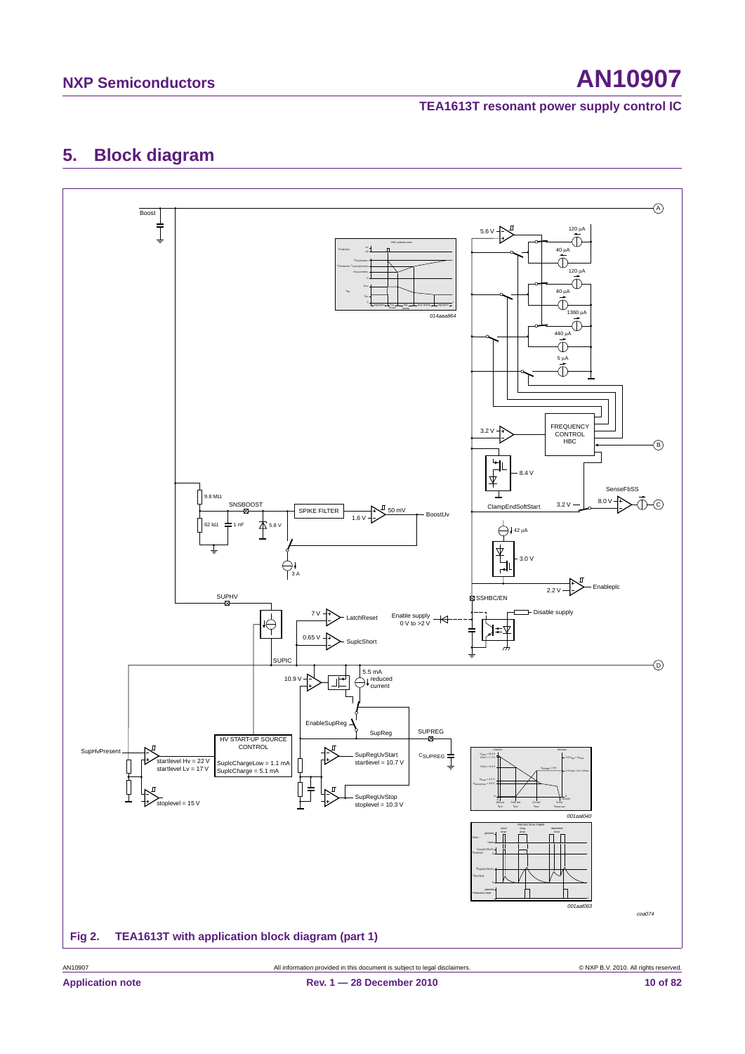## 5. Block diagram

Fig 2. TEA1613T with application block diagram (part 1)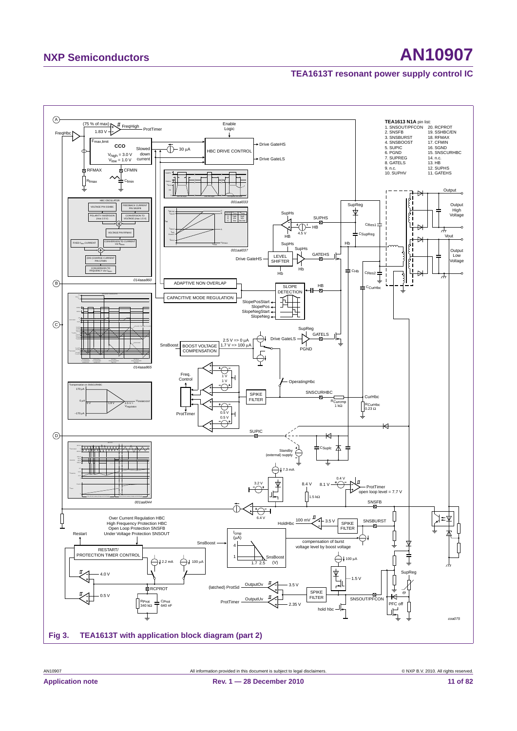Fig 3. TEA1613T with application block diagram (part 2)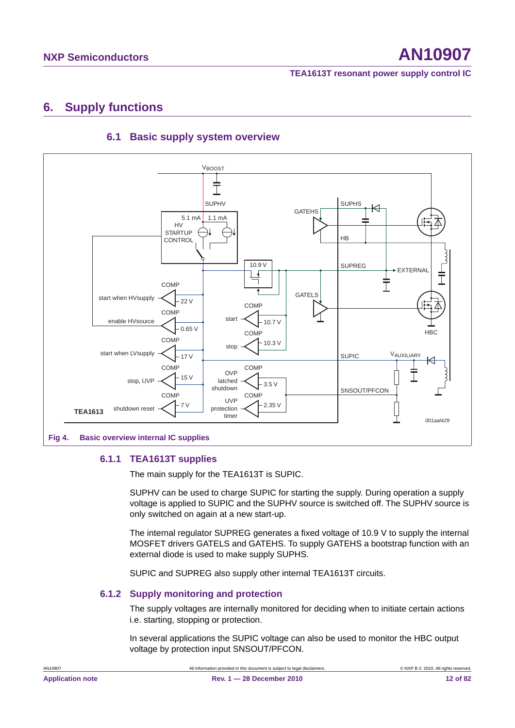# 6. Supply functions

## 6.1 Basic supply system overview

**Fig 4. Basic overview internal IC supplies**

### 6.1.1 TEA1613T supplies

The main supply for the TEA1613T is SUPIC.

SUPHV can be used to charge SUPIC for starting the supply. During operation a supply voltage is applied to SUPIC and the SUPHV source is switched off. The SUPHV source is only switched on again at a new start-up.

The internal regulator SUPREG generates a fixed voltage of 10.9 V to supply the internal MOSFET drivers GATELS and GATEHS. To supply GATEHS a bootstrap function with an external diode is used to make supply SUPHS.

SUPIC and SUPREG also supply other internal TEA1613T circuits.

### 6.1.2 Supply monitoring and protection

The supply voltages are internally monitored for deciding when to initiate certain actions i.e. starting, stopping or protection.

In several applications the SUPIC voltage can also be used to monitor the HBC output voltage by protection input SNSOUT/PFCON.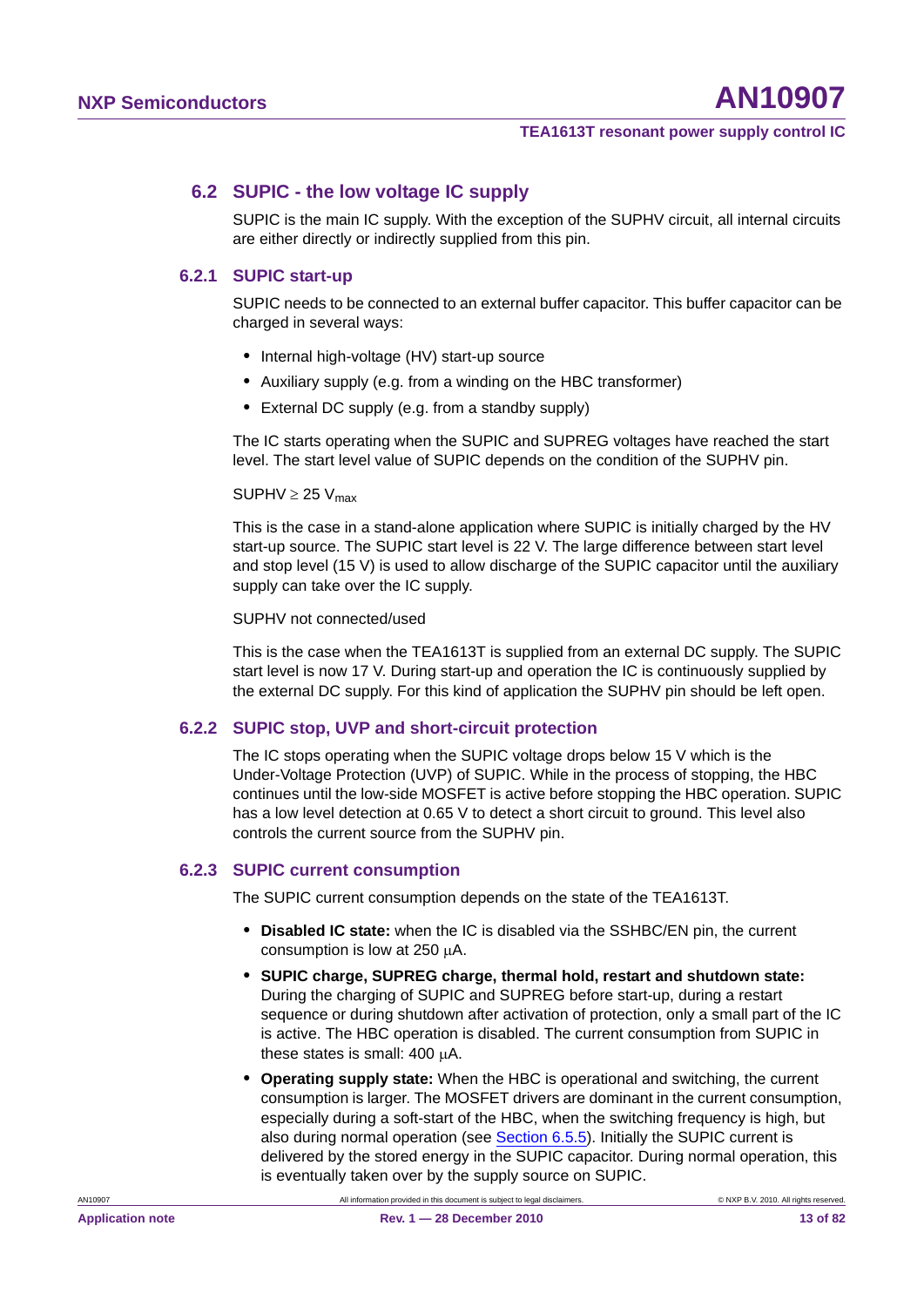## 6.2 SUPIC - the low voltage IC supply

SUPIC is the main IC supply. With the exception of the SUPHV circuit, all internal circuits are either directly or indirectly supplied from this pin.

### 6.2.1 SUPIC start-up

SUPIC needs to be connected to an external buffer capacitor. This buffer capacitor can be charged in several ways:

- Internal high-voltage (HV) start-up source
- Auxiliary supply (e.g. from a winding on the HBC transformer)
- External DC supply (e.g. from a standby supply)

The IC starts operating when the SUPIC and SUPREG voltages have reached the start level. The start level value of SUPIC depends on the condition of the SUPHV pin.

SUPHV $\geq$ 25 $V_{max}$

This is the case in a stand-alone application where SUPIC is initially charged by the HV start-up source. The SUPIC start level is 22 V. The large difference between start level and stop level (15 V) is used to allow discharge of the SUPIC capacitor until the auxiliary supply can take over the IC supply.

SUPHV not connected/used

This is the case when the TEA1613T is supplied from an external DC supply. The SUPIC start level is now 17 V. During start-up and operation the IC is continuously supplied by the external DC supply. For this kind of application the SUPHV pin should be left open.

### 6.2.2 SUPIC stop, UVP and short-circuit protection

The IC stops operating when the SUPIC voltage drops below 15 V which is the Under-Voltage Protection (UVP) of SUPIC. While in the process of stopping, the HBC continues until the low-side MOSFET is active before stopping the HBC operation. SUPIC has a low level detection at 0.65 V to detect a short circuit to ground. This level also controls the current source from the SUPHV pin.

### 6.2.3 SUPIC current consumption

The SUPIC current consumption depends on the state of the TEA1613T.

- **Disabled IC state:** when the IC is disabled via the SSHBC/EN pin, the current consumption is low at 250 μA.
- **SUPIC charge, SUPREG charge, thermal hold, restart and shutdown state:** During the charging of SUPIC and SUPREG before start-up, during a restart sequence or during shutdown after activation of protection, only a small part of the IC is active. The HBC operation is disabled. The current consumption from SUPIC in these states is small: 400 μA.
- **Operating supply state:** When the HBC is operational and switching, the current consumption is larger. The MOSFET drivers are dominant in the current consumption, especially during a soft-start of the HBC, when the switching frequency is high, but also during normal operation (see Section 6.5.5). Initially the SUPIC current is delivered by the stored energy in the SUPIC capacitor. During normal operation, this is eventually taken over by the supply source on SUPIC.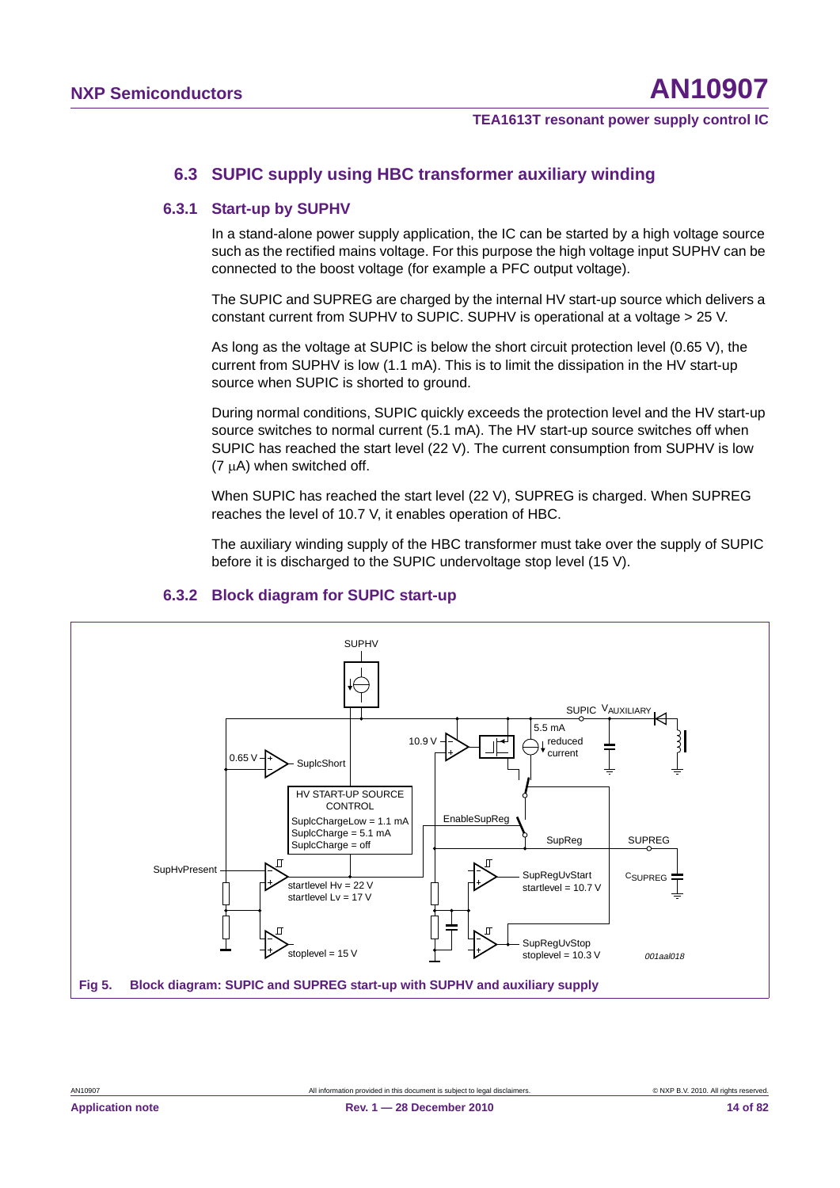## 6.3 SUPIC supply using HBC transformer auxiliary winding

### 6.3.1 Start-up by SUPHV

In a stand-alone power supply application, the IC can be started by a high voltage source such as the rectified mains voltage. For this purpose the high voltage input SUPHV can be connected to the boost voltage (for example a PFC output voltage).

The SUPIC and SUPREG are charged by the internal HV start-up source which delivers a constant current from SUPHV to SUPIC. SUPHV is operational at a voltage > 25 V.

As long as the voltage at SUPIC is below the short circuit protection level (0.65 V), the current from SUPHV is low (1.1 mA). This is to limit the dissipation in the HV start-up source when SUPIC is shorted to ground.

During normal conditions, SUPIC quickly exceeds the protection level and the HV start-up source switches to normal current (5.1 mA). The HV start-up source switches off when SUPIC has reached the start level (22 V). The current consumption from SUPHV is low (7 μA) when switched off.

When SUPIC has reached the start level (22 V), SUPREG is charged. When SUPREG reaches the level of 10.7 V, it enables operation of HBC.

The auxiliary winding supply of the HBC transformer must take over the supply of SUPIC before it is discharged to the SUPIC undervoltage stop level (15 V).

### 6.3.2 Block diagram for SUPIC start-up

**Fig 5. Block diagram: SUPIC and SUPREG start-up with SUPHV and auxiliary supply**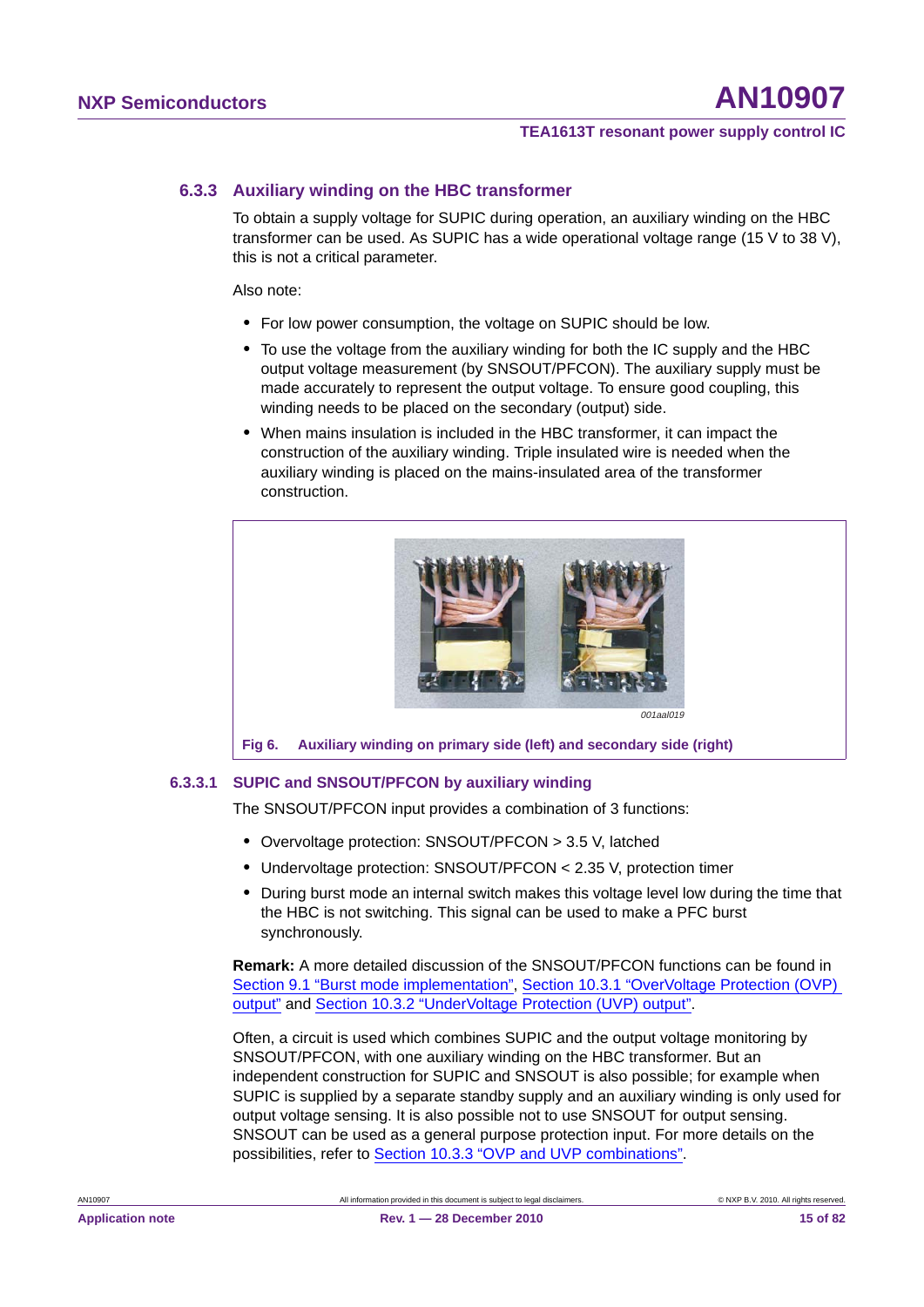### 6.3.3 Auxiliary winding on the HBC transformer

To obtain a supply voltage for SUPIC during operation, an auxiliary winding on the HBC transformer can be used. As SUPIC has a wide operational voltage range (15 V to 38 V), this is not a critical parameter.

Also note:

- For low power consumption, the voltage on SUPIC should be low.
- To use the voltage from the auxiliary winding for both the IC supply and the HBC output voltage measurement (by SNSOUT/PFCON). The auxiliary supply must be made accurately to represent the output voltage. To ensure good coupling, this winding needs to be placed on the secondary (output) side.
- When mains insulation is included in the HBC transformer, it can impact the construction of the auxiliary winding. Triple insulated wire is needed when the auxiliary winding is placed on the mains-insulated area of the transformer construction.

001aal019

**Fig 6. Auxiliary winding on primary side (left) and secondary side (right)**

#### 6.3.3.1 SUPIC and SNSOUT/PFCON by auxiliary winding

The SNSOUT/PFCON input provides a combination of 3 functions:

- Overvoltage protection: SNSOUT/PFCON > 3.5 V, latched
- Undervoltage protection: SNSOUT/PFCON < 2.35 V, protection timer
- During burst mode an internal switch makes this voltage level low during the time that the HBC is not switching. This signal can be used to make a PFC burst synchronously.

**Remark:** A more detailed discussion of the SNSOUT/PFCON functions can be found in Section 9.1 "Burst mode implementation", Section 10.3.1 "OverVoltage Protection (OVP) output" and Section 10.3.2 "UnderVoltage Protection (UVP) output".

Often, a circuit is used which combines SUPIC and the output voltage monitoring by SNSOUT/PFCON, with one auxiliary winding on the HBC transformer. But an independent construction for SUPIC and SNSOUT is also possible; for example when SUPIC is supplied by a separate standby supply and an auxiliary winding is only used for output voltage sensing. It is also possible not to use SNSOUT for output sensing. SNSOUT can be used as a general purpose protection input. For more details on the possibilities, refer to Section 10.3.3 "OVP and UVP combinations".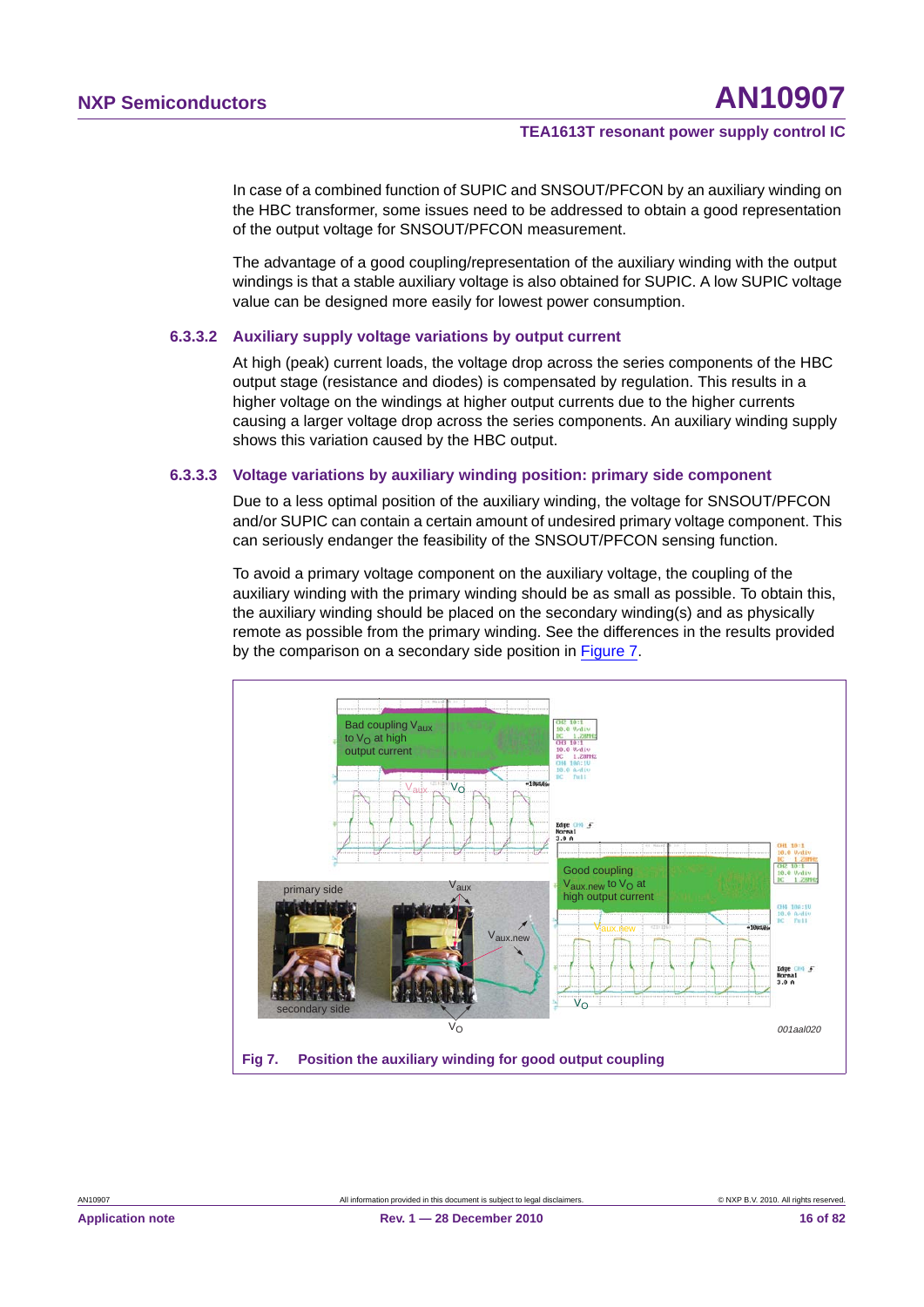In case of a combined function of SUPIC and SNSOUT/PFCON by an auxiliary winding on the HBC transformer, some issues need to be addressed to obtain a good representation of the output voltage for SNSOUT/PFCON measurement.

The advantage of a good coupling/representation of the auxiliary winding with the output windings is that a stable auxiliary voltage is also obtained for SUPIC. A low SUPIC voltage value can be designed more easily for lowest power consumption.

### 6.3.3.2 Auxiliary supply voltage variations by output current

At high (peak) current loads, the voltage drop across the series components of the HBC output stage (resistance and diodes) is compensated by regulation. This results in a higher voltage on the windings at higher output currents due to the higher currents causing a larger voltage drop across the series components. An auxiliary winding supply shows this variation caused by the HBC output.

### 6.3.3.3 Voltage variations by auxiliary winding position: primary side component

Due to a less optimal position of the auxiliary winding, the voltage for SNSOUT/PFCON and/or SUPIC can contain a certain amount of undesired primary voltage component. This can seriously endanger the feasibility of the SNSOUT/PFCON sensing function.

To avoid a primary voltage component on the auxiliary voltage, the coupling of the auxiliary winding with the primary winding should be as small as possible. To obtain this, the auxiliary winding should be placed on the secondary winding(s) and as physically remote as possible from the primary winding. See the differences in the results provided by the comparison on a secondary side position in Figure 7.

**Fig 7. Position the auxiliary winding for good output coupling**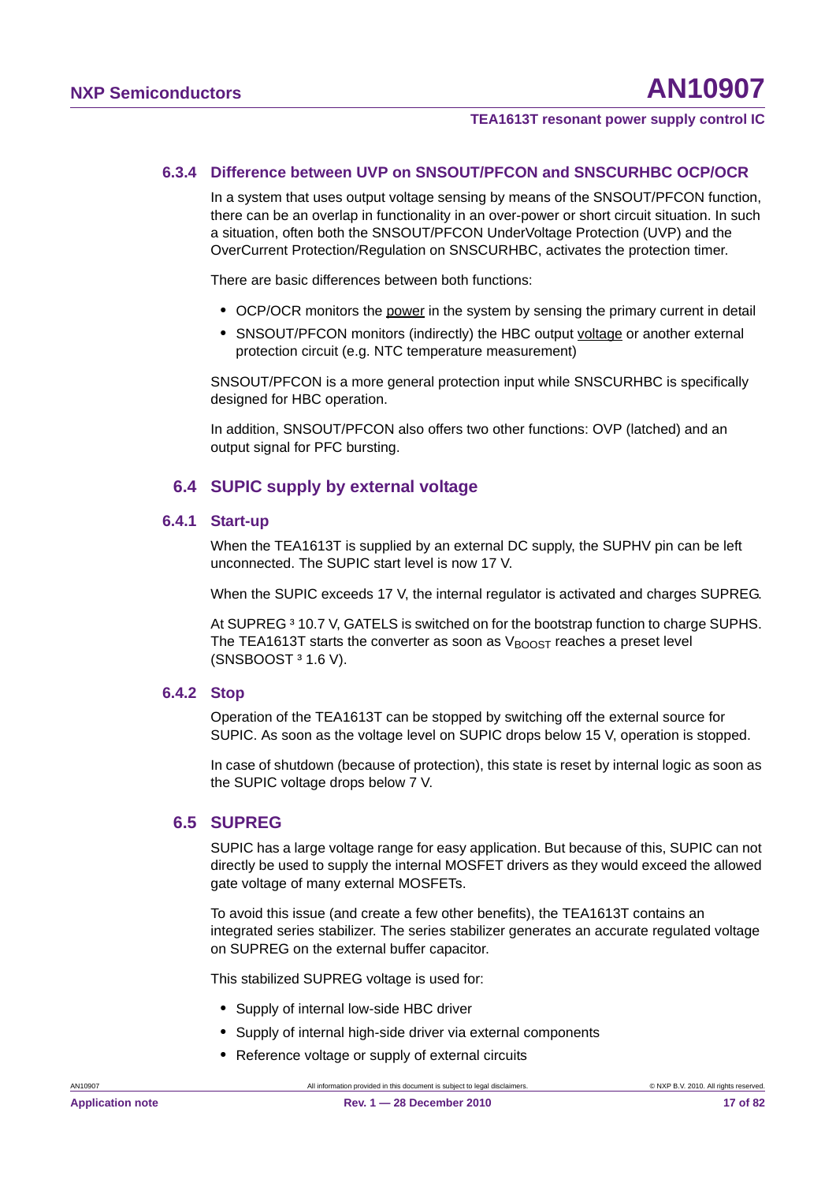### 6.3.4 Difference between UVP on SNSOUT/PFCON and SNSCURHBC OCP/OCR

In a system that uses output voltage sensing by means of the SNSOUT/PFCON function, there can be an overlap in functionality in an over-power or short circuit situation. In such a situation, often both the SNSOUT/PFCON UnderVoltage Protection (UVP) and the OverCurrent Protection/Regulation on SNSCURHBC, activates the protection timer.

There are basic differences between both functions:

- OCP/OCR monitors the power in the system by sensing the primary current in detail
- SNSOUT/PFCON monitors (indirectly) the HBC output voltage or another external protection circuit (e.g. NTC temperature measurement)

SNSOUT/PFCON is a more general protection input while SNSCURHBC is specifically designed for HBC operation.

In addition, SNSOUT/PFCON also offers two other functions: OVP (latched) and an output signal for PFC bursting.

## 6.4 SUPIC supply by external voltage

### 6.4.1 Start-up

When the TEA1613T is supplied by an external DC supply, the SUPHV pin can be left unconnected. The SUPIC start level is now 17 V.

When the SUPIC exceeds 17 V, the internal regulator is activated and charges SUPREG.

At SUPREG ³ 10.7 V, GATELS is switched on for the bootstrap function to charge SUPHS. The TEA1613T starts the converter as soon as $V_{BOOST}$ reaches a preset level (SNSBOOST ³ 1.6 V).

### 6.4.2 Stop

Operation of the TEA1613T can be stopped by switching off the external source for SUPIC. As soon as the voltage level on SUPIC drops below 15 V, operation is stopped.

In case of shutdown (because of protection), this state is reset by internal logic as soon as the SUPIC voltage drops below 7 V.

## 6.5 SUPREG

SUPIC has a large voltage range for easy application. But because of this, SUPIC can not directly be used to supply the internal MOSFET drivers as they would exceed the allowed gate voltage of many external MOSFETs.

To avoid this issue (and create a few other benefits), the TEA1613T contains an integrated series stabilizer. The series stabilizer generates an accurate regulated voltage on SUPREG on the external buffer capacitor.

This stabilized SUPREG voltage is used for:

- Supply of internal low-side HBC driver
- Supply of internal high-side driver via external components
- Reference voltage or supply of external circuits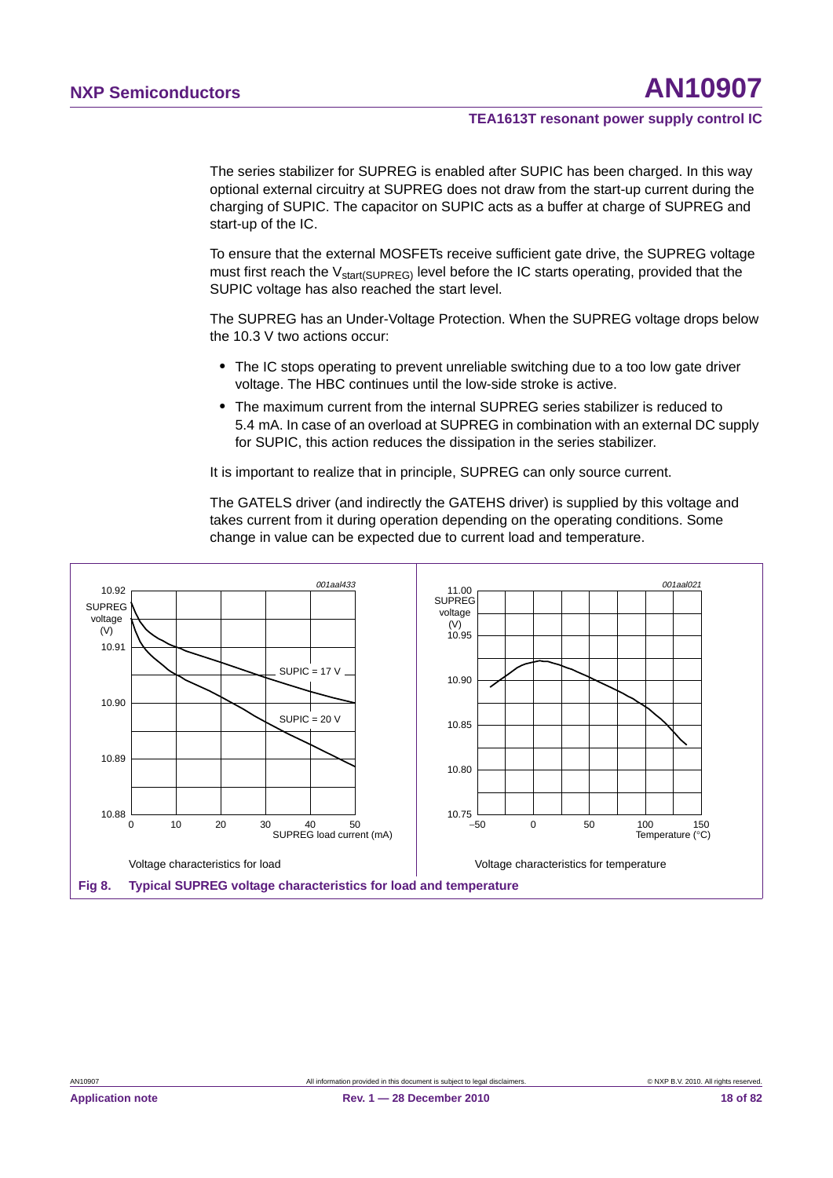The series stabilizer for SUPREG is enabled after SUPIC has been charged. In this way optional external circuitry at SUPREG does not draw from the start-up current during the charging of SUPIC. The capacitor on SUPIC acts as a buffer at charge of SUPREG and start-up of the IC.

To ensure that the external MOSFETs receive sufficient gate drive, the SUPREG voltage must first reach the $V_{start(SUPREG)}$ level before the IC starts operating, provided that the SUPIC voltage has also reached the start level.

The SUPREG has an Under-Voltage Protection. When the SUPREG voltage drops below the 10.3 V two actions occur:

- The IC stops operating to prevent unreliable switching due to a too low gate driver voltage. The HBC continues until the low-side stroke is active.
- The maximum current from the internal SUPREG series stabilizer is reduced to 5.4 mA. In case of an overload at SUPREG in combination with an external DC supply for SUPIC, this action reduces the dissipation in the series stabilizer.

It is important to realize that in principle, SUPREG can only source current.

The GATELS driver (and indirectly the GATEHS driver) is supplied by this voltage and takes current from it during operation depending on the operating conditions. Some change in value can be expected due to current load and temperature.

Voltage characteristics for load

Voltage characteristics for temperature

**Fig 8. Typical SUPREG voltage characteristics for load and temperature**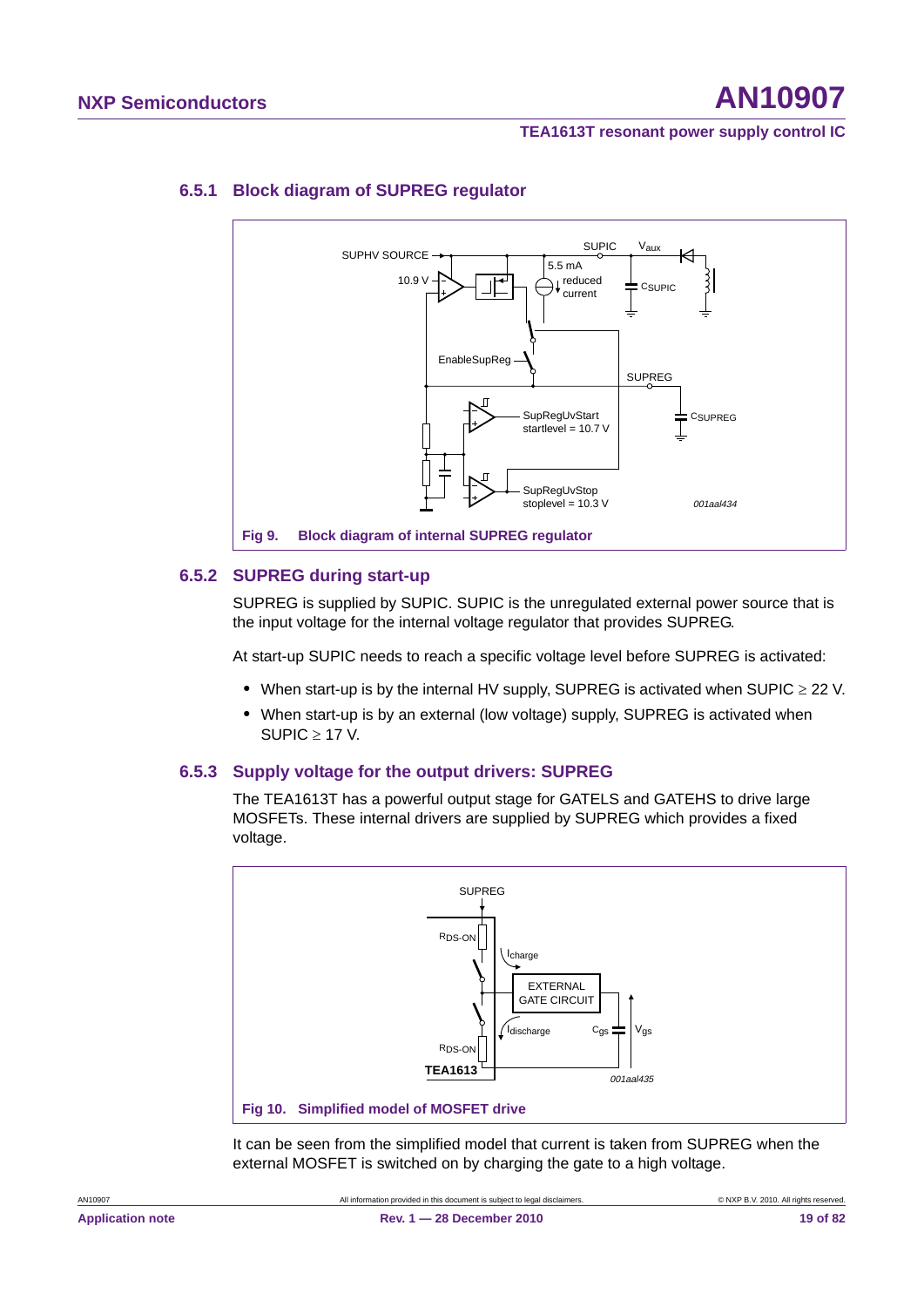### 6.5.1 Block diagram of SUPREG regulator

Fig 9. Block diagram of internal SUPREG regulator

### 6.5.2 SUPREG during start-up

SUPREG is supplied by SUPIC. SUPIC is the unregulated external power source that is the input voltage for the internal voltage regulator that provides SUPREG.

At start-up SUPIC needs to reach a specific voltage level before SUPREG is activated:

- When start-up is by the internal HV supply, SUPREG is activated when SUPIC ≥ 22 V.
- When start-up is by an external (low voltage) supply, SUPREG is activated when SUPIC ≥ 17 V.

### 6.5.3 Supply voltage for the output drivers: SUPREG

The TEA1613T has a powerful output stage for GATELS and GATEHS to drive large MOSFETs. These internal drivers are supplied by SUPREG which provides a fixed voltage.

Fig 10. Simplified model of MOSFET drive

It can be seen from the simplified model that current is taken from SUPREG when the external MOSFET is switched on by charging the gate to a high voltage.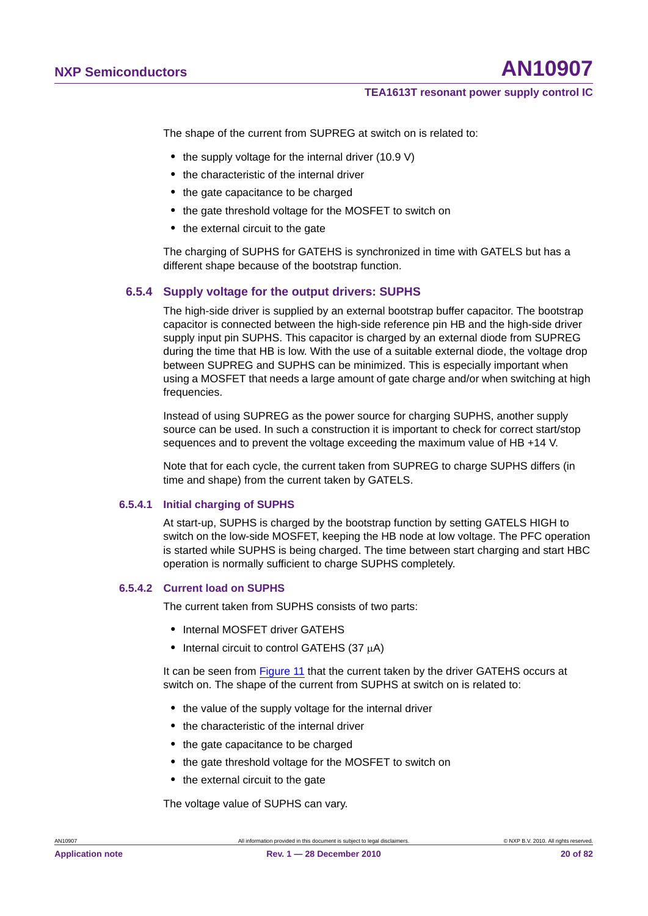The shape of the current from SUPREG at switch on is related to:

- the supply voltage for the internal driver (10.9 V)
- the characteristic of the internal driver
- the gate capacitance to be charged
- the gate threshold voltage for the MOSFET to switch on
- the external circuit to the gate

The charging of SUPHS for GATEHS is synchronized in time with GATELS but has a different shape because of the bootstrap function.

### 6.5.4 Supply voltage for the output drivers: SUPHS

The high-side driver is supplied by an external bootstrap buffer capacitor. The bootstrap capacitor is connected between the high-side reference pin HB and the high-side driver supply input pin SUPHS. This capacitor is charged by an external diode from SUPREG during the time that HB is low. With the use of a suitable external diode, the voltage drop between SUPREG and SUPHS can be minimized. This is especially important when using a MOSFET that needs a large amount of gate charge and/or when switching at high frequencies.

Instead of using SUPREG as the power source for charging SUPHS, another supply source can be used. In such a construction it is important to check for correct start/stop sequences and to prevent the voltage exceeding the maximum value of HB +14 V.

Note that for each cycle, the current taken from SUPREG to charge SUPHS differs (in time and shape) from the current taken by GATELS.

#### 6.5.4.1 Initial charging of SUPHS

At start-up, SUPHS is charged by the bootstrap function by setting GATELS HIGH to switch on the low-side MOSFET, keeping the HB node at low voltage. The PFC operation is started while SUPHS is being charged. The time between start charging and start HBC operation is normally sufficient to charge SUPHS completely.

#### 6.5.4.2 Current load on SUPHS

The current taken from SUPHS consists of two parts:

- Internal MOSFET driver GATEHS
- Internal circuit to control GATEHS (37 μA)

It can be seen from Figure 11 that the current taken by the driver GATEHS occurs at switch on. The shape of the current from SUPHS at switch on is related to:

- the value of the supply voltage for the internal driver
- the characteristic of the internal driver
- the gate capacitance to be charged
- the gate threshold voltage for the MOSFET to switch on
- the external circuit to the gate

The voltage value of SUPHS can vary.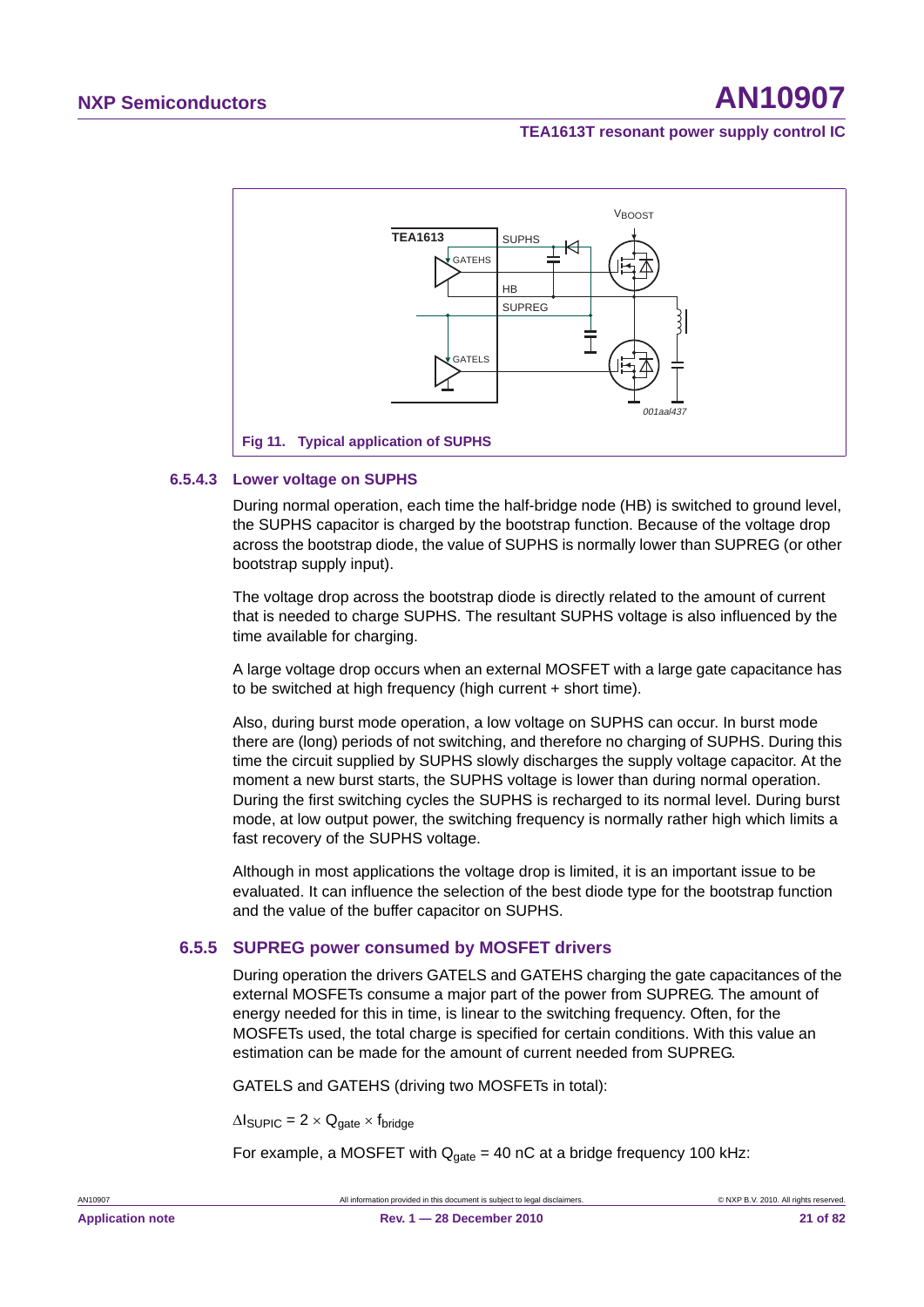Fig 11. Typical application of SUPHS

### 6.5.4.3 Lower voltage on SUPHS

During normal operation, each time the half-bridge node (HB) is switched to ground level, the SUPHS capacitor is charged by the bootstrap function. Because of the voltage drop across the bootstrap diode, the value of SUPHS is normally lower than SUPREG (or other bootstrap supply input).

The voltage drop across the bootstrap diode is directly related to the amount of current that is needed to charge SUPHS. The resultant SUPHS voltage is also influenced by the time available for charging.

A large voltage drop occurs when an external MOSFET with a large gate capacitance has to be switched at high frequency (high current + short time).

Also, during burst mode operation, a low voltage on SUPHS can occur. In burst mode there are (long) periods of not switching, and therefore no charging of SUPHS. During this time the circuit supplied by SUPHS slowly discharges the supply voltage capacitor. At the moment a new burst starts, the SUPHS voltage is lower than during normal operation. During the first switching cycles the SUPHS is recharged to its normal level. During burst mode, at low output power, the switching frequency is normally rather high which limits a fast recovery of the SUPHS voltage.

Although in most applications the voltage drop is limited, it is an important issue to be evaluated. It can influence the selection of the best diode type for the bootstrap function and the value of the buffer capacitor on SUPHS.

## 6.5.5 SUPREG power consumed by MOSFET drivers

During operation the drivers GATELS and GATEHS charging the gate capacitances of the external MOSFETs consume a major part of the power from SUPREG. The amount of energy needed for this in time, is linear to the switching frequency. Often, for the MOSFETs used, the total charge is specified for certain conditions. With this value an estimation can be made for the amount of current needed from SUPREG.

GATELS and GATEHS (driving two MOSFETs in total):

$\Delta I_{SUPIC} = 2 \times Q_{gate} \times f_{bridge}$

For example, a MOSFET with $Q_{gate}$ = 40 nC at a bridge frequency 100 kHz: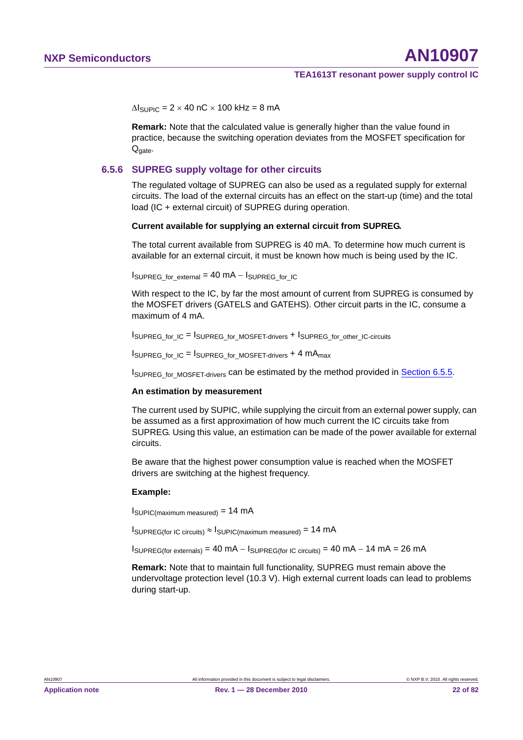$\Delta I_{SUPIC} = 2 \times 40\ nC \times 100\ kHz = 8\ mA$

**Remark:** Note that the calculated value is generally higher than the value found in practice, because the switching operation deviates from the MOSFET specification for $Q_{gate}$.

### 6.5.6 SUPREG supply voltage for other circuits

The regulated voltage of SUPREG can also be used as a regulated supply for external circuits. The load of the external circuits has an effect on the start-up (time) and the total load (IC + external circuit) of SUPREG during operation.

**Current available for supplying an external circuit from SUPREG.**

The total current available from SUPREG is 40 mA. To determine how much current is available for an external circuit, it must be known how much is being used by the IC.

$I_{SUPREG\_for\_external} = 40\ mA - I_{SUPREG\_for\_IC}$

With respect to the IC, by far the most amount of current from SUPREG is consumed by the MOSFET drivers (GATELS and GATEHS). Other circuit parts in the IC, consume a maximum of 4 mA.

$I_{SUPREG\_for\_IC} = I_{SUPREG\_for\_MOSFET\text{-}drivers} + I_{SUPREG\_for\_other\_IC\text{-}circuits}$

$I_{SUPREG\_for\_IC} = I_{SUPREG\_for\_MOSFET\text{-}drivers} + 4\ mA_{max}$

$I_{SUPREG\_for\_MOSFET\text{-}drivers}$ can be estimated by the method provided in Section 6.5.5.

**An estimation by measurement**

The current used by SUPIC, while supplying the circuit from an external power supply, can be assumed as a first approximation of how much current the IC circuits take from SUPREG. Using this value, an estimation can be made of the power available for external circuits.

Be aware that the highest power consumption value is reached when the MOSFET drivers are switching at the highest frequency.

**Example:**

$I_{SUPIC(maximum\ measured)} = 14\ mA$

$I_{SUPREG(for\ IC\ circuits)} \approx I_{SUPIC(maximum\ measured)} = 14\ mA$

$I_{SUPREG(for\ externals)} = 40\ mA - I_{SUPREG(for\ IC\ circuits)} = 40\ mA - 14\ mA = 26\ mA$

**Remark:** Note that to maintain full functionality, SUPREG must remain above the undervoltage protection level (10.3 V). High external current loads can lead to problems during start-up.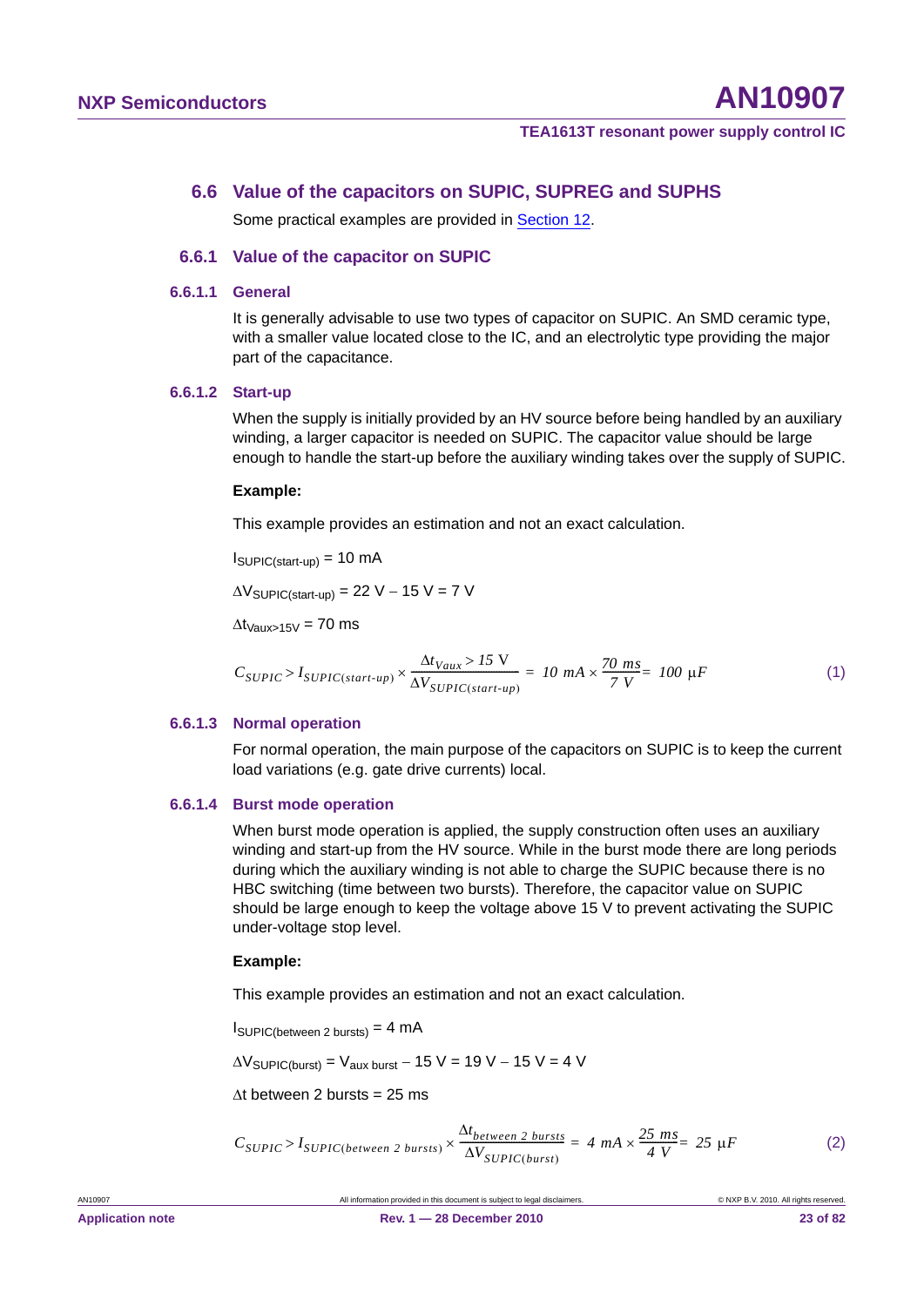## 6.6 Value of the capacitors on SUPIC, SUPREG and SUPHS

Some practical examples are provided in Section 12.

### 6.6.1 Value of the capacitor on SUPIC

#### 6.6.1.1 General

It is generally advisable to use two types of capacitor on SUPIC. An SMD ceramic type, with a smaller value located close to the IC, and an electrolytic type providing the major part of the capacitance.

#### 6.6.1.2 Start-up

When the supply is initially provided by an HV source before being handled by an auxiliary winding, a larger capacitor is needed on SUPIC. The capacitor value should be large enough to handle the start-up before the auxiliary winding takes over the supply of SUPIC.

**Example:**

This example provides an estimation and not an exact calculation.

$I_{SUPIC(start-up)}$ = 10 mA

$\Delta V_{SUPIC(start-up)}$ = 22 V − 15 V = 7 V

$\Delta t_{Vaux>15V}$ = 70 ms

$$C_{SUPIC} > I_{SUPIC(start-up)} \times \frac{\Delta t_{Vaux} > 15\text{ V}}{\Delta V_{SUPIC(start-up)}} = 10\ mA \times \frac{70\ ms}{7\ V} = 100\ \mu F \quad (1)$$

#### 6.6.1.3 Normal operation

For normal operation, the main purpose of the capacitors on SUPIC is to keep the current load variations (e.g. gate drive currents) local.

#### 6.6.1.4 Burst mode operation

When burst mode operation is applied, the supply construction often uses an auxiliary winding and start-up from the HV source. While in the burst mode there are long periods during which the auxiliary winding is not able to charge the SUPIC because there is no HBC switching (time between two bursts). Therefore, the capacitor value on SUPIC should be large enough to keep the voltage above 15 V to prevent activating the SUPIC under-voltage stop level.

**Example:**

This example provides an estimation and not an exact calculation.

$I_{SUPIC(between\ 2\ bursts)}$ = 4 mA

$\Delta V_{SUPIC(burst)} = V_{aux\ burst}$ − 15 V = 19 V − 15 V = 4 V

$\Delta t$ between 2 bursts = 25 ms

$$C_{SUPIC} > I_{SUPIC(between\ 2\ bursts)} \times \frac{\Delta t_{between\ 2\ bursts}}{\Delta V_{SUPIC(burst)}} = 4\ mA \times \frac{25\ ms}{4\ V} = 25\ \mu F \quad (2)$$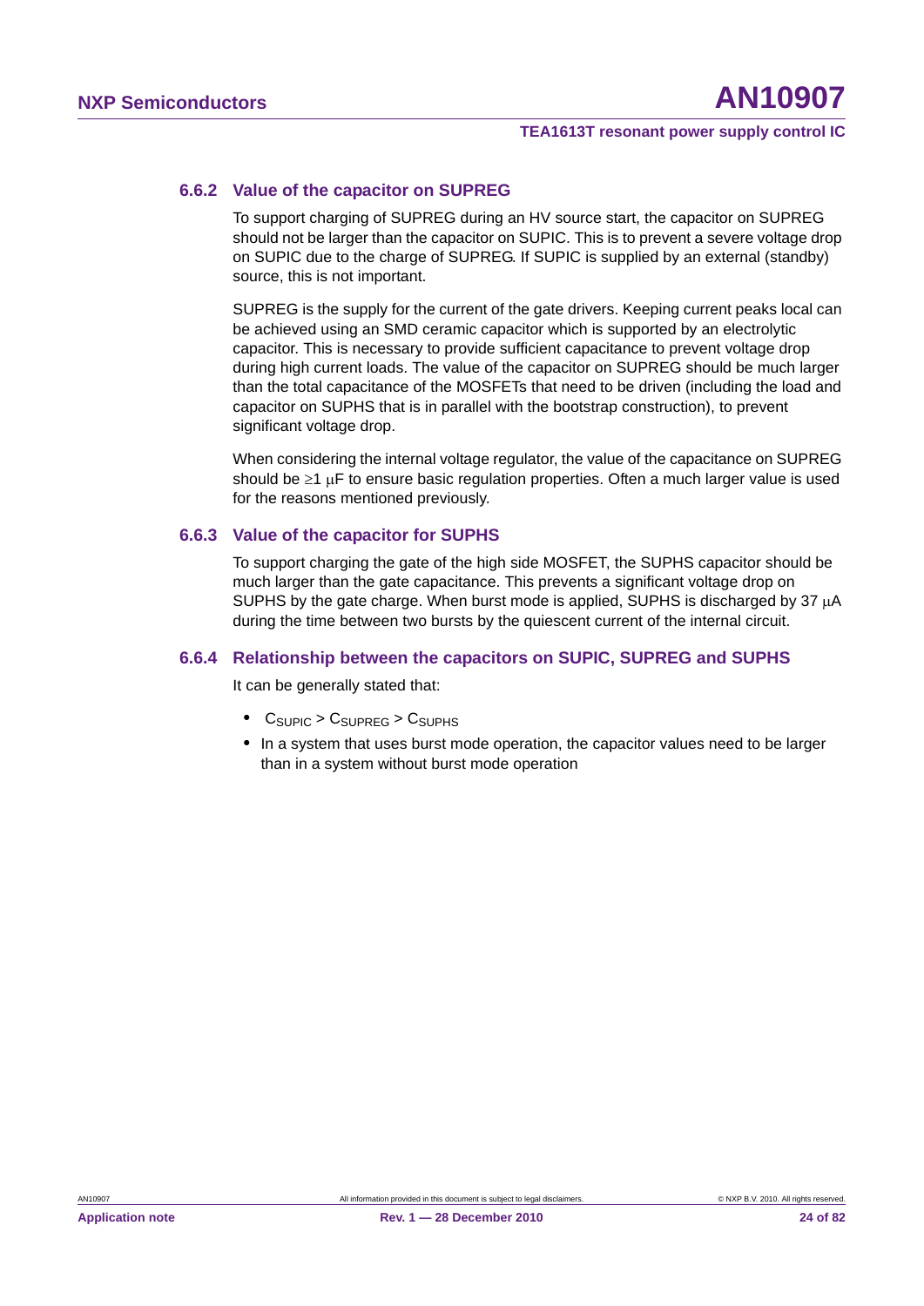### 6.6.2 Value of the capacitor on SUPREG

To support charging of SUPREG during an HV source start, the capacitor on SUPREG should not be larger than the capacitor on SUPIC. This is to prevent a severe voltage drop on SUPIC due to the charge of SUPREG. If SUPIC is supplied by an external (standby) source, this is not important.

SUPREG is the supply for the current of the gate drivers. Keeping current peaks local can be achieved using an SMD ceramic capacitor which is supported by an electrolytic capacitor. This is necessary to provide sufficient capacitance to prevent voltage drop during high current loads. The value of the capacitor on SUPREG should be much larger than the total capacitance of the MOSFETs that need to be driven (including the load and capacitor on SUPHS that is in parallel with the bootstrap construction), to prevent significant voltage drop.

When considering the internal voltage regulator, the value of the capacitance on SUPREG should be $\geq 1\ \mu F$ to ensure basic regulation properties. Often a much larger value is used for the reasons mentioned previously.

### 6.6.3 Value of the capacitor for SUPHS

To support charging the gate of the high side MOSFET, the SUPHS capacitor should be much larger than the gate capacitance. This prevents a significant voltage drop on SUPHS by the gate charge. When burst mode is applied, SUPHS is discharged by 37 μA during the time between two bursts by the quiescent current of the internal circuit.

### 6.6.4 Relationship between the capacitors on SUPIC, SUPREG and SUPHS

It can be generally stated that:

- $C_{SUPIC} > C_{SUPREG} > C_{SUPHS}$
- In a system that uses burst mode operation, the capacitor values need to be larger than in a system without burst mode operation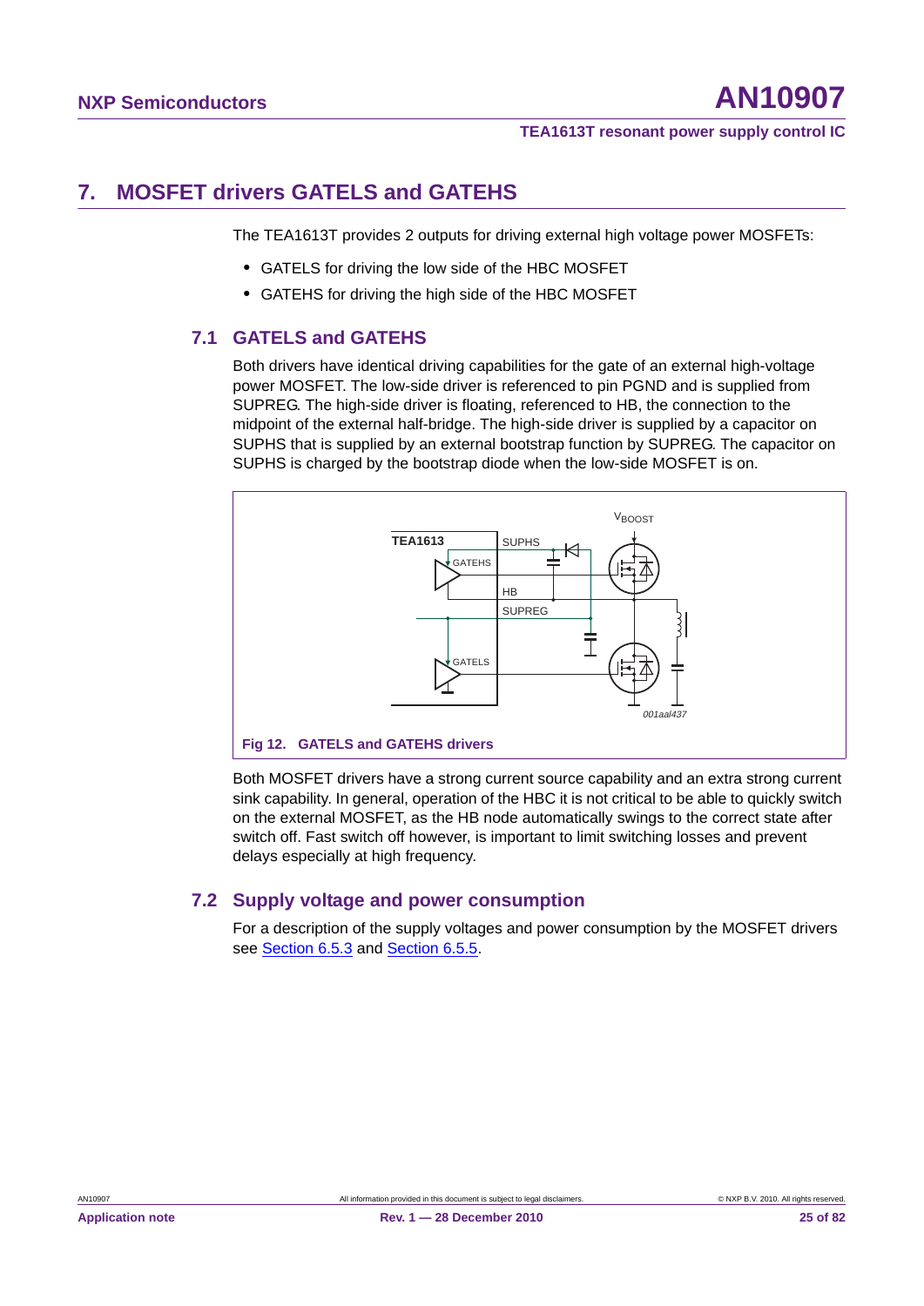# 7. MOSFET drivers GATELS and GATEHS

The TEA1613T provides 2 outputs for driving external high voltage power MOSFETs:

- GATELS for driving the low side of the HBC MOSFET
- GATEHS for driving the high side of the HBC MOSFET

## 7.1 GATELS and GATEHS

Both drivers have identical driving capabilities for the gate of an external high-voltage power MOSFET. The low-side driver is referenced to pin PGND and is supplied from SUPREG. The high-side driver is floating, referenced to HB, the connection to the midpoint of the external half-bridge. The high-side driver is supplied by a capacitor on SUPHS that is supplied by an external bootstrap function by SUPREG. The capacitor on SUPHS is charged by the bootstrap diode when the low-side MOSFET is on.

**Fig 12. GATELS and GATEHS drivers**

Both MOSFET drivers have a strong current source capability and an extra strong current sink capability. In general, operation of the HBC it is not critical to be able to quickly switch on the external MOSFET, as the HB node automatically swings to the correct state after switch off. Fast switch off however, is important to limit switching losses and prevent delays especially at high frequency.

## 7.2 Supply voltage and power consumption

For a description of the supply voltages and power consumption by the MOSFET drivers see Section 6.5.3 and Section 6.5.5.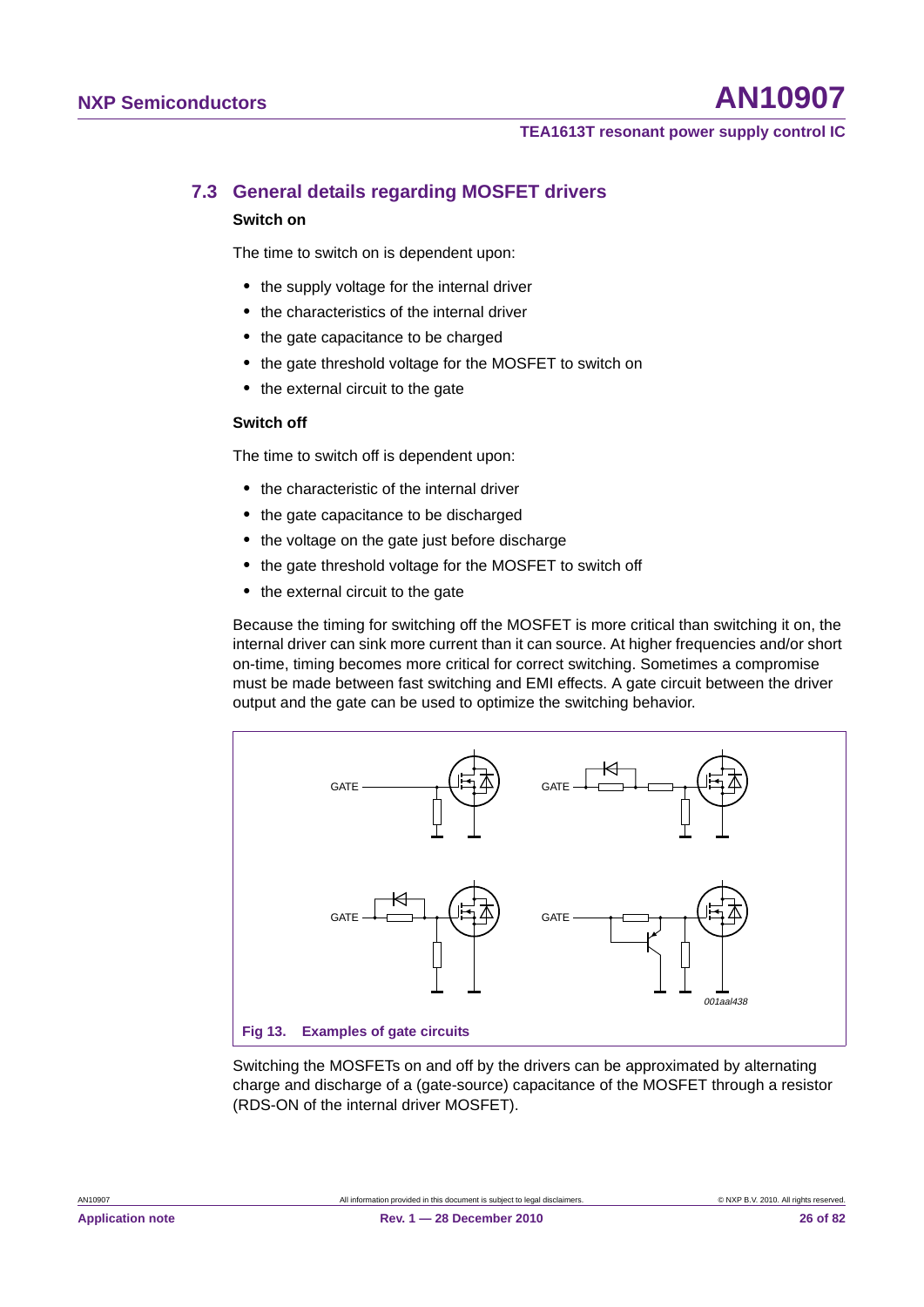## 7.3 General details regarding MOSFET drivers

### Switch on

The time to switch on is dependent upon:

- the supply voltage for the internal driver
- the characteristics of the internal driver
- the gate capacitance to be charged
- the gate threshold voltage for the MOSFET to switch on
- the external circuit to the gate

### Switch off

The time to switch off is dependent upon:

- the characteristic of the internal driver
- the gate capacitance to be discharged
- the voltage on the gate just before discharge
- the gate threshold voltage for the MOSFET to switch off
- the external circuit to the gate

Because the timing for switching off the MOSFET is more critical than switching it on, the internal driver can sink more current than it can source. At higher frequencies and/or short on-time, timing becomes more critical for correct switching. Sometimes a compromise must be made between fast switching and EMI effects. A gate circuit between the driver output and the gate can be used to optimize the switching behavior.

**Fig 13. Examples of gate circuits**

Switching the MOSFETs on and off by the drivers can be approximated by alternating charge and discharge of a (gate-source) capacitance of the MOSFET through a resistor (RDS-ON of the internal driver MOSFET).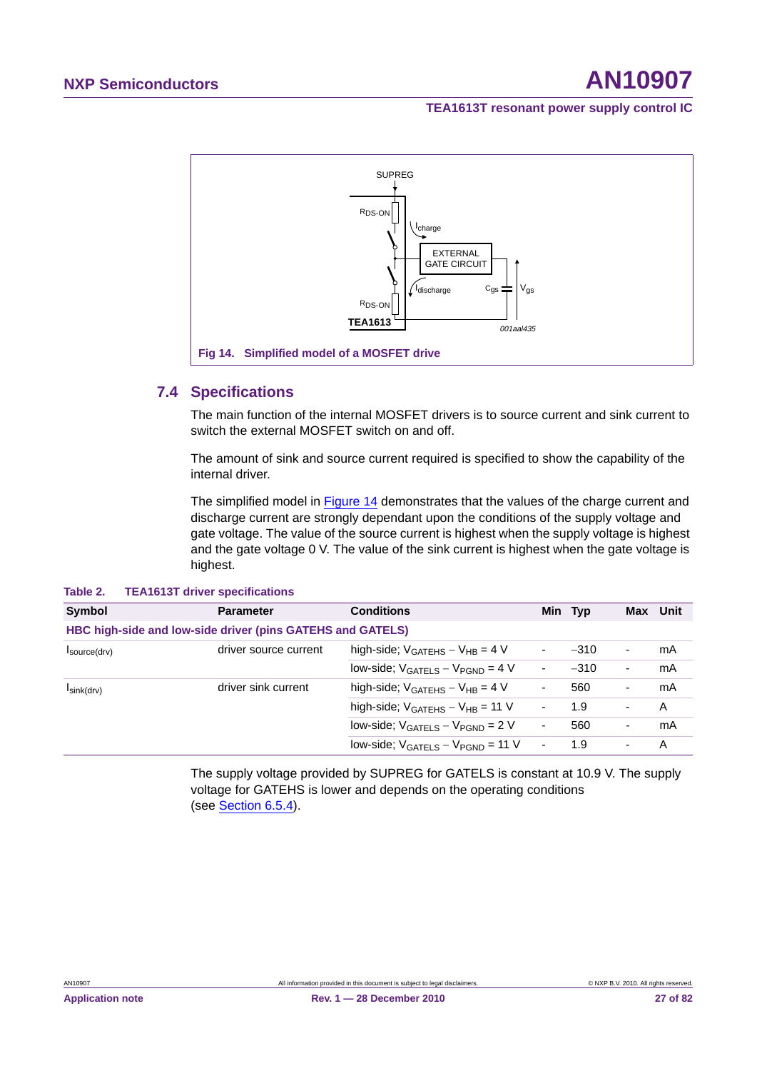Fig 14. Simplified model of a MOSFET drive

## 7.4 Specifications

The main function of the internal MOSFET drivers is to source current and sink current to switch the external MOSFET switch on and off.

The amount of sink and source current required is specified to show the capability of the internal driver.

The simplified model in Figure 14 demonstrates that the values of the charge current and discharge current are strongly dependant upon the conditions of the supply voltage and gate voltage. The value of the source current is highest when the supply voltage is highest and the gate voltage 0 V. The value of the sink current is highest when the gate voltage is highest.

**Table 2. TEA1613T driver specifications**

| Symbol | Parameter | Conditions | Min | Typ | Max | Unit |
|---|---|---|---|---|---|---|
| **HBC high-side and low-side driver (pins GATEHS and GATELS)** | | | | | | |
| $I_{source(drv)}$ | driver source current | high-side; $V_{GATEHS} - V_{HB} = 4$ V | - | −310 | - | mA |
| | | low-side; $V_{GATELS} - V_{PGND} = 4$ V | - | −310 | - | mA |
| $I_{sink(drv)}$ | driver sink current | high-side; $V_{GATEHS} - V_{HB} = 4$ V | - | 560 | - | mA |
| | | high-side; $V_{GATEHS} - V_{HB} = 11$ V | - | 1.9 | - | A |
| | | low-side; $V_{GATELS} - V_{PGND} = 2$ V | - | 560 | - | mA |
| | | low-side; $V_{GATELS} - V_{PGND} = 11$ V | - | 1.9 | - | A |

The supply voltage provided by SUPREG for GATELS is constant at 10.9 V. The supply voltage for GATEHS is lower and depends on the operating conditions (see Section 6.5.4).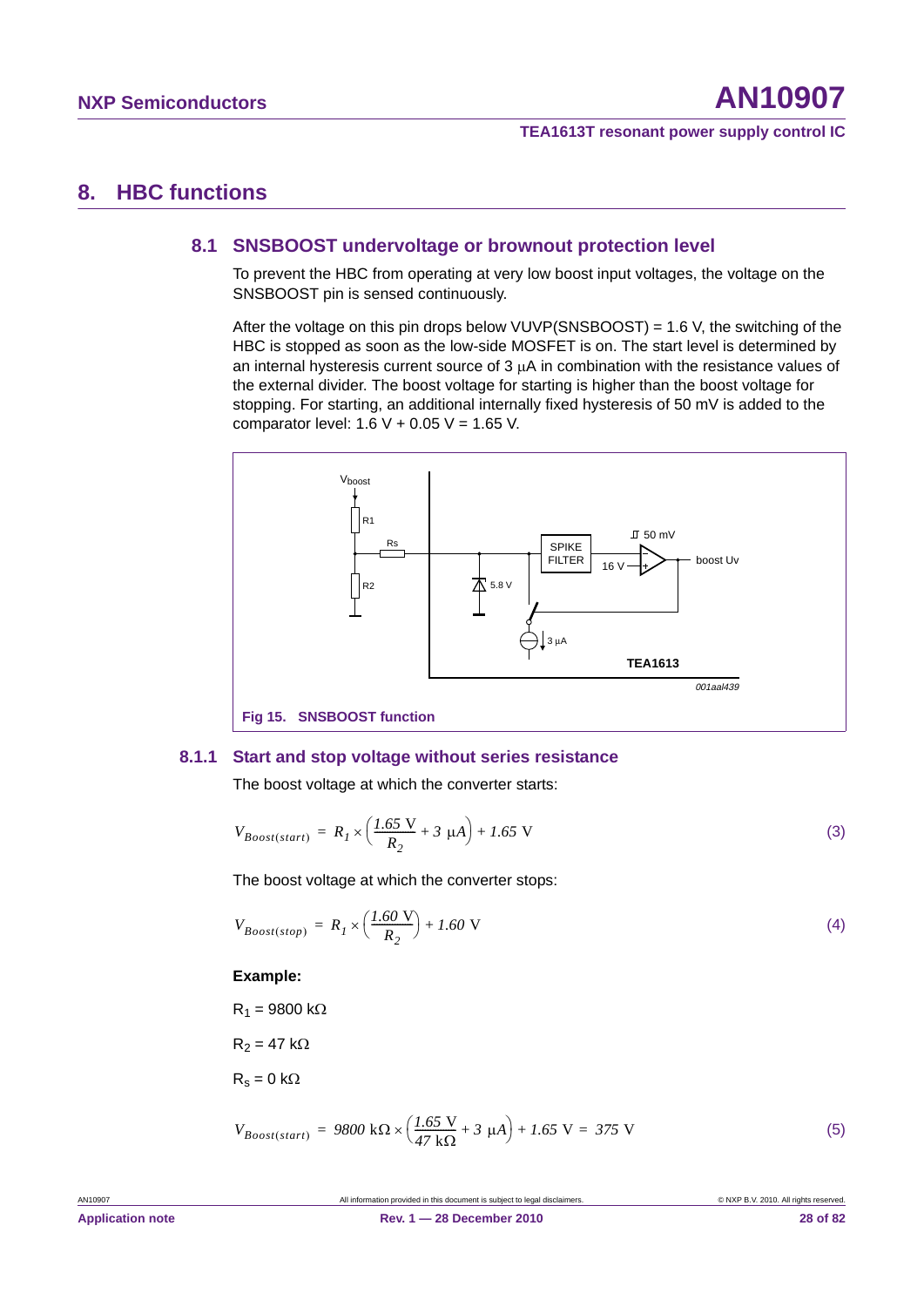# 8. HBC functions

## 8.1 SNSBOOST undervoltage or brownout protection level

To prevent the HBC from operating at very low boost input voltages, the voltage on the SNSBOOST pin is sensed continuously.

After the voltage on this pin drops below VUVP(SNSBOOST) = 1.6 V, the switching of the HBC is stopped as soon as the low-side MOSFET is on. The start level is determined by an internal hysteresis current source of 3 μA in combination with the resistance values of the external divider. The boost voltage for starting is higher than the boost voltage for stopping. For starting, an additional internally fixed hysteresis of 50 mV is added to the comparator level: 1.6 V + 0.05 V = 1.65 V.

**Fig 15. SNSBOOST function**

### 8.1.1 Start and stop voltage without series resistance

The boost voltage at which the converter starts:

$$V_{Boost(start)} = R_1 \times \left(\frac{1.65\ \text{V}}{R_2} + 3\ \mu A\right) + 1.65\ \text{V} \quad (3)$$

The boost voltage at which the converter stops:

$$V_{Boost(stop)} = R_1 \times \left(\frac{1.60\ \text{V}}{R_2}\right) + 1.60\ \text{V} \quad (4)$$

**Example:**

$R_1$ = 9800 kΩ

$R_2$ = 47 kΩ

$R_s$ = 0 kΩ

$$V_{Boost(start)} = 9800\ \text{k}\Omega \times \left(\frac{1.65\ \text{V}}{47\ \text{k}\Omega} + 3\ \mu A\right) + 1.65\ \text{V} = 375\ \text{V} \quad (5)$$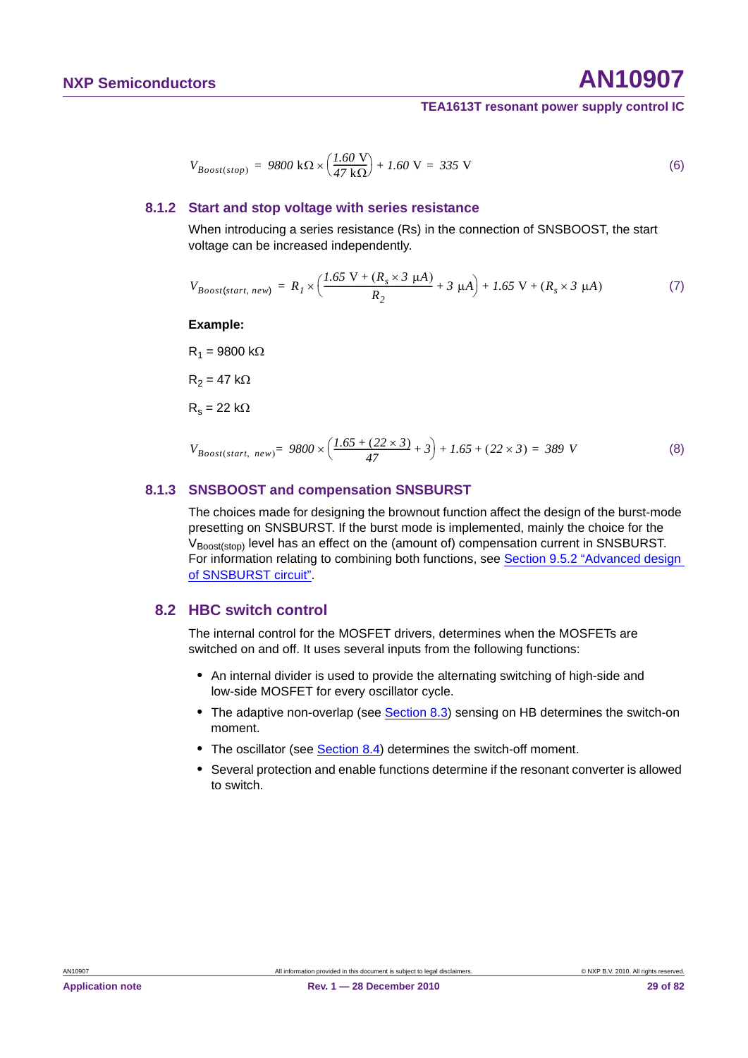$$V_{Boost(stop)} = 9800\ \text{k}\Omega \times \left(\frac{1.60\ \text{V}}{47\ \text{k}\Omega}\right) + 1.60\ \text{V} = 335\ \text{V} \tag{6}$$

### 8.1.2 Start and stop voltage with series resistance

When introducing a series resistance (Rs) in the connection of SNSBOOST, the start voltage can be increased independently.

$$V_{Boost(start,\ new)} = R_1 \times \left(\frac{1.65\ \text{V} + (R_s \times 3\ \mu A)}{R_2} + 3\ \mu A\right) + 1.65\ \text{V} + (R_s \times 3\ \mu A) \tag{7}$$

**Example:**

$R_1$ = 9800 kΩ

$R_2$ = 47 kΩ

$R_s$ = 22 kΩ

$$V_{Boost(start,\ new)} = 9800 \times \left(\frac{1.65 + (22 \times 3)}{47} + 3\right) + 1.65 + (22 \times 3) = 389\ V \tag{8}$$

### 8.1.3 SNSBOOST and compensation SNSBURST

The choices made for designing the brownout function affect the design of the burst-mode presetting on SNSBURST. If the burst mode is implemented, mainly the choice for the $V_{Boost(stop)}$ level has an effect on the (amount of) compensation current in SNSBURST. For information relating to combining both functions, see Section 9.5.2 "Advanced design of SNSBURST circuit".

## 8.2 HBC switch control

The internal control for the MOSFET drivers, determines when the MOSFETs are switched on and off. It uses several inputs from the following functions:

- An internal divider is used to provide the alternating switching of high-side and low-side MOSFET for every oscillator cycle.
- The adaptive non-overlap (see Section 8.3) sensing on HB determines the switch-on moment.
- The oscillator (see Section 8.4) determines the switch-off moment.
- Several protection and enable functions determine if the resonant converter is allowed to switch.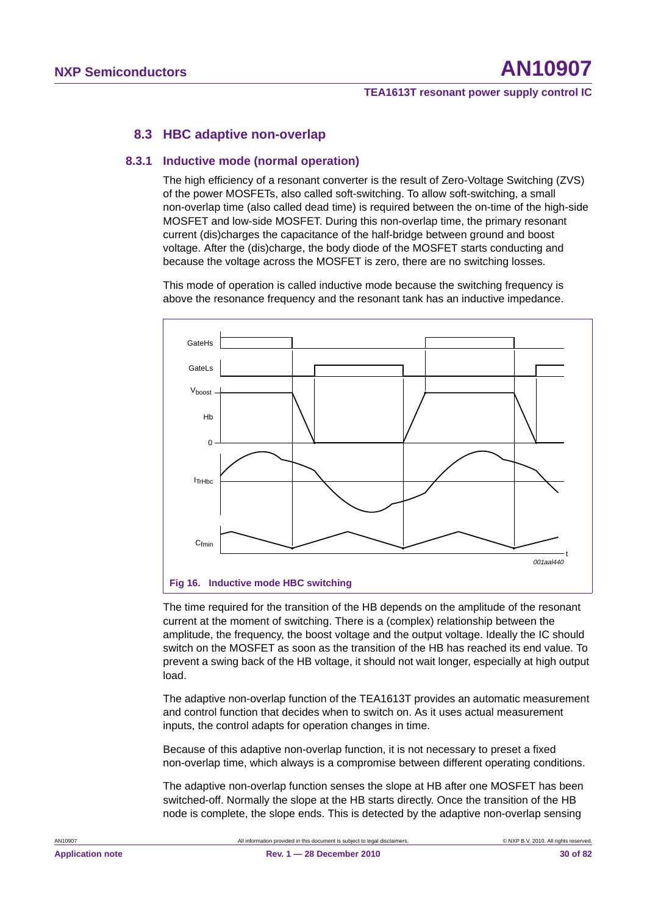### 8.3 HBC adaptive non-overlap

#### 8.3.1 Inductive mode (normal operation)

The high efficiency of a resonant converter is the result of Zero-Voltage Switching (ZVS) of the power MOSFETs, also called soft-switching. To allow soft-switching, a small non-overlap time (also called dead time) is required between the on-time of the high-side MOSFET and low-side MOSFET. During this non-overlap time, the primary resonant current (dis)charges the capacitance of the half-bridge between ground and boost voltage. After the (dis)charge, the body diode of the MOSFET starts conducting and because the voltage across the MOSFET is zero, there are no switching losses.

This mode of operation is called inductive mode because the switching frequency is above the resonance frequency and the resonant tank has an inductive impedance.

**Fig 16. Inductive mode HBC switching**

The time required for the transition of the HB depends on the amplitude of the resonant current at the moment of switching. There is a (complex) relationship between the amplitude, the frequency, the boost voltage and the output voltage. Ideally the IC should switch on the MOSFET as soon as the transition of the HB has reached its end value. To prevent a swing back of the HB voltage, it should not wait longer, especially at high output load.

The adaptive non-overlap function of the TEA1613T provides an automatic measurement and control function that decides when to switch on. As it uses actual measurement inputs, the control adapts for operation changes in time.

Because of this adaptive non-overlap function, it is not necessary to preset a fixed non-overlap time, which always is a compromise between different operating conditions.

The adaptive non-overlap function senses the slope at HB after one MOSFET has been switched-off. Normally the slope at the HB starts directly. Once the transition of the HB node is complete, the slope ends. This is detected by the adaptive non-overlap sensing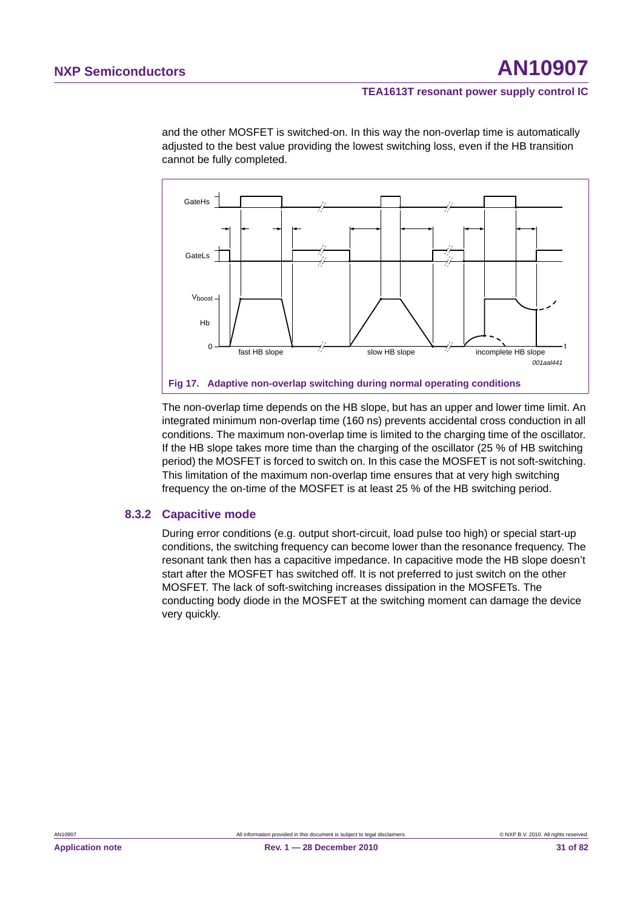and the other MOSFET is switched-on. In this way the non-overlap time is automatically adjusted to the best value providing the lowest switching loss, even if the HB transition cannot be fully completed.

**Fig 17. Adaptive non-overlap switching during normal operating conditions**

The non-overlap time depends on the HB slope, but has an upper and lower time limit. An integrated minimum non-overlap time (160 ns) prevents accidental cross conduction in all conditions. The maximum non-overlap time is limited to the charging time of the oscillator. If the HB slope takes more time than the charging of the oscillator (25 % of HB switching period) the MOSFET is forced to switch on. In this case the MOSFET is not soft-switching. This limitation of the maximum non-overlap time ensures that at very high switching frequency the on-time of the MOSFET is at least 25 % of the HB switching period.

### 8.3.2 Capacitive mode

During error conditions (e.g. output short-circuit, load pulse too high) or special start-up conditions, the switching frequency can become lower than the resonance frequency. The resonant tank then has a capacitive impedance. In capacitive mode the HB slope doesn't start after the MOSFET has switched off. It is not preferred to just switch on the other MOSFET. The lack of soft-switching increases dissipation in the MOSFETs. The conducting body diode in the MOSFET at the switching moment can damage the device very quickly.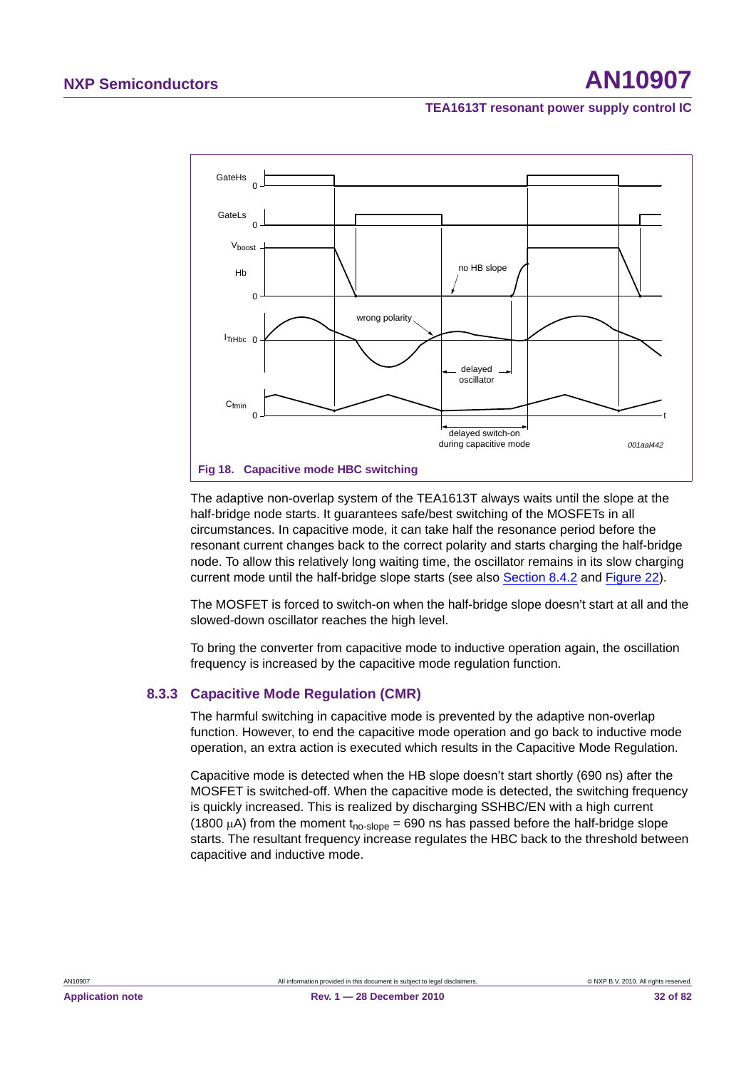**Fig 18. Capacitive mode HBC switching**

The adaptive non-overlap system of the TEA1613T always waits until the slope at the half-bridge node starts. It guarantees safe/best switching of the MOSFETs in all circumstances. In capacitive mode, it can take half the resonance period before the resonant current changes back to the correct polarity and starts charging the half-bridge node. To allow this relatively long waiting time, the oscillator remains in its slow charging current mode until the half-bridge slope starts (see also Section 8.4.2 and Figure 22).

The MOSFET is forced to switch-on when the half-bridge slope doesn't start at all and the slowed-down oscillator reaches the high level.

To bring the converter from capacitive mode to inductive operation again, the oscillation frequency is increased by the capacitive mode regulation function.

### 8.3.3 Capacitive Mode Regulation (CMR)

The harmful switching in capacitive mode is prevented by the adaptive non-overlap function. However, to end the capacitive mode operation and go back to inductive mode operation, an extra action is executed which results in the Capacitive Mode Regulation.

Capacitive mode is detected when the HB slope doesn't start shortly (690 ns) after the MOSFET is switched-off. When the capacitive mode is detected, the switching frequency is quickly increased. This is realized by discharging SSHBC/EN with a high current (1800 μA) from the moment $t_{no\text{-}slope}$ = 690 ns has passed before the half-bridge slope starts. The resultant frequency increase regulates the HBC back to the threshold between capacitive and inductive mode.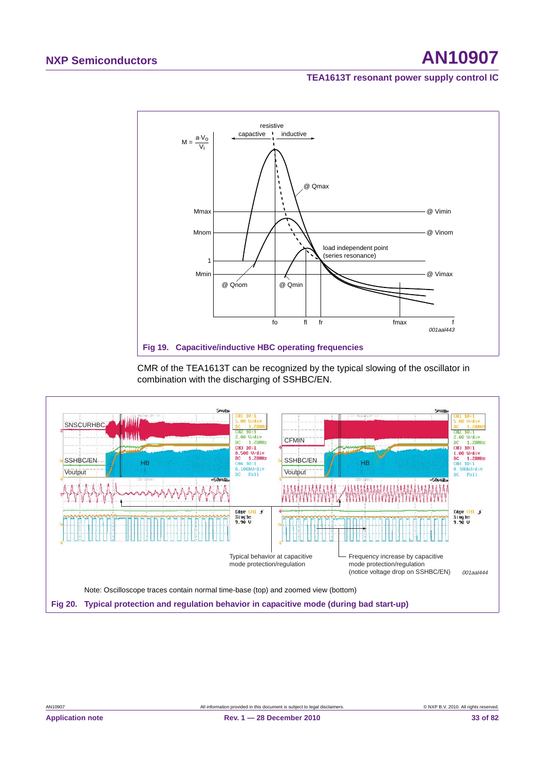Fig 19. Capacitive/inductive HBC operating frequencies

CMR of the TEA1613T can be recognized by the typical slowing of the oscillator in combination with the discharging of SSHBC/EN.

Note: Oscilloscope traces contain normal time-base (top) and zoomed view (bottom)

Fig 20. Typical protection and regulation behavior in capacitive mode (during bad start-up)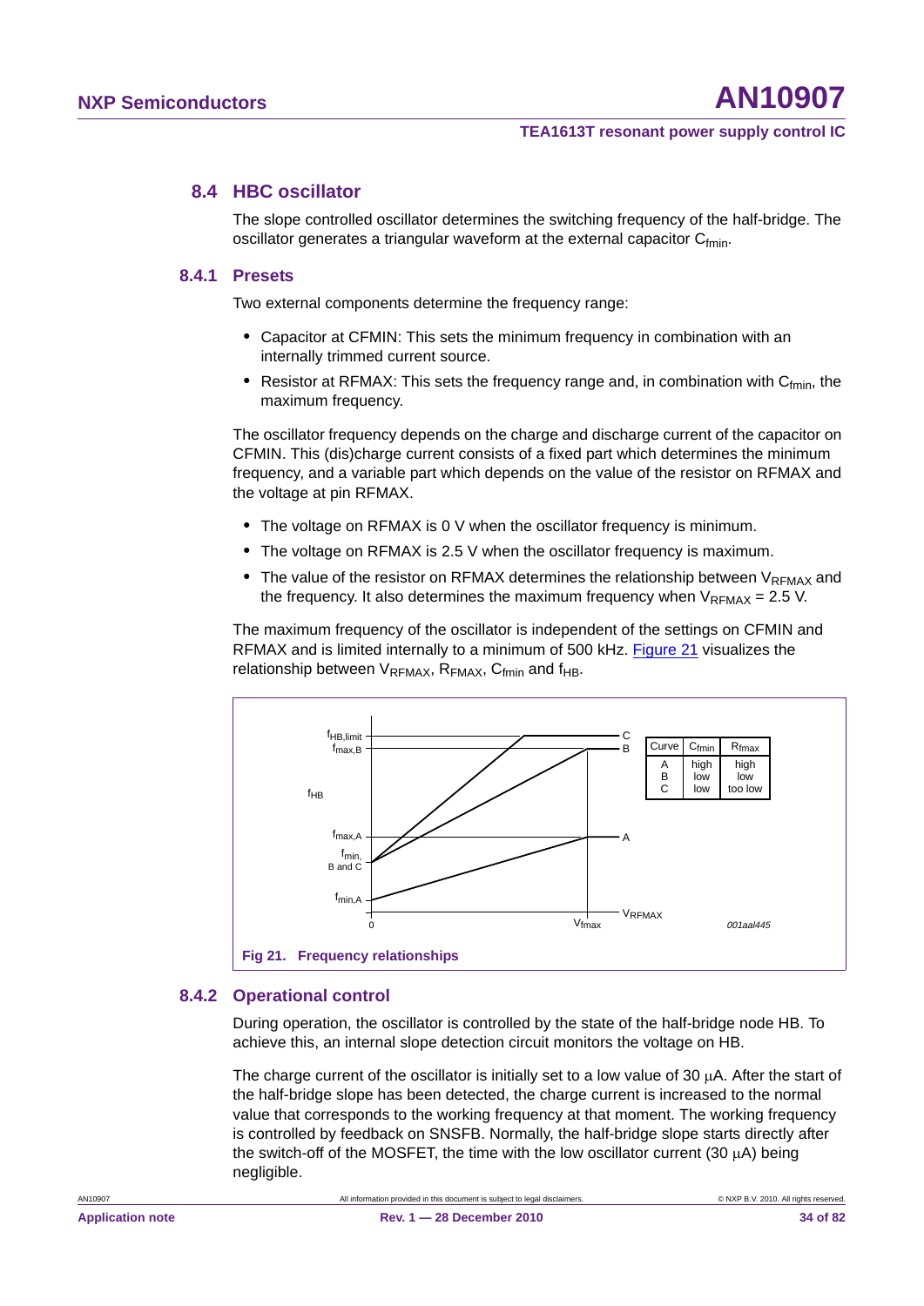## 8.4 HBC oscillator

The slope controlled oscillator determines the switching frequency of the half-bridge. The oscillator generates a triangular waveform at the external capacitor $C_{fmin}$.

### 8.4.1 Presets

Two external components determine the frequency range:

- Capacitor at CFMIN: This sets the minimum frequency in combination with an internally trimmed current source.
- Resistor at RFMAX: This sets the frequency range and, in combination with $C_{fmin}$, the maximum frequency.

The oscillator frequency depends on the charge and discharge current of the capacitor on CFMIN. This (dis)charge current consists of a fixed part which determines the minimum frequency, and a variable part which depends on the value of the resistor on RFMAX and the voltage at pin RFMAX.

- The voltage on RFMAX is 0 V when the oscillator frequency is minimum.
- The voltage on RFMAX is 2.5 V when the oscillator frequency is maximum.
- The value of the resistor on RFMAX determines the relationship between $V_{RFMAX}$ and the frequency. It also determines the maximum frequency when $V_{RFMAX}$ = 2.5 V.

The maximum frequency of the oscillator is independent of the settings on CFMIN and RFMAX and is limited internally to a minimum of 500 kHz. Figure 21 visualizes the relationship between $V_{RFMAX}$, $R_{FMAX}$, $C_{fmin}$ and $f_{HB}$.

| Curve | $C_{fmin}$ | $R_{fmax}$ |
|---|---|---|
| A | high | high |
| B | low | low |
| C | low | too low |

Fig 21. Frequency relationships

### 8.4.2 Operational control

During operation, the oscillator is controlled by the state of the half-bridge node HB. To achieve this, an internal slope detection circuit monitors the voltage on HB.

The charge current of the oscillator is initially set to a low value of 30 μA. After the start of the half-bridge slope has been detected, the charge current is increased to the normal value that corresponds to the working frequency at that moment. The working frequency is controlled by feedback on SNSFB. Normally, the half-bridge slope starts directly after the switch-off of the MOSFET, the time with the low oscillator current (30 μA) being negligible.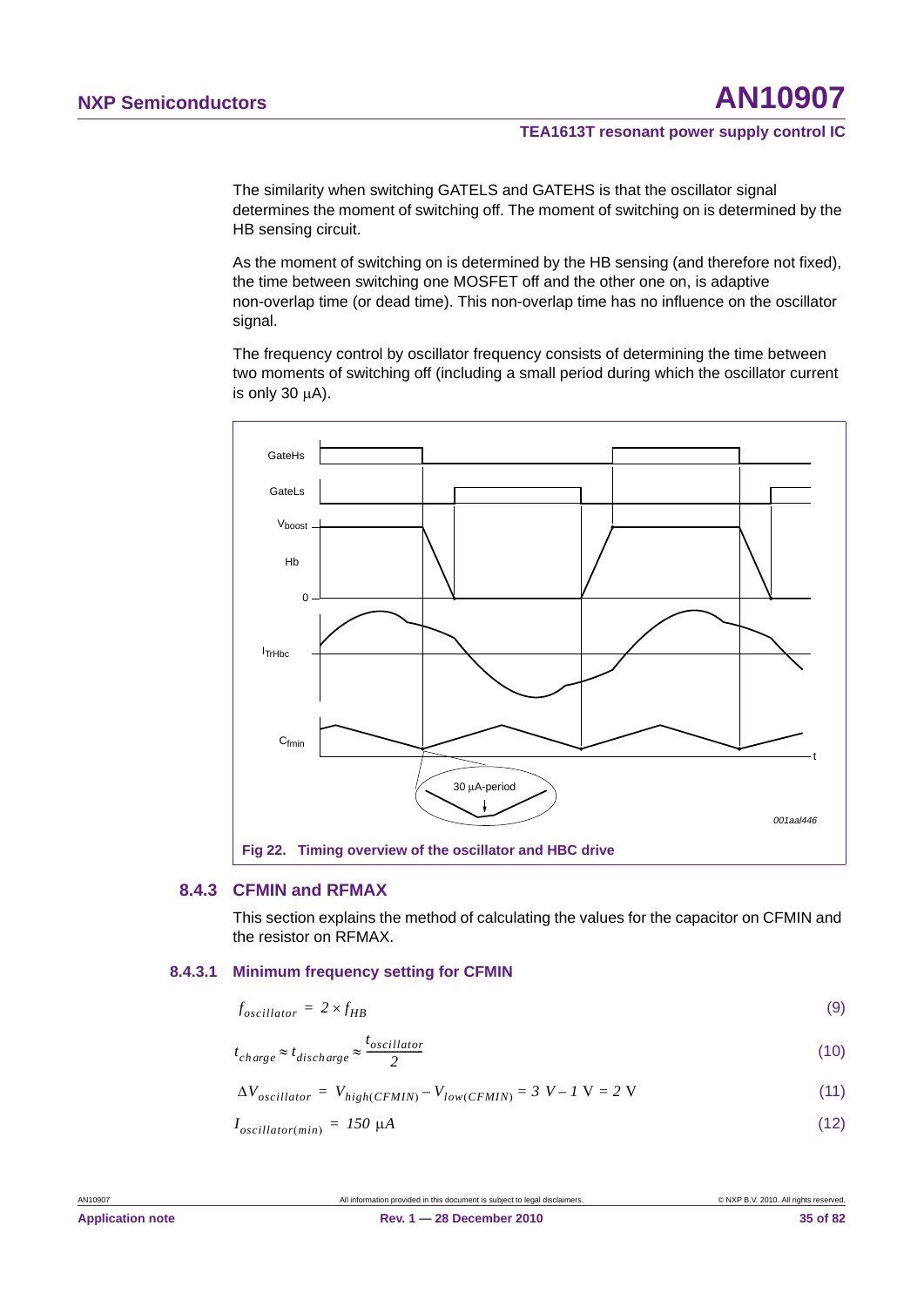The similarity when switching GATELS and GATEHS is that the oscillator signal determines the moment of switching off. The moment of switching on is determined by the HB sensing circuit.

As the moment of switching on is determined by the HB sensing (and therefore not fixed), the time between switching one MOSFET off and the other one on, is adaptive non-overlap time (or dead time). This non-overlap time has no influence on the oscillator signal.

The frequency control by oscillator frequency consists of determining the time between two moments of switching off (including a small period during which the oscillator current is only 30 μA).

**Fig 22. Timing overview of the oscillator and HBC drive**

### 8.4.3 CFMIN and RFMAX

This section explains the method of calculating the values for the capacitor on CFMIN and the resistor on RFMAX.

#### 8.4.3.1 Minimum frequency setting for CFMIN

$$f_{oscillator} = 2 \times f_{HB} \tag{9}$$

$$t_{charge} \approx t_{discharge} \approx \frac{t_{oscillator}}{2} \tag{10}$$

$$\Delta V_{oscillator} = V_{high(CFMIN)} - V_{low(CFMIN)} = 3\ V - 1\ \text{V} = 2\ \text{V} \tag{11}$$

$$I_{oscillator(min)} = 150\ \mu A \tag{12}$$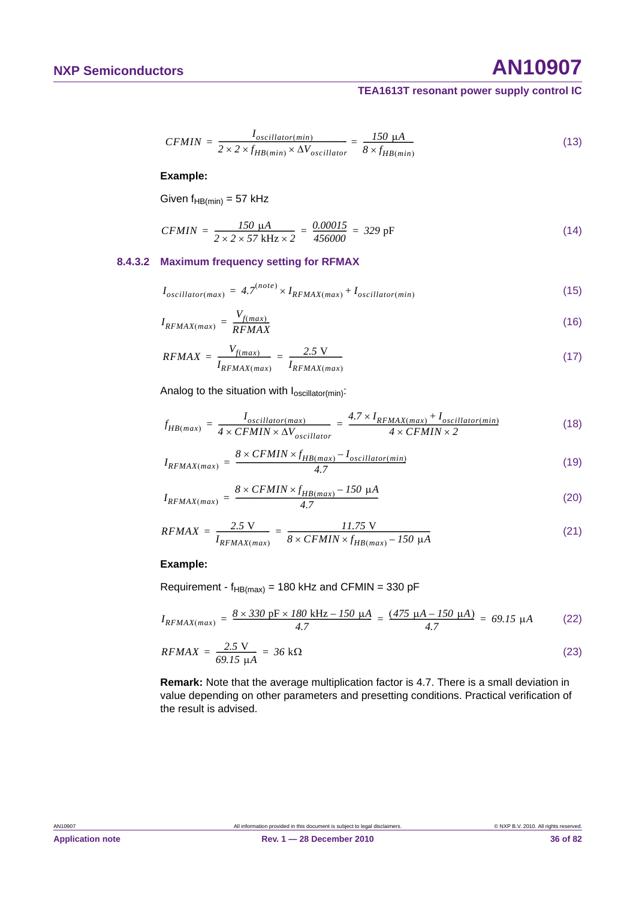$$CFMIN = \frac{I_{oscillator(min)}}{2 \times 2 \times f_{HB(min)} \times \Delta V_{oscillator}} = \frac{150\ \mu A}{8 \times f_{HB(min)}} \tag{13}$$

**Example:**

Given $f_{HB(min)}$ = 57 kHz

$$CFMIN = \frac{150\ \mu A}{2 \times 2 \times 57\ \text{kHz} \times 2} = \frac{0.00015}{456000} = 329\ \text{pF} \tag{14}$$

#### 8.4.3.2 Maximum frequency setting for RFMAX

$$I_{oscillator(max)} = 4.7^{(note)} \times I_{RFMAX(max)} + I_{oscillator(min)} \tag{15}$$

$$I_{RFMAX(max)} = \frac{V_{f(max)}}{RFMAX} \tag{16}$$

$$RFMAX = \frac{V_{f(max)}}{I_{RFMAX(max)}} = \frac{2.5\ \text{V}}{I_{RFMAX(max)}} \tag{17}$$

Analog to the situation with $I_{oscillator(min)}$:

$$f_{HB(max)} = \frac{I_{oscillator(max)}}{4 \times CFMIN \times \Delta V_{oscillator}} = \frac{4.7 \times I_{RFMAX(max)} + I_{oscillator(min)}}{4 \times CFMIN \times 2} \tag{18}$$

$$I_{RFMAX(max)} = \frac{8 \times CFMIN \times f_{HB(max)} - I_{oscillator(min)}}{4.7} \tag{19}$$

$$I_{RFMAX(max)} = \frac{8 \times CFMIN \times f_{HB(max)} - 150\ \mu A}{4.7} \tag{20}$$

$$RFMAX = \frac{2.5\ \text{V}}{I_{RFMAX(max)}} = \frac{11.75\ \text{V}}{8 \times CFMIN \times f_{HB(max)} - 150\ \mu A} \tag{21}$$

**Example:**

Requirement - $f_{HB(max)}$ = 180 kHz and CFMIN = 330 pF

$$I_{RFMAX(max)} = \frac{8 \times 330\ \text{pF} \times 180\ \text{kHz} - 150\ \mu A}{4.7} = \frac{(475\ \mu A - 150\ \mu A)}{4.7} = 69.15\ \mu A \tag{22}$$

$$RFMAX = \frac{2.5\ \text{V}}{69.15\ \mu A} = 36\ \text{k}\Omega \tag{23}$$

**Remark:** Note that the average multiplication factor is 4.7. There is a small deviation in value depending on other parameters and presetting conditions. Practical verification of the result is advised.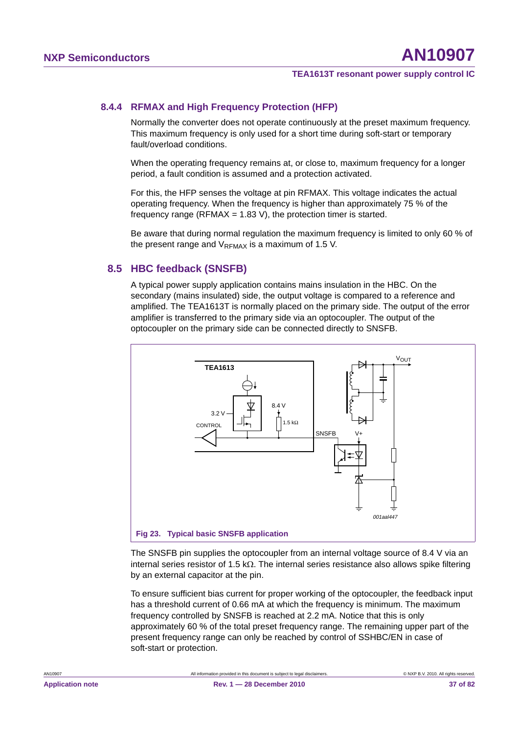### 8.4.4 RFMAX and High Frequency Protection (HFP)

Normally the converter does not operate continuously at the preset maximum frequency. This maximum frequency is only used for a short time during soft-start or temporary fault/overload conditions.

When the operating frequency remains at, or close to, maximum frequency for a longer period, a fault condition is assumed and a protection activated.

For this, the HFP senses the voltage at pin RFMAX. This voltage indicates the actual operating frequency. When the frequency is higher than approximately 75 % of the frequency range (RFMAX = 1.83 V), the protection timer is started.

Be aware that during normal regulation the maximum frequency is limited to only 60 % of the present range and $V_{RFMAX}$ is a maximum of 1.5 V.

## 8.5 HBC feedback (SNSFB)

A typical power supply application contains mains insulation in the HBC. On the secondary (mains insulated) side, the output voltage is compared to a reference and amplified. The TEA1613T is normally placed on the primary side. The output of the error amplifier is transferred to the primary side via an optocoupler. The output of the optocoupler on the primary side can be connected directly to SNSFB.

**Fig 23. Typical basic SNSFB application**

The SNSFB pin supplies the optocoupler from an internal voltage source of 8.4 V via an internal series resistor of 1.5 kΩ. The internal series resistance also allows spike filtering by an external capacitor at the pin.

To ensure sufficient bias current for proper working of the optocoupler, the feedback input has a threshold current of 0.66 mA at which the frequency is minimum. The maximum frequency controlled by SNSFB is reached at 2.2 mA. Notice that this is only approximately 60 % of the total preset frequency range. The remaining upper part of the present frequency range can only be reached by control of SSHBC/EN in case of soft-start or protection.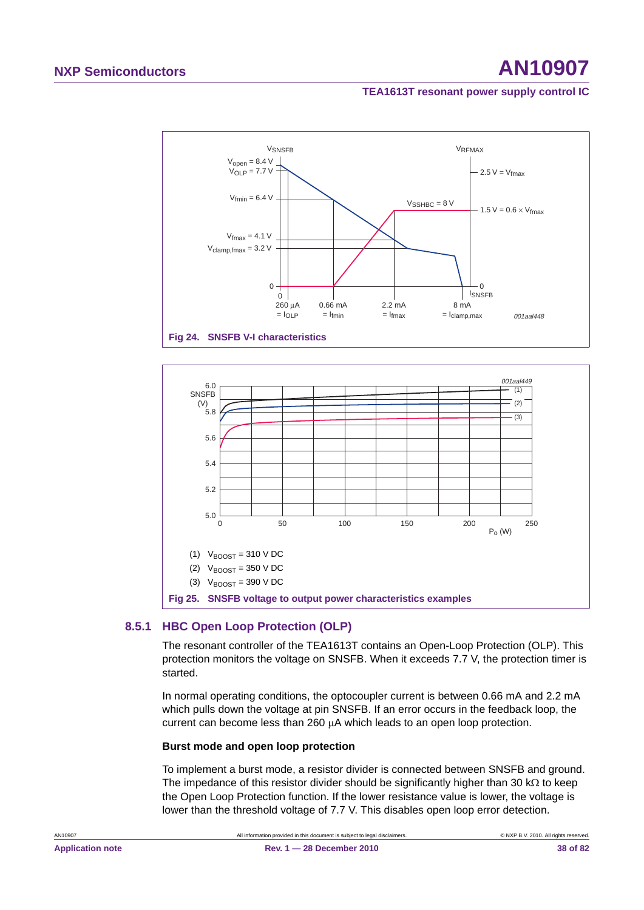**Fig 24. SNSFB V-I characteristics**

**Fig 25. SNSFB voltage to output power characteristics examples**

(1) $V_{BOOST}$ = 310 V DC

(2) $V_{BOOST}$ = 350 V DC

(3) $V_{BOOST}$ = 390 V DC

### 8.5.1 HBC Open Loop Protection (OLP)

The resonant controller of the TEA1613T contains an Open-Loop Protection (OLP). This protection monitors the voltage on SNSFB. When it exceeds 7.7 V, the protection timer is started.

In normal operating conditions, the optocoupler current is between 0.66 mA and 2.2 mA which pulls down the voltage at pin SNSFB. If an error occurs in the feedback loop, the current can become less than 260 μA which leads to an open loop protection.

**Burst mode and open loop protection**

To implement a burst mode, a resistor divider is connected between SNSFB and ground. The impedance of this resistor divider should be significantly higher than 30 kΩ to keep the Open Loop Protection function. If the lower resistance value is lower, the voltage is lower than the threshold voltage of 7.7 V. This disables open loop error detection.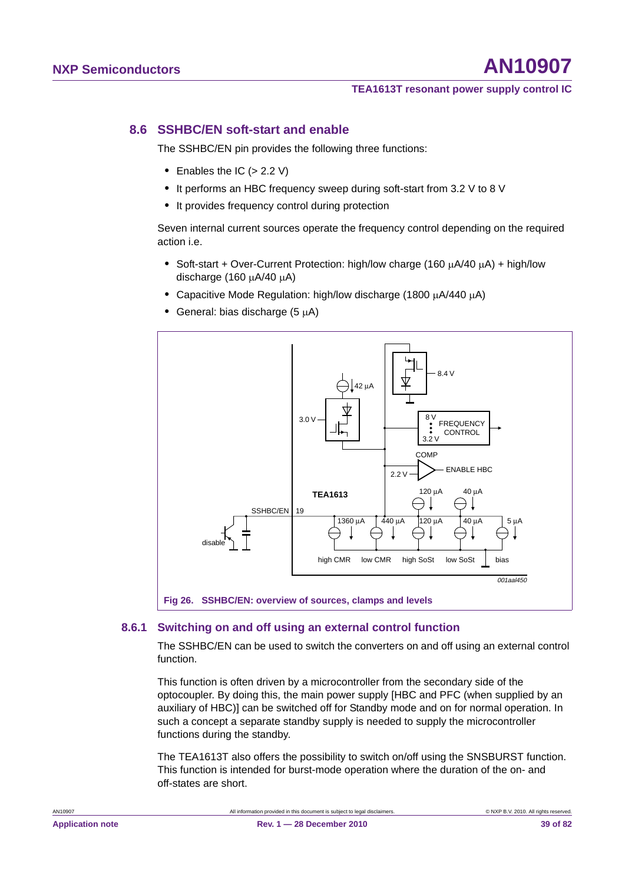## 8.6 SSHBC/EN soft-start and enable

The SSHBC/EN pin provides the following three functions:

- Enables the IC (> 2.2 V)
- It performs an HBC frequency sweep during soft-start from 3.2 V to 8 V
- It provides frequency control during protection

Seven internal current sources operate the frequency control depending on the required action i.e.

- Soft-start + Over-Current Protection: high/low charge (160 μA/40 μA) + high/low discharge (160 μA/40 μA)
- Capacitive Mode Regulation: high/low discharge (1800 μA/440 μA)
- General: bias discharge (5 μA)

Fig 26. SSHBC/EN: overview of sources, clamps and levels

### 8.6.1 Switching on and off using an external control function

The SSHBC/EN can be used to switch the converters on and off using an external control function.

This function is often driven by a microcontroller from the secondary side of the optocoupler. By doing this, the main power supply [HBC and PFC (when supplied by an auxiliary of HBC)] can be switched off for Standby mode and on for normal operation. In such a concept a separate standby supply is needed to supply the microcontroller functions during the standby.

The TEA1613T also offers the possibility to switch on/off using the SNSBURST function. This function is intended for burst-mode operation where the duration of the on- and off-states are short.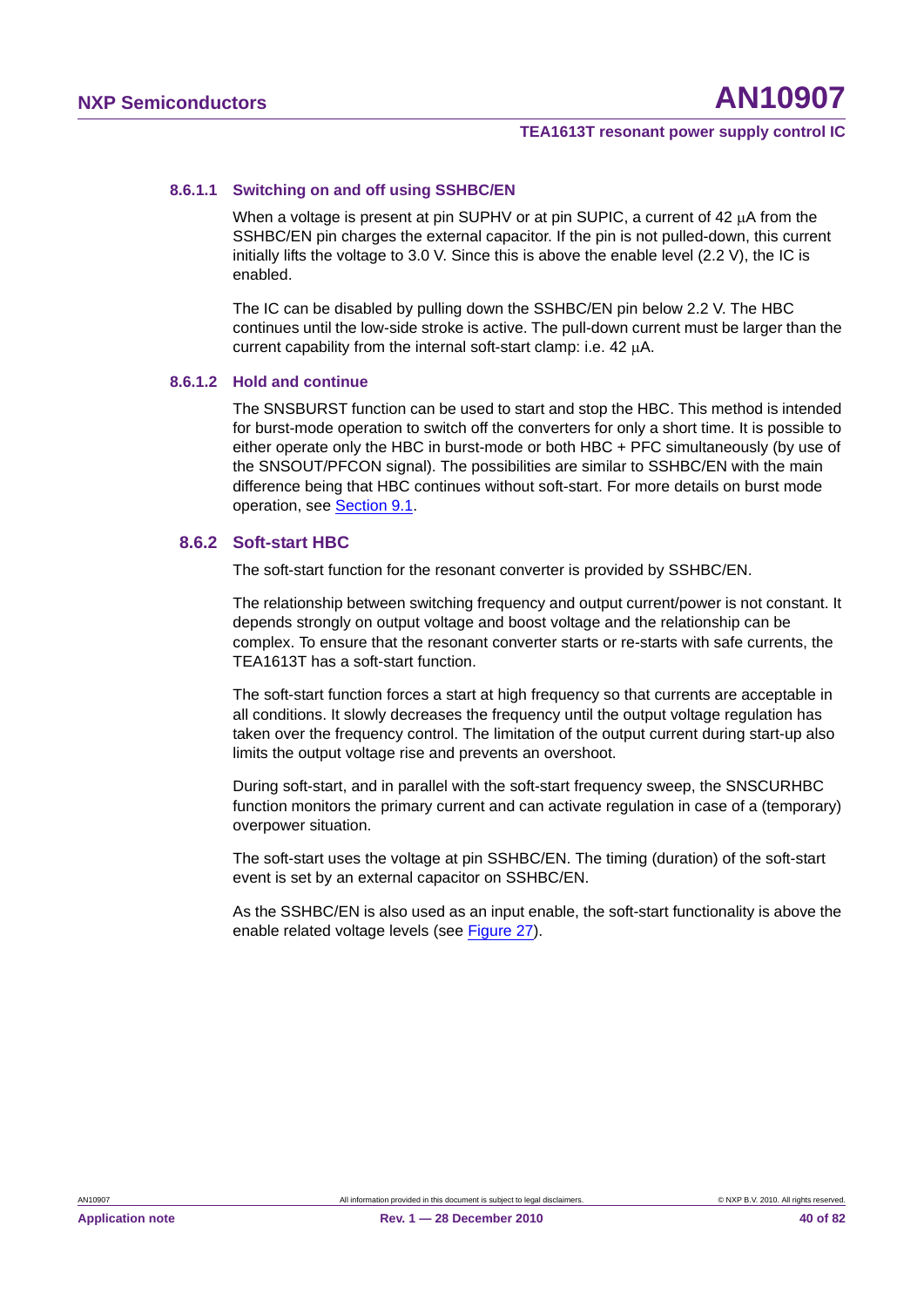#### 8.6.1.1 Switching on and off using SSHBC/EN

When a voltage is present at pin SUPHV or at pin SUPIC, a current of 42 μA from the SSHBC/EN pin charges the external capacitor. If the pin is not pulled-down, this current initially lifts the voltage to 3.0 V. Since this is above the enable level (2.2 V), the IC is enabled.

The IC can be disabled by pulling down the SSHBC/EN pin below 2.2 V. The HBC continues until the low-side stroke is active. The pull-down current must be larger than the current capability from the internal soft-start clamp: i.e. 42 μA.

#### 8.6.1.2 Hold and continue

The SNSBURST function can be used to start and stop the HBC. This method is intended for burst-mode operation to switch off the converters for only a short time. It is possible to either operate only the HBC in burst-mode or both HBC + PFC simultaneously (by use of the SNSOUT/PFCON signal). The possibilities are similar to SSHBC/EN with the main difference being that HBC continues without soft-start. For more details on burst mode operation, see Section 9.1.

### 8.6.2 Soft-start HBC

The soft-start function for the resonant converter is provided by SSHBC/EN.

The relationship between switching frequency and output current/power is not constant. It depends strongly on output voltage and boost voltage and the relationship can be complex. To ensure that the resonant converter starts or re-starts with safe currents, the TEA1613T has a soft-start function.

The soft-start function forces a start at high frequency so that currents are acceptable in all conditions. It slowly decreases the frequency until the output voltage regulation has taken over the frequency control. The limitation of the output current during start-up also limits the output voltage rise and prevents an overshoot.

During soft-start, and in parallel with the soft-start frequency sweep, the SNSCURHBC function monitors the primary current and can activate regulation in case of a (temporary) overpower situation.

The soft-start uses the voltage at pin SSHBC/EN. The timing (duration) of the soft-start event is set by an external capacitor on SSHBC/EN.

As the SSHBC/EN is also used as an input enable, the soft-start functionality is above the enable related voltage levels (see Figure 27).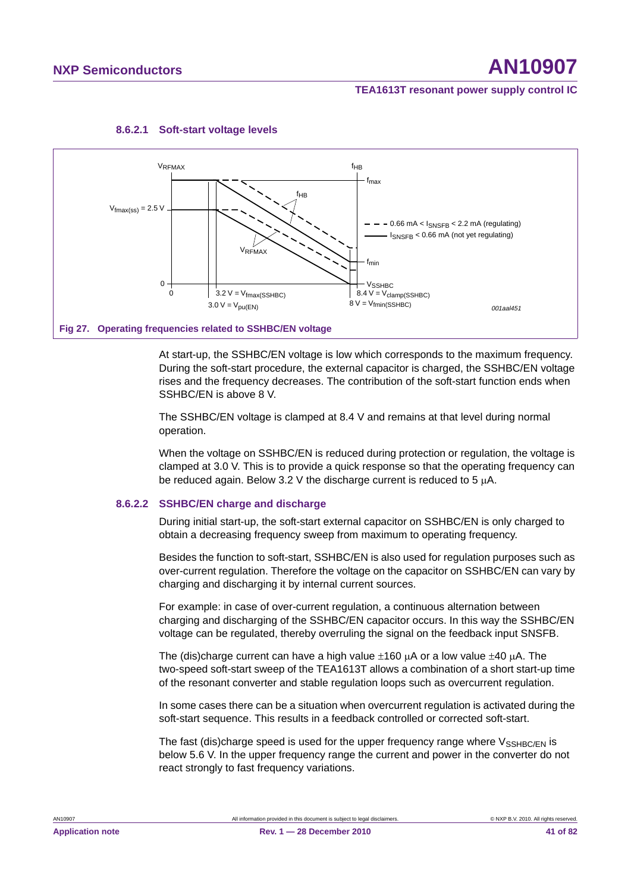#### 8.6.2.1 Soft-start voltage levels

Fig 27. Operating frequencies related to SSHBC/EN voltage

At start-up, the SSHBC/EN voltage is low which corresponds to the maximum frequency. During the soft-start procedure, the external capacitor is charged, the SSHBC/EN voltage rises and the frequency decreases. The contribution of the soft-start function ends when SSHBC/EN is above 8 V.

The SSHBC/EN voltage is clamped at 8.4 V and remains at that level during normal operation.

When the voltage on SSHBC/EN is reduced during protection or regulation, the voltage is clamped at 3.0 V. This is to provide a quick response so that the operating frequency can be reduced again. Below 3.2 V the discharge current is reduced to 5 μA.

#### 8.6.2.2 SSHBC/EN charge and discharge

During initial start-up, the soft-start external capacitor on SSHBC/EN is only charged to obtain a decreasing frequency sweep from maximum to operating frequency.

Besides the function to soft-start, SSHBC/EN is also used for regulation purposes such as over-current regulation. Therefore the voltage on the capacitor on SSHBC/EN can vary by charging and discharging it by internal current sources.

For example: in case of over-current regulation, a continuous alternation between charging and discharging of the SSHBC/EN capacitor occurs. In this way the SSHBC/EN voltage can be regulated, thereby overruling the signal on the feedback input SNSFB.

The (dis)charge current can have a high value ±160 μA or a low value ±40 μA. The two-speed soft-start sweep of the TEA1613T allows a combination of a short start-up time of the resonant converter and stable regulation loops such as overcurrent regulation.

In some cases there can be a situation when overcurrent regulation is activated during the soft-start sequence. This results in a feedback controlled or corrected soft-start.

The fast (dis)charge speed is used for the upper frequency range where $V_{SSHBC/EN}$ is below 5.6 V. In the upper frequency range the current and power in the converter do not react strongly to fast frequency variations.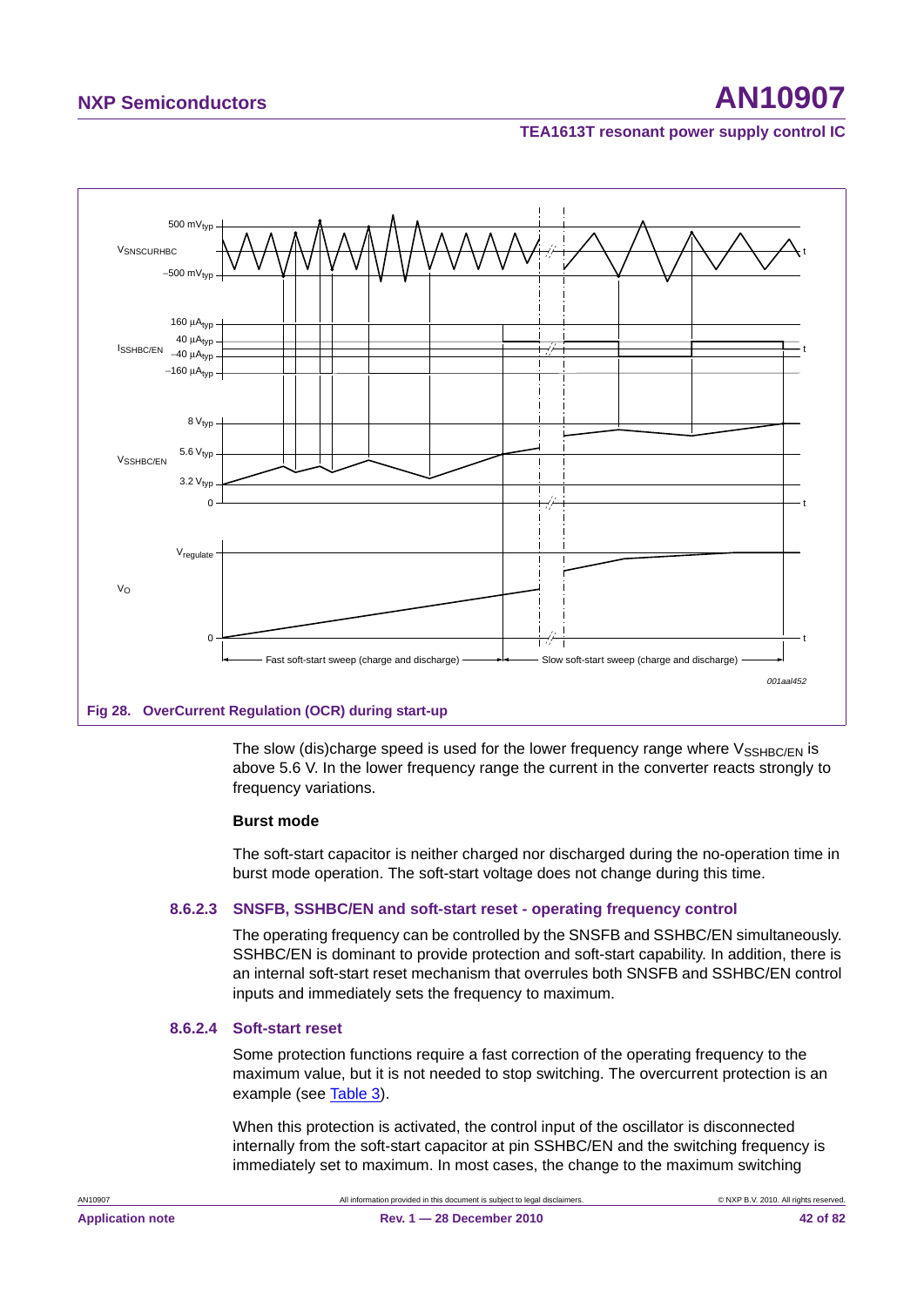Fig 28. OverCurrent Regulation (OCR) during start-up

The slow (dis)charge speed is used for the lower frequency range where $V_{SSHBC/EN}$ is above 5.6 V. In the lower frequency range the current in the converter reacts strongly to frequency variations.

**Burst mode**

The soft-start capacitor is neither charged nor discharged during the no-operation time in burst mode operation. The soft-start voltage does not change during this time.

### 8.6.2.3 SNSFB, SSHBC/EN and soft-start reset - operating frequency control

The operating frequency can be controlled by the SNSFB and SSHBC/EN simultaneously. SSHBC/EN is dominant to provide protection and soft-start capability. In addition, there is an internal soft-start reset mechanism that overrules both SNSFB and SSHBC/EN control inputs and immediately sets the frequency to maximum.

### 8.6.2.4 Soft-start reset

Some protection functions require a fast correction of the operating frequency to the maximum value, but it is not needed to stop switching. The overcurrent protection is an example (see Table 3).

When this protection is activated, the control input of the oscillator is disconnected internally from the soft-start capacitor at pin SSHBC/EN and the switching frequency is immediately set to maximum. In most cases, the change to the maximum switching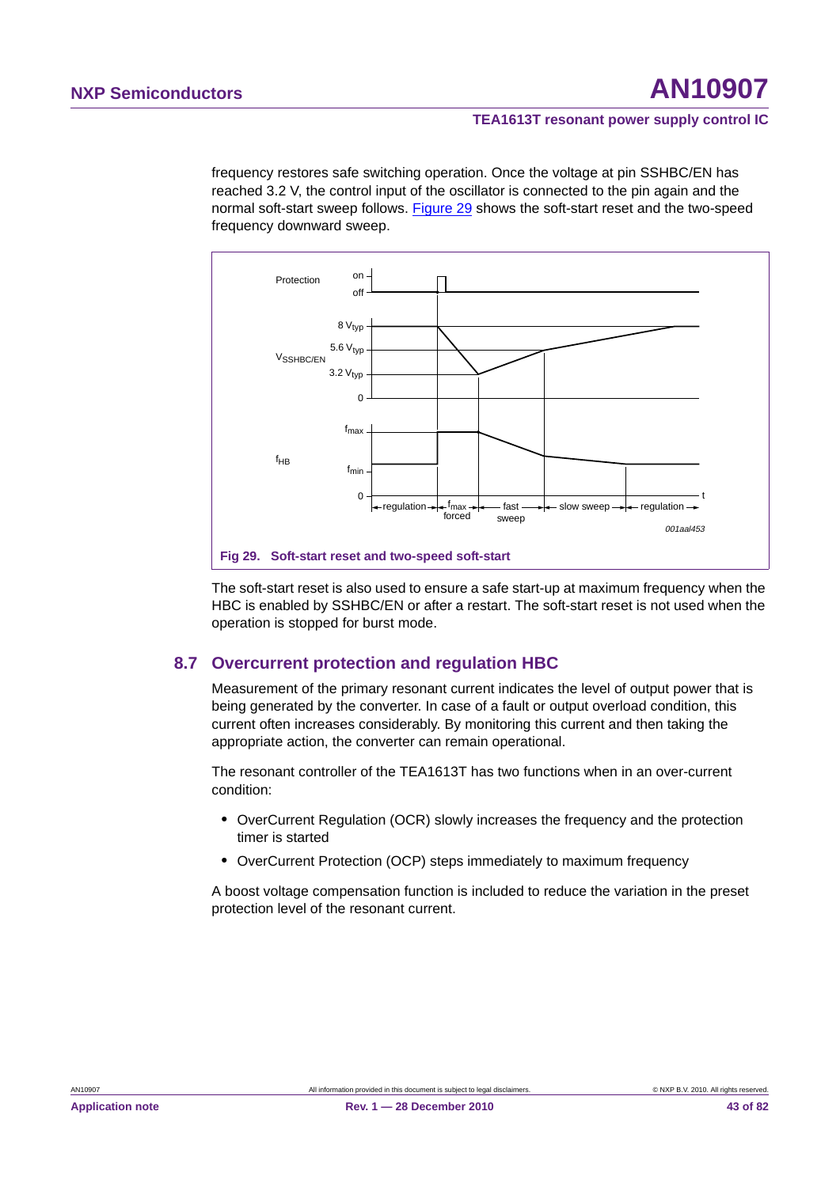frequency restores safe switching operation. Once the voltage at pin SSHBC/EN has reached 3.2 V, the control input of the oscillator is connected to the pin again and the normal soft-start sweep follows. Figure 29 shows the soft-start reset and the two-speed frequency downward sweep.

**Fig 29. Soft-start reset and two-speed soft-start**

The soft-start reset is also used to ensure a safe start-up at maximum frequency when the HBC is enabled by SSHBC/EN or after a restart. The soft-start reset is not used when the operation is stopped for burst mode.

## 8.7 Overcurrent protection and regulation HBC

Measurement of the primary resonant current indicates the level of output power that is being generated by the converter. In case of a fault or output overload condition, this current often increases considerably. By monitoring this current and then taking the appropriate action, the converter can remain operational.

The resonant controller of the TEA1613T has two functions when in an over-current condition:

- OverCurrent Regulation (OCR) slowly increases the frequency and the protection timer is started
- OverCurrent Protection (OCP) steps immediately to maximum frequency

A boost voltage compensation function is included to reduce the variation in the preset protection level of the resonant current.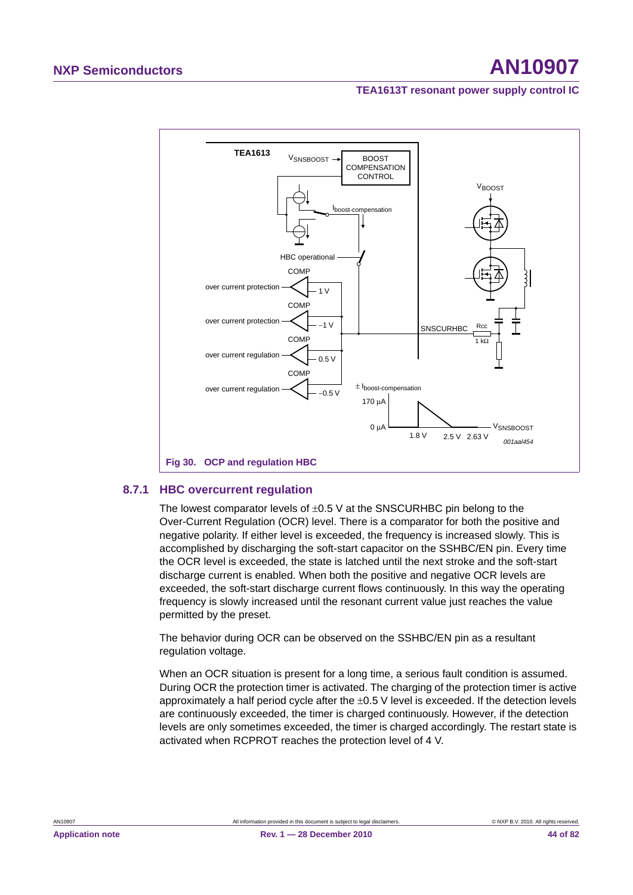Fig 30. OCP and regulation HBC

### 8.7.1 HBC overcurrent regulation

The lowest comparator levels of ±0.5 V at the SNSCURHBC pin belong to the Over-Current Regulation (OCR) level. There is a comparator for both the positive and negative polarity. If either level is exceeded, the frequency is increased slowly. This is accomplished by discharging the soft-start capacitor on the SSHBC/EN pin. Every time the OCR level is exceeded, the state is latched until the next stroke and the soft-start discharge current is enabled. When both the positive and negative OCR levels are exceeded, the soft-start discharge current flows continuously. In this way the operating frequency is slowly increased until the resonant current value just reaches the value permitted by the preset.

The behavior during OCR can be observed on the SSHBC/EN pin as a resultant regulation voltage.

When an OCR situation is present for a long time, a serious fault condition is assumed. During OCR the protection timer is activated. The charging of the protection timer is active approximately a half period cycle after the ±0.5 V level is exceeded. If the detection levels are continuously exceeded, the timer is charged continuously. However, if the detection levels are only sometimes exceeded, the timer is charged accordingly. The restart state is activated when RCPROT reaches the protection level of 4 V.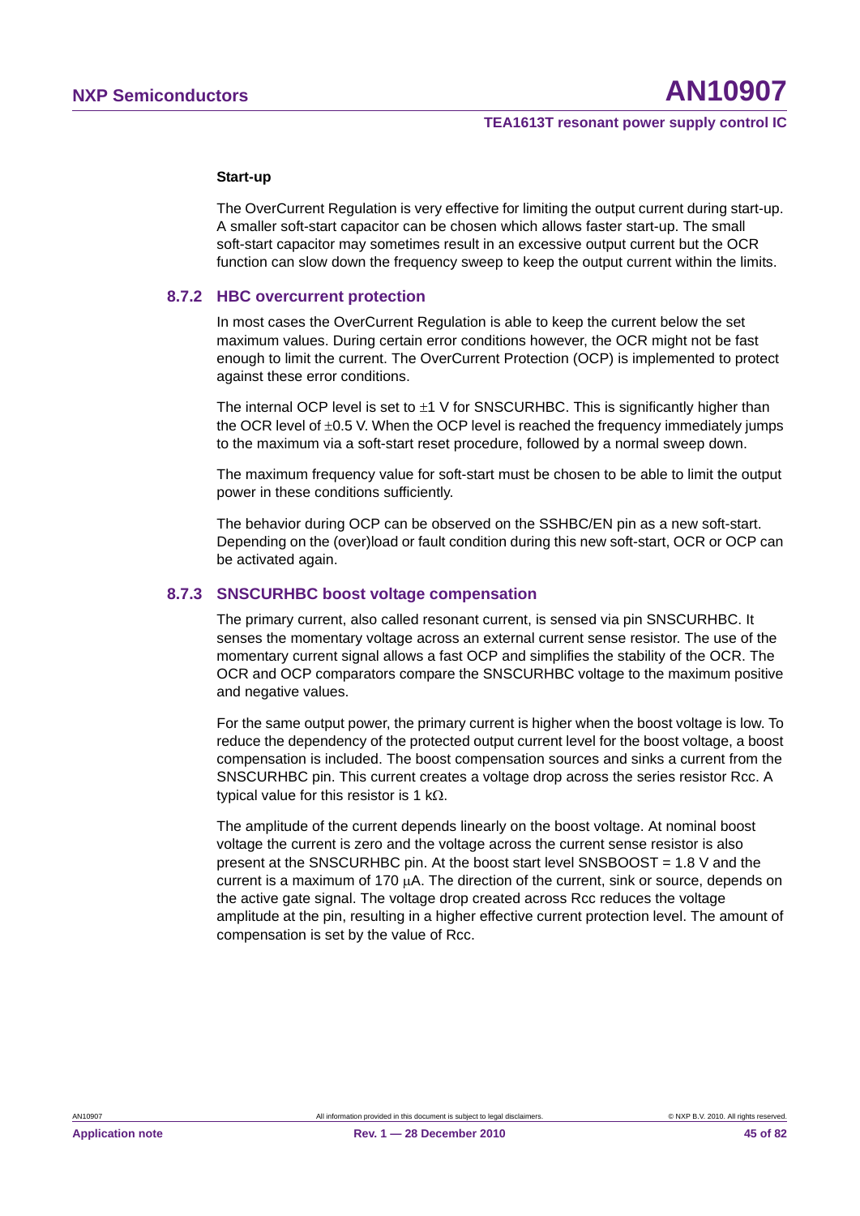**Start-up**

The OverCurrent Regulation is very effective for limiting the output current during start-up. A smaller soft-start capacitor can be chosen which allows faster start-up. The small soft-start capacitor may sometimes result in an excessive output current but the OCR function can slow down the frequency sweep to keep the output current within the limits.

### 8.7.2 HBC overcurrent protection

In most cases the OverCurrent Regulation is able to keep the current below the set maximum values. During certain error conditions however, the OCR might not be fast enough to limit the current. The OverCurrent Protection (OCP) is implemented to protect against these error conditions.

The internal OCP level is set to ±1 V for SNSCURHBC. This is significantly higher than the OCR level of ±0.5 V. When the OCP level is reached the frequency immediately jumps to the maximum via a soft-start reset procedure, followed by a normal sweep down.

The maximum frequency value for soft-start must be chosen to be able to limit the output power in these conditions sufficiently.

The behavior during OCP can be observed on the SSHBC/EN pin as a new soft-start. Depending on the (over)load or fault condition during this new soft-start, OCR or OCP can be activated again.

### 8.7.3 SNSCURHBC boost voltage compensation

The primary current, also called resonant current, is sensed via pin SNSCURHBC. It senses the momentary voltage across an external current sense resistor. The use of the momentary current signal allows a fast OCP and simplifies the stability of the OCR. The OCR and OCP comparators compare the SNSCURHBC voltage to the maximum positive and negative values.

For the same output power, the primary current is higher when the boost voltage is low. To reduce the dependency of the protected output current level for the boost voltage, a boost compensation is included. The boost compensation sources and sinks a current from the SNSCURHBC pin. This current creates a voltage drop across the series resistor Rcc. A typical value for this resistor is 1 kΩ.

The amplitude of the current depends linearly on the boost voltage. At nominal boost voltage the current is zero and the voltage across the current sense resistor is also present at the SNSCURHBC pin. At the boost start level SNSBOOST = 1.8 V and the current is a maximum of 170 μA. The direction of the current, sink or source, depends on the active gate signal. The voltage drop created across Rcc reduces the voltage amplitude at the pin, resulting in a higher effective current protection level. The amount of compensation is set by the value of Rcc.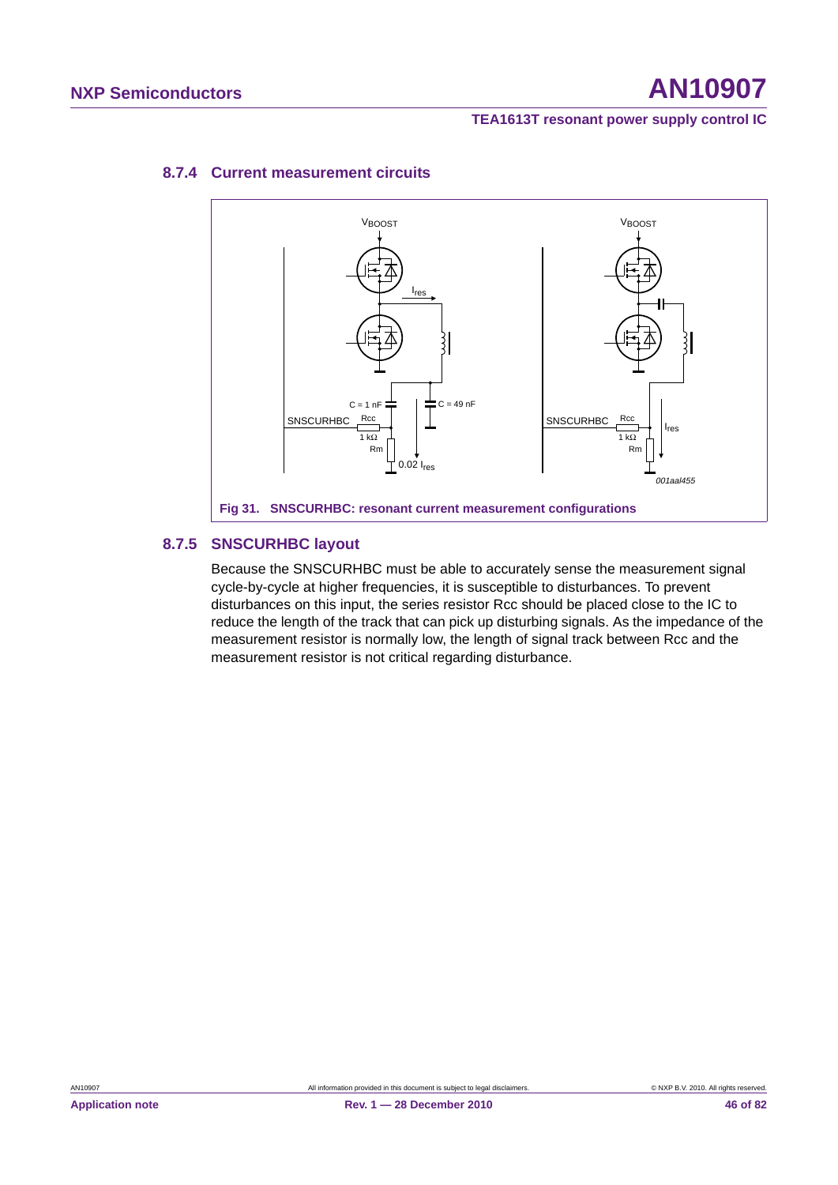### 8.7.4 Current measurement circuits

Fig 31. SNSCURHBC: resonant current measurement configurations

### 8.7.5 SNSCURHBC layout

Because the SNSCURHBC must be able to accurately sense the measurement signal cycle-by-cycle at higher frequencies, it is susceptible to disturbances. To prevent disturbances on this input, the series resistor Rcc should be placed close to the IC to reduce the length of the track that can pick up disturbing signals. As the impedance of the measurement resistor is normally low, the length of signal track between Rcc and the measurement resistor is not critical regarding disturbance.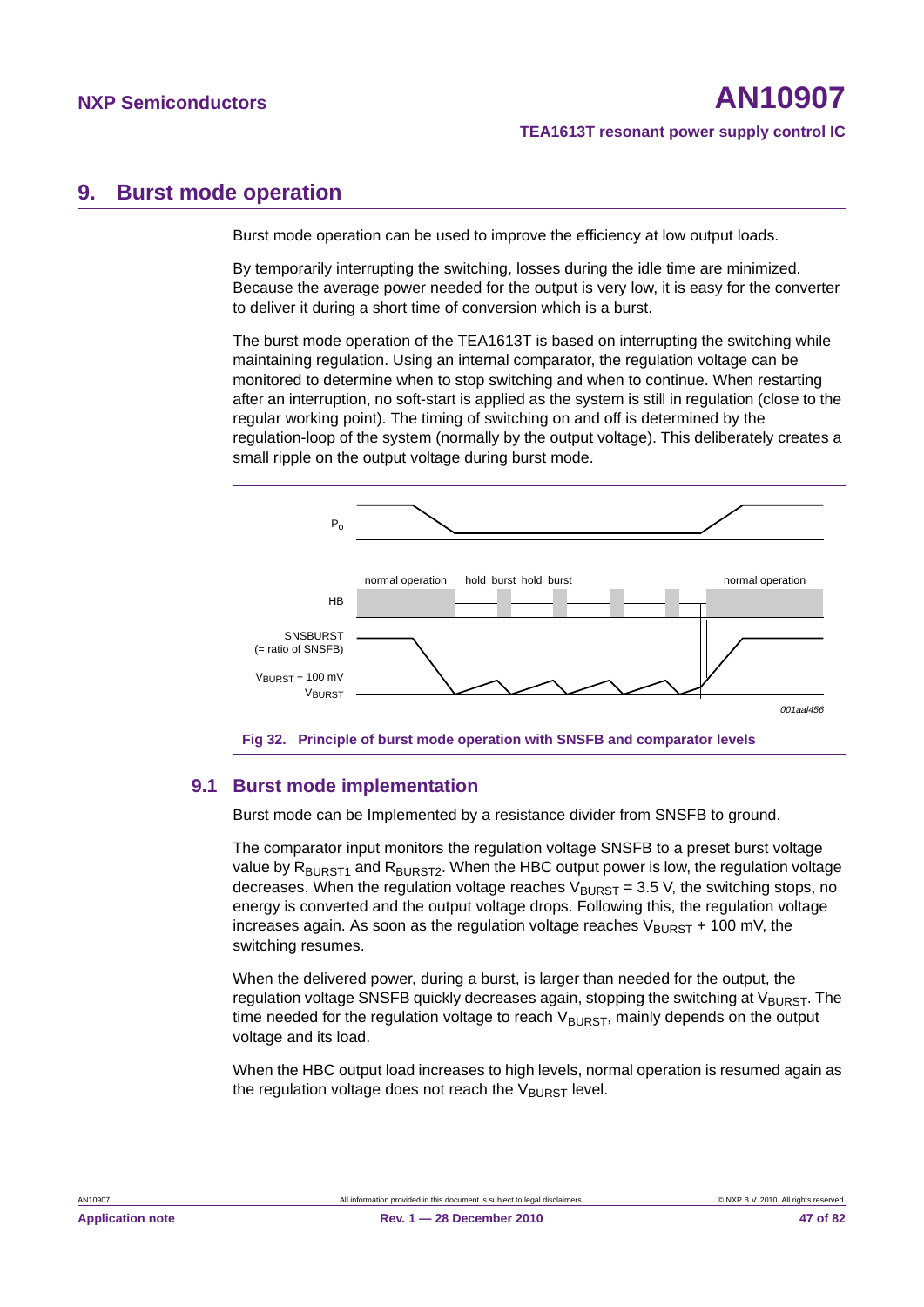# 9. Burst mode operation

Burst mode operation can be used to improve the efficiency at low output loads.

By temporarily interrupting the switching, losses during the idle time are minimized. Because the average power needed for the output is very low, it is easy for the converter to deliver it during a short time of conversion which is a burst.

The burst mode operation of the TEA1613T is based on interrupting the switching while maintaining regulation. Using an internal comparator, the regulation voltage can be monitored to determine when to stop switching and when to continue. When restarting after an interruption, no soft-start is applied as the system is still in regulation (close to the regular working point). The timing of switching on and off is determined by the regulation-loop of the system (normally by the output voltage). This deliberately creates a small ripple on the output voltage during burst mode.

**Fig 32. Principle of burst mode operation with SNSFB and comparator levels**

## 9.1 Burst mode implementation

Burst mode can be Implemented by a resistance divider from SNSFB to ground.

The comparator input monitors the regulation voltage SNSFB to a preset burst voltage value by $R_{BURST1}$ and $R_{BURST2}$. When the HBC output power is low, the regulation voltage decreases. When the regulation voltage reaches $V_{BURST}$ = 3.5 V, the switching stops, no energy is converted and the output voltage drops. Following this, the regulation voltage increases again. As soon as the regulation voltage reaches $V_{BURST}$ + 100 mV, the switching resumes.

When the delivered power, during a burst, is larger than needed for the output, the regulation voltage SNSFB quickly decreases again, stopping the switching at $V_{BURST}$. The time needed for the regulation voltage to reach $V_{BURST}$, mainly depends on the output voltage and its load.

When the HBC output load increases to high levels, normal operation is resumed again as the regulation voltage does not reach the $V_{BURST}$ level.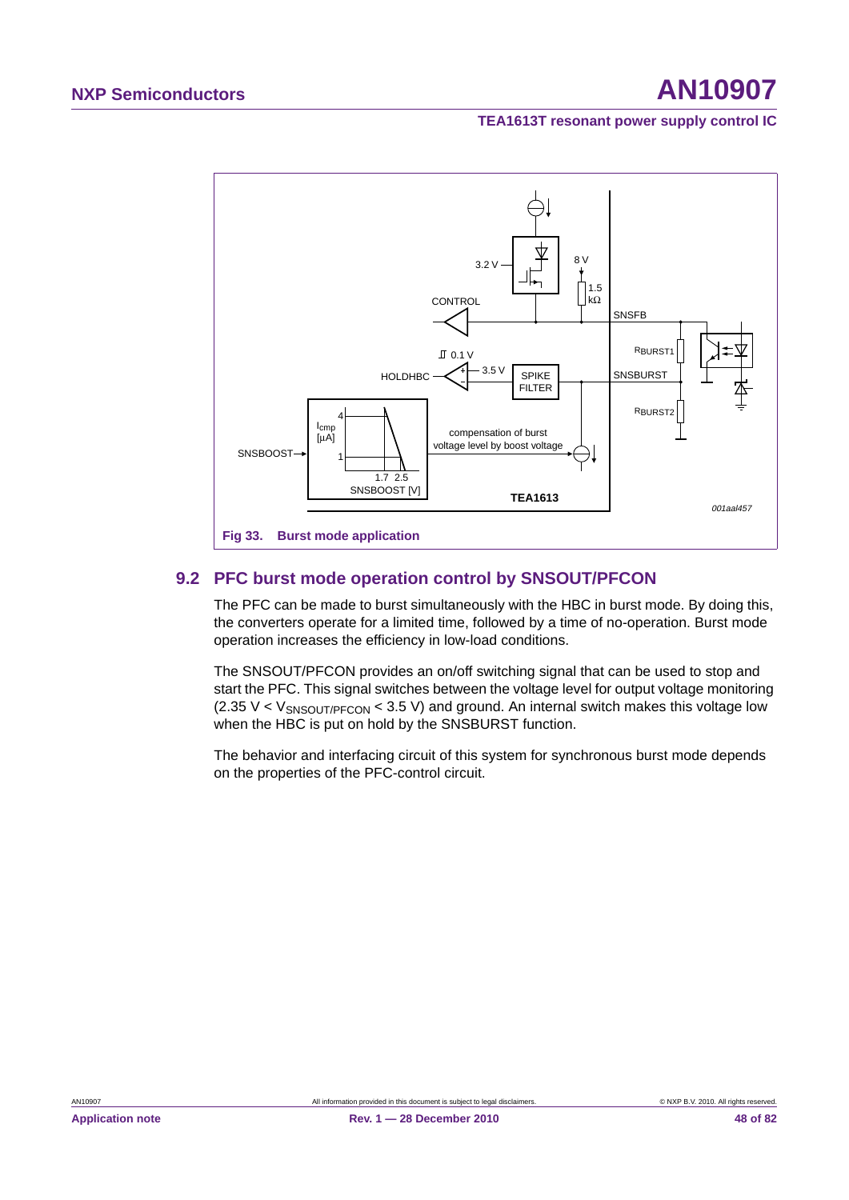Fig 33. Burst mode application

## 9.2 PFC burst mode operation control by SNSOUT/PFCON

The PFC can be made to burst simultaneously with the HBC in burst mode. By doing this, the converters operate for a limited time, followed by a time of no-operation. Burst mode operation increases the efficiency in low-load conditions.

The SNSOUT/PFCON provides an on/off switching signal that can be used to stop and start the PFC. This signal switches between the voltage level for output voltage monitoring ($2.35\ V < V_{SNSOUT/PFCON} < 3.5\ V$) and ground. An internal switch makes this voltage low when the HBC is put on hold by the SNSBURST function.

The behavior and interfacing circuit of this system for synchronous burst mode depends on the properties of the PFC-control circuit.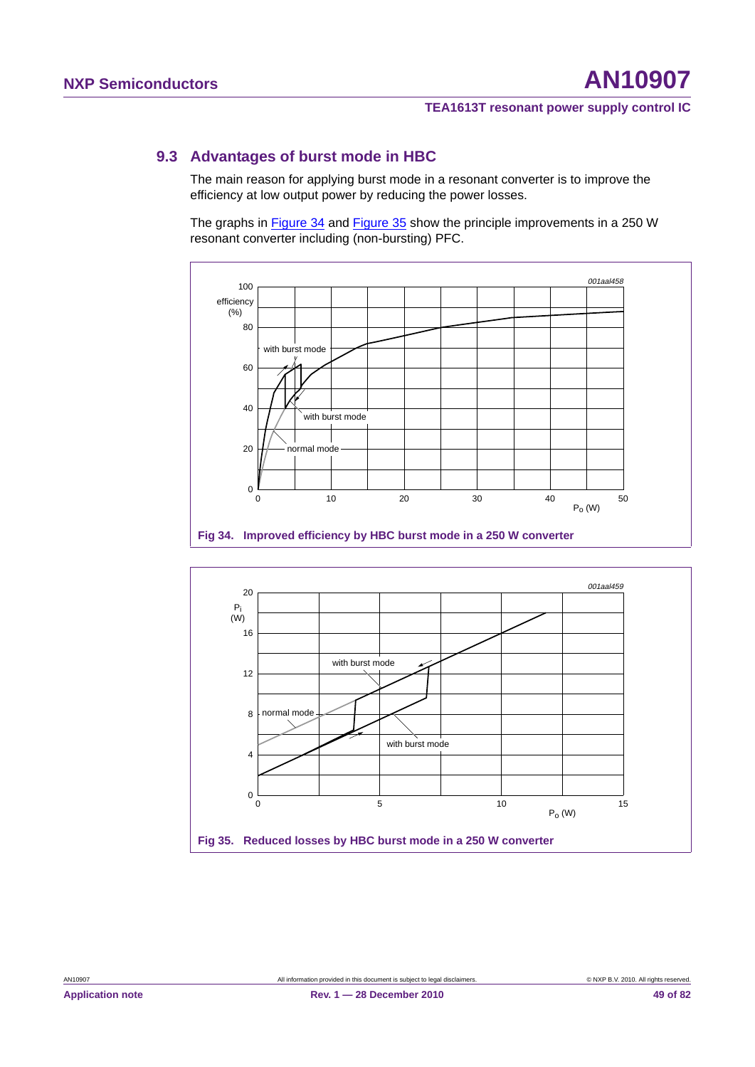## 9.3 Advantages of burst mode in HBC

The main reason for applying burst mode in a resonant converter is to improve the efficiency at low output power by reducing the power losses.

The graphs in Figure 34 and Figure 35 show the principle improvements in a 250 W resonant converter including (non-bursting) PFC.

**Fig 34. Improved efficiency by HBC burst mode in a 250 W converter**

**Fig 35. Reduced losses by HBC burst mode in a 250 W converter**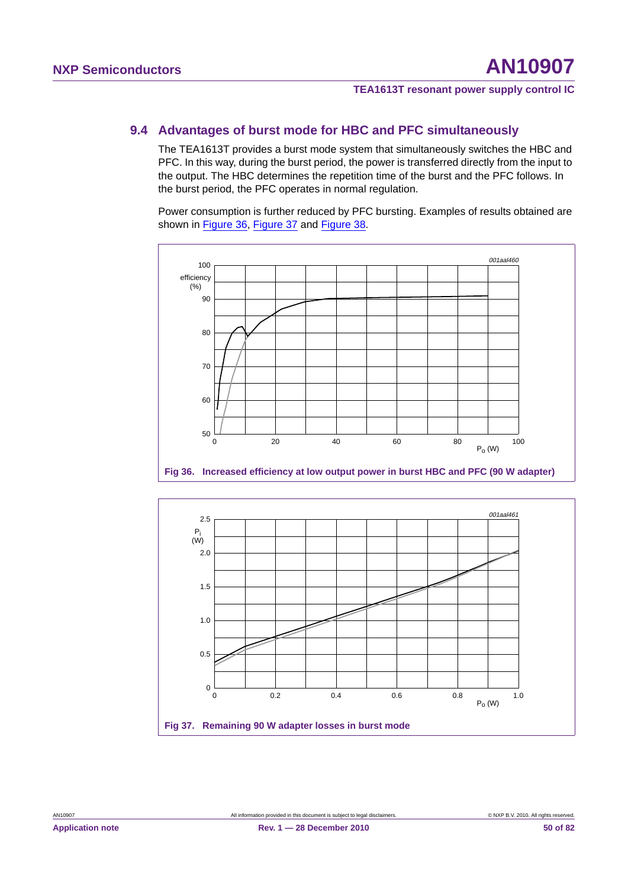## 9.4 Advantages of burst mode for HBC and PFC simultaneously

The TEA1613T provides a burst mode system that simultaneously switches the HBC and PFC. In this way, during the burst period, the power is transferred directly from the input to the output. The HBC determines the repetition time of the burst and the PFC follows. In the burst period, the PFC operates in normal regulation.

Power consumption is further reduced by PFC bursting. Examples of results obtained are shown in Figure 36, Figure 37 and Figure 38.

**Fig 36. Increased efficiency at low output power in burst HBC and PFC (90 W adapter)**

**Fig 37. Remaining 90 W adapter losses in burst mode**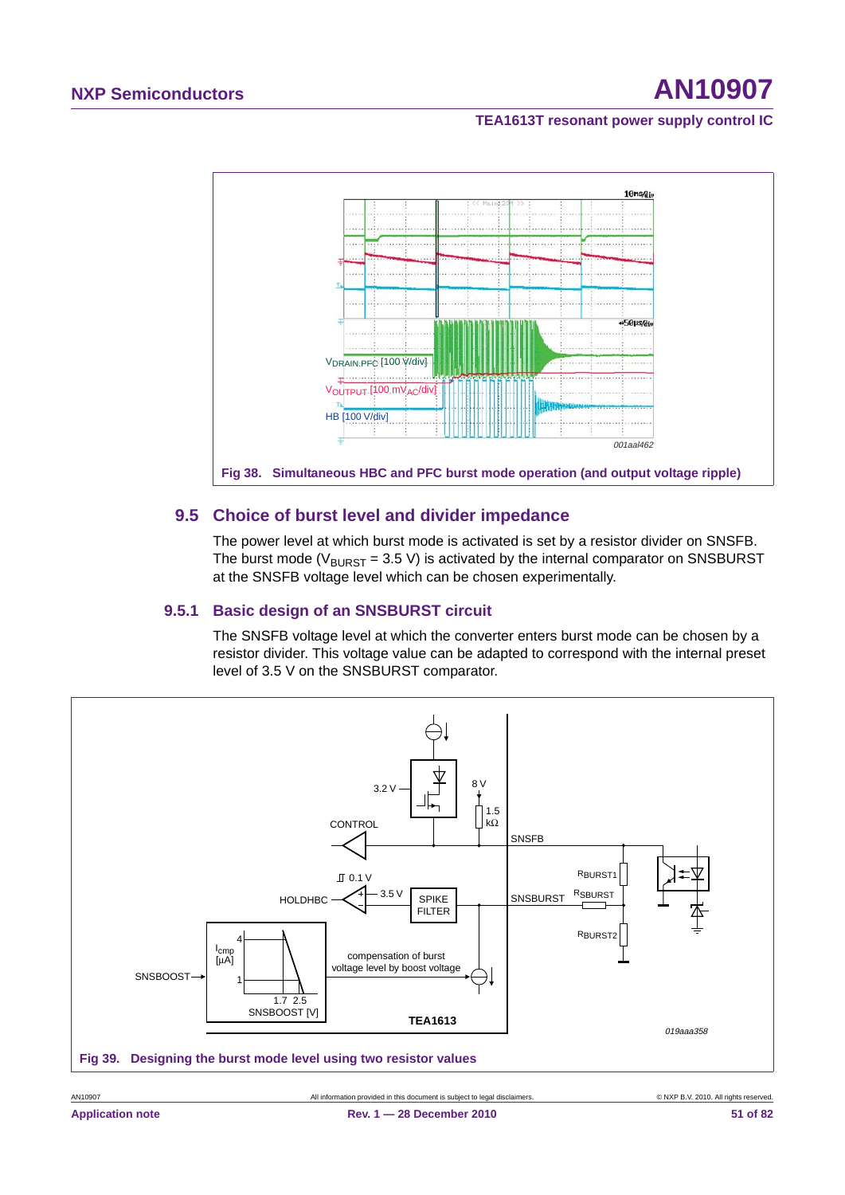Fig 38. Simultaneous HBC and PFC burst mode operation (and output voltage ripple)

## 9.5 Choice of burst level and divider impedance

The power level at which burst mode is activated is set by a resistor divider on SNSFB. The burst mode ($V_{BURST}$ = 3.5 V) is activated by the internal comparator on SNSBURST at the SNSFB voltage level which can be chosen experimentally.

### 9.5.1 Basic design of an SNSBURST circuit

The SNSFB voltage level at which the converter enters burst mode can be chosen by a resistor divider. This voltage value can be adapted to correspond with the internal preset level of 3.5 V on the SNSBURST comparator.

Fig 39. Designing the burst mode level using two resistor values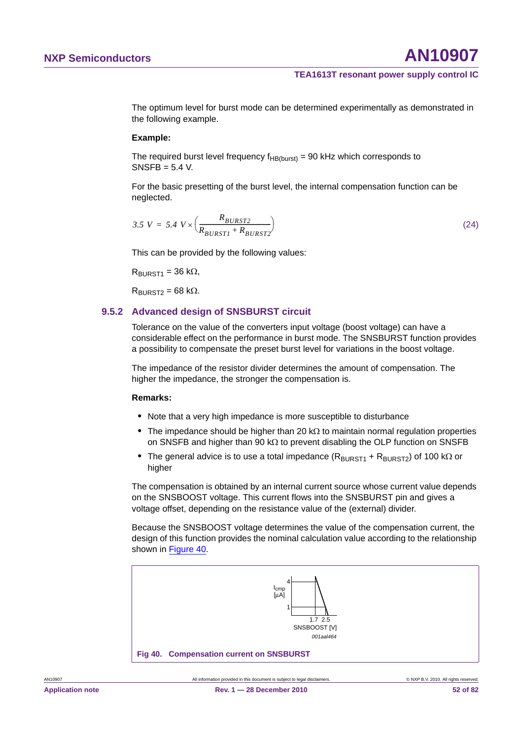The optimum level for burst mode can be determined experimentally as demonstrated in the following example.

**Example:**

The required burst level frequency $f_{HB(burst)}$ = 90 kHz which corresponds to SNSFB = 5.4 V.

For the basic presetting of the burst level, the internal compensation function can be neglected.

$$3.5\ V = 5.4\ V \times \left(\frac{R_{BURST2}}{R_{BURST1} + R_{BURST2}}\right) \tag{24}$$

This can be provided by the following values:

$R_{BURST1}$ = 36 kΩ,

$R_{BURST2}$ = 68 kΩ.

### 9.5.2 Advanced design of SNSBURST circuit

Tolerance on the value of the converters input voltage (boost voltage) can have a considerable effect on the performance in burst mode. The SNSBURST function provides a possibility to compensate the preset burst level for variations in the boost voltage.

The impedance of the resistor divider determines the amount of compensation. The higher the impedance, the stronger the compensation is.

**Remarks:**

- Note that a very high impedance is more susceptible to disturbance
- The impedance should be higher than 20 kΩ to maintain normal regulation properties on SNSFB and higher than 90 kΩ to prevent disabling the OLP function on SNSFB
- The general advice is to use a total impedance ($R_{BURST1}$ + $R_{BURST2}$) of 100 kΩ or higher

The compensation is obtained by an internal current source whose current value depends on the SNSBOOST voltage. This current flows into the SNSBURST pin and gives a voltage offset, depending on the resistance value of the (external) divider.

Because the SNSBOOST voltage determines the value of the compensation current, the design of this function provides the nominal calculation value according to the relationship shown in Figure 40.

**Fig 40. Compensation current on SNSBURST**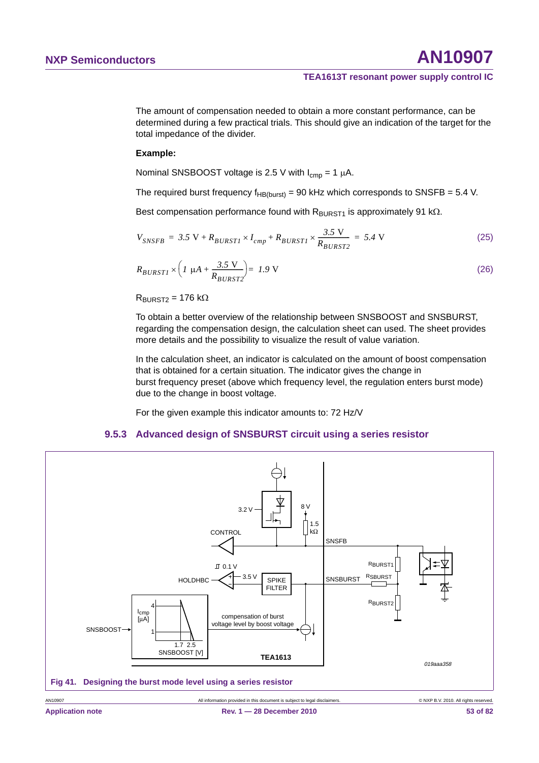The amount of compensation needed to obtain a more constant performance, can be determined during a few practical trials. This should give an indication of the target for the total impedance of the divider.

**Example:**

Nominal SNSBOOST voltage is 2.5 V with $I_{cmp}$ = 1 μA.

The required burst frequency $f_{HB(burst)}$ = 90 kHz which corresponds to SNSFB = 5.4 V.

Best compensation performance found with $R_{BURST1}$ is approximately 91 kΩ.

$$V_{SNSFB} = 3.5\ \text{V} + R_{BURST1} \times I_{cmp} + R_{BURST1} \times \frac{3.5\ \text{V}}{R_{BURST2}} = 5.4\ \text{V} \tag{25}$$

$$R_{BURST1} \times \left(1\ \mu A + \frac{3.5\ \text{V}}{R_{BURST2}}\right) = 1.9\ \text{V} \tag{26}$$

$R_{BURST2}$ = 176 kΩ

To obtain a better overview of the relationship between SNSBOOST and SNSBURST, regarding the compensation design, the calculation sheet can used. The sheet provides more details and the possibility to visualize the result of value variation.

In the calculation sheet, an indicator is calculated on the amount of boost compensation that is obtained for a certain situation. The indicator gives the change in burst frequency preset (above which frequency level, the regulation enters burst mode) due to the change in boost voltage.

For the given example this indicator amounts to: 72 Hz/V

### 9.5.3 Advanced design of SNSBURST circuit using a series resistor

**Fig 41. Designing the burst mode level using a series resistor**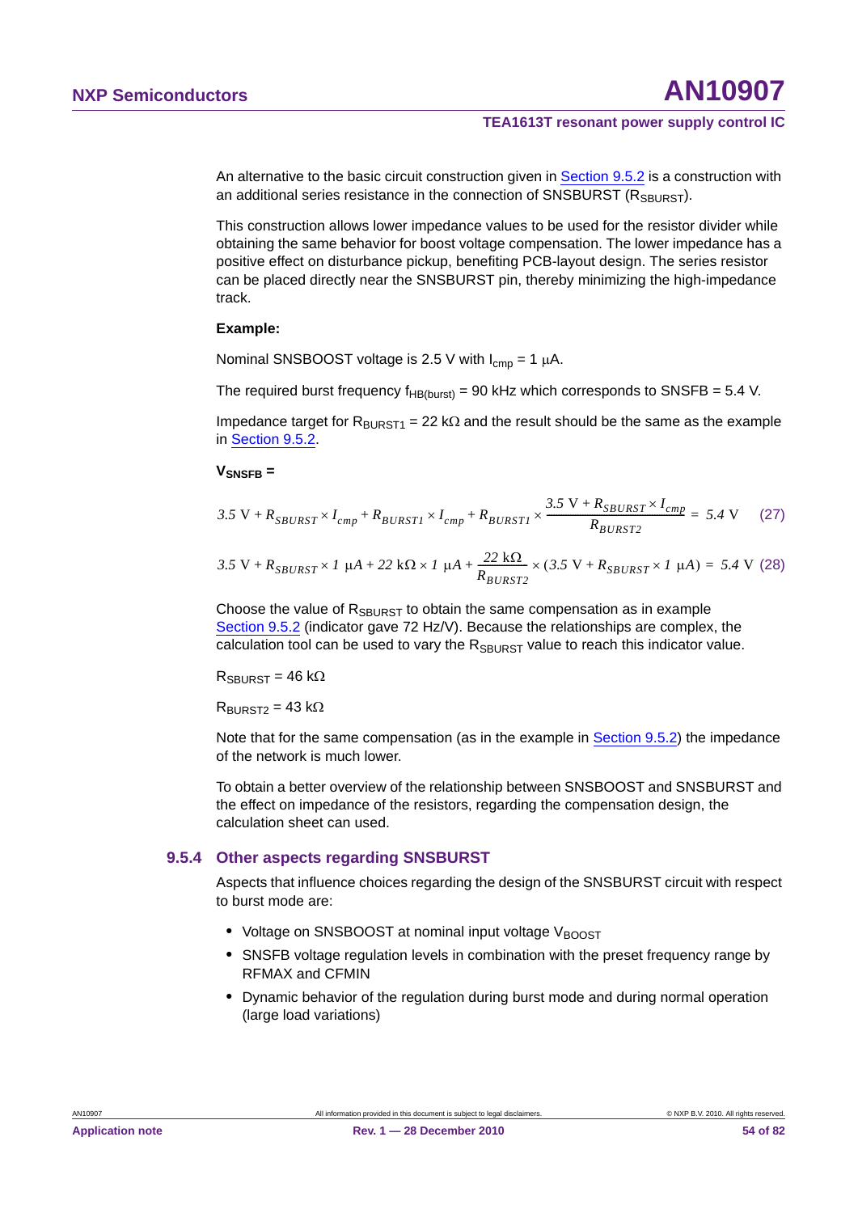An alternative to the basic circuit construction given in Section 9.5.2 is a construction with an additional series resistance in the connection of SNSBURST ($R_{SBURST}$).

This construction allows lower impedance values to be used for the resistor divider while obtaining the same behavior for boost voltage compensation. The lower impedance has a positive effect on disturbance pickup, benefiting PCB-layout design. The series resistor can be placed directly near the SNSBURST pin, thereby minimizing the high-impedance track.

**Example:**

Nominal SNSBOOST voltage is 2.5 V with $I_{cmp}$ = 1 μA.

The required burst frequency $f_{HB(burst)}$ = 90 kHz which corresponds to SNSFB = 5.4 V.

Impedance target for $R_{BURST1}$ = 22 kΩ and the result should be the same as the example in Section 9.5.2.

$V_{SNSFB}$ =

$$3.5\text{ V} + R_{SBURST} \times I_{cmp} + R_{BURST1} \times I_{cmp} + R_{BURST1} \times \frac{3.5\text{ V} + R_{SBURST} \times I_{cmp}}{R_{BURST2}} = 5.4\text{ V} \quad (27)$$

$$3.5\text{ V} + R_{SBURST} \times 1\ \mu A + 22\text{ k}\Omega \times 1\ \mu A + \frac{22\text{ k}\Omega}{R_{BURST2}} \times (3.5\text{ V} + R_{SBURST} \times 1\ \mu A) = 5.4\text{ V} \quad (28)$$

Choose the value of $R_{SBURST}$ to obtain the same compensation as in example Section 9.5.2 (indicator gave 72 Hz/V). Because the relationships are complex, the calculation tool can be used to vary the $R_{SBURST}$ value to reach this indicator value.

$R_{SBURST}$ = 46 kΩ

$R_{BURST2}$ = 43 kΩ

Note that for the same compensation (as in the example in Section 9.5.2) the impedance of the network is much lower.

To obtain a better overview of the relationship between SNSBOOST and SNSBURST and the effect on impedance of the resistors, regarding the compensation design, the calculation sheet can used.

### 9.5.4 Other aspects regarding SNSBURST

Aspects that influence choices regarding the design of the SNSBURST circuit with respect to burst mode are:

- Voltage on SNSBOOST at nominal input voltage $V_{BOOST}$
- SNSFB voltage regulation levels in combination with the preset frequency range by RFMAX and CFMIN
- Dynamic behavior of the regulation during burst mode and during normal operation (large load variations)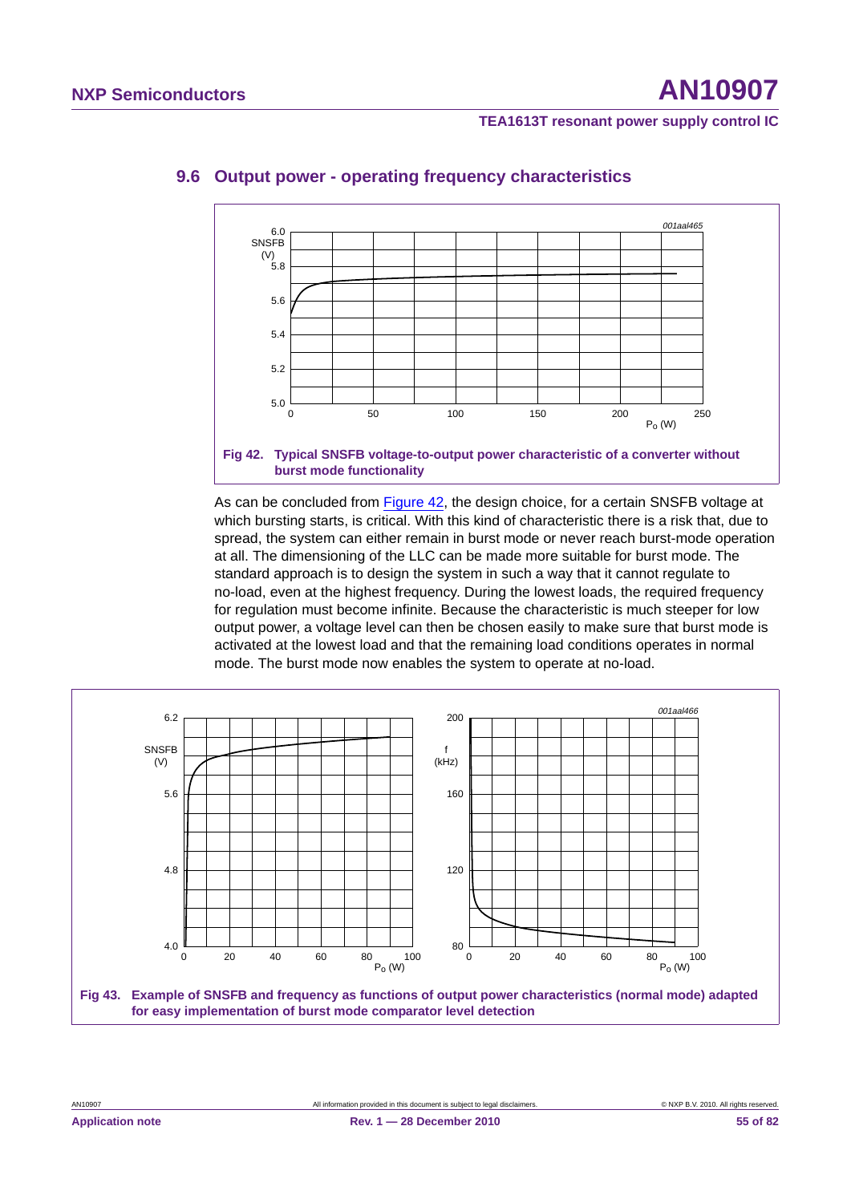## 9.6 Output power - operating frequency characteristics

**Fig 42. Typical SNSFB voltage-to-output power characteristic of a converter without burst mode functionality**

As can be concluded from Figure 42, the design choice, for a certain SNSFB voltage at which bursting starts, is critical. With this kind of characteristic there is a risk that, due to spread, the system can either remain in burst mode or never reach burst-mode operation at all. The dimensioning of the LLC can be made more suitable for burst mode. The standard approach is to design the system in such a way that it cannot regulate to no-load, even at the highest frequency. During the lowest loads, the required frequency for regulation must become infinite. Because the characteristic is much steeper for low output power, a voltage level can then be chosen easily to make sure that burst mode is activated at the lowest load and that the remaining load conditions operates in normal mode. The burst mode now enables the system to operate at no-load.

**Fig 43. Example of SNSFB and frequency as functions of output power characteristics (normal mode) adapted for easy implementation of burst mode comparator level detection**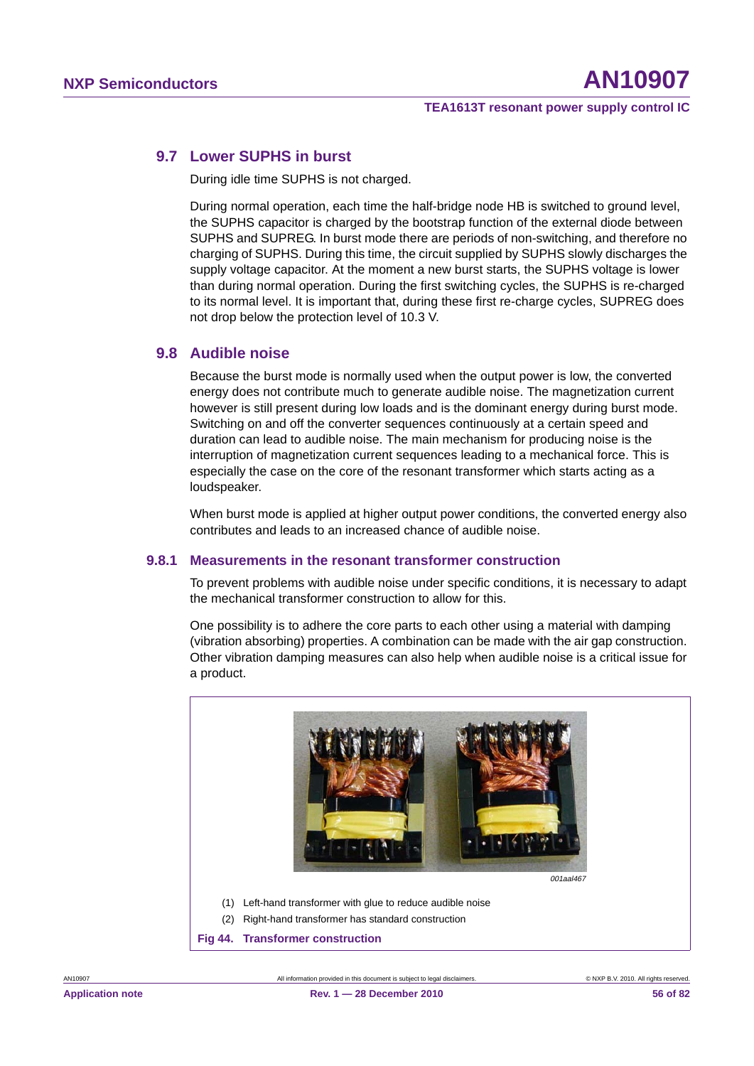## 9.7 Lower SUPHS in burst

During idle time SUPHS is not charged.

During normal operation, each time the half-bridge node HB is switched to ground level, the SUPHS capacitor is charged by the bootstrap function of the external diode between SUPHS and SUPREG. In burst mode there are periods of non-switching, and therefore no charging of SUPHS. During this time, the circuit supplied by SUPHS slowly discharges the supply voltage capacitor. At the moment a new burst starts, the SUPHS voltage is lower than during normal operation. During the first switching cycles, the SUPHS is re-charged to its normal level. It is important that, during these first re-charge cycles, SUPREG does not drop below the protection level of 10.3 V.

## 9.8 Audible noise

Because the burst mode is normally used when the output power is low, the converted energy does not contribute much to generate audible noise. The magnetization current however is still present during low loads and is the dominant energy during burst mode. Switching on and off the converter sequences continuously at a certain speed and duration can lead to audible noise. The main mechanism for producing noise is the interruption of magnetization current sequences leading to a mechanical force. This is especially the case on the core of the resonant transformer which starts acting as a loudspeaker.

When burst mode is applied at higher output power conditions, the converted energy also contributes and leads to an increased chance of audible noise.

### 9.8.1 Measurements in the resonant transformer construction

To prevent problems with audible noise under specific conditions, it is necessary to adapt the mechanical transformer construction to allow for this.

One possibility is to adhere the core parts to each other using a material with damping (vibration absorbing) properties. A combination can be made with the air gap construction. Other vibration damping measures can also help when audible noise is a critical issue for a product.

001aal467

(1) Left-hand transformer with glue to reduce audible noise

(2) Right-hand transformer has standard construction

**Fig 44. Transformer construction**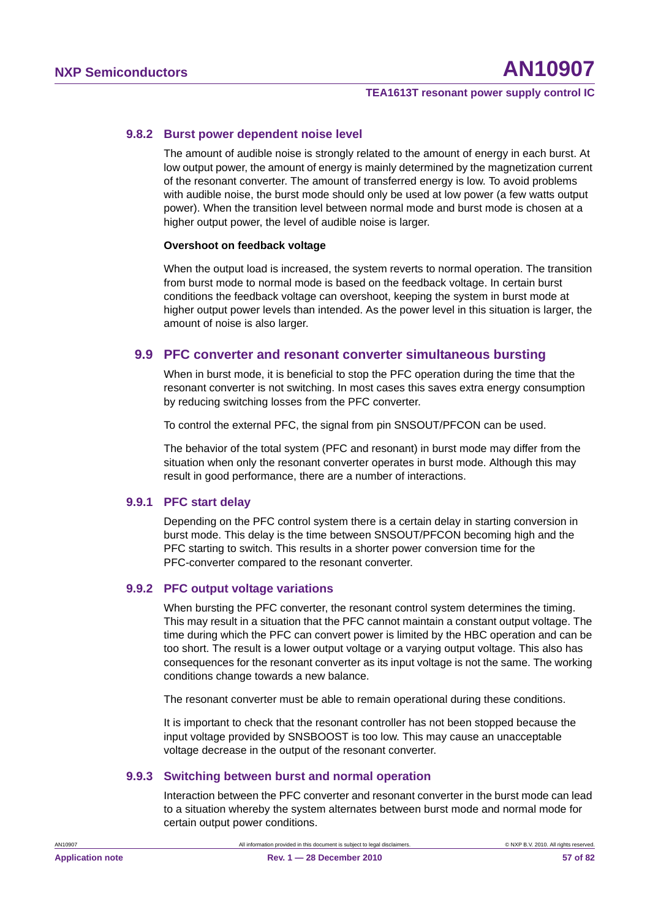#### 9.8.2 Burst power dependent noise level

The amount of audible noise is strongly related to the amount of energy in each burst. At low output power, the amount of energy is mainly determined by the magnetization current of the resonant converter. The amount of transferred energy is low. To avoid problems with audible noise, the burst mode should only be used at low power (a few watts output power). When the transition level between normal mode and burst mode is chosen at a higher output power, the level of audible noise is larger.

**Overshoot on feedback voltage**

When the output load is increased, the system reverts to normal operation. The transition from burst mode to normal mode is based on the feedback voltage. In certain burst conditions the feedback voltage can overshoot, keeping the system in burst mode at higher output power levels than intended. As the power level in this situation is larger, the amount of noise is also larger.

### 9.9 PFC converter and resonant converter simultaneous bursting

When in burst mode, it is beneficial to stop the PFC operation during the time that the resonant converter is not switching. In most cases this saves extra energy consumption by reducing switching losses from the PFC converter.

To control the external PFC, the signal from pin SNSOUT/PFCON can be used.

The behavior of the total system (PFC and resonant) in burst mode may differ from the situation when only the resonant converter operates in burst mode. Although this may result in good performance, there are a number of interactions.

#### 9.9.1 PFC start delay

Depending on the PFC control system there is a certain delay in starting conversion in burst mode. This delay is the time between SNSOUT/PFCON becoming high and the PFC starting to switch. This results in a shorter power conversion time for the PFC-converter compared to the resonant converter.

#### 9.9.2 PFC output voltage variations

When bursting the PFC converter, the resonant control system determines the timing. This may result in a situation that the PFC cannot maintain a constant output voltage. The time during which the PFC can convert power is limited by the HBC operation and can be too short. The result is a lower output voltage or a varying output voltage. This also has consequences for the resonant converter as its input voltage is not the same. The working conditions change towards a new balance.

The resonant converter must be able to remain operational during these conditions.

It is important to check that the resonant controller has not been stopped because the input voltage provided by SNSBOOST is too low. This may cause an unacceptable voltage decrease in the output of the resonant converter.

#### 9.9.3 Switching between burst and normal operation

Interaction between the PFC converter and resonant converter in the burst mode can lead to a situation whereby the system alternates between burst mode and normal mode for certain output power conditions.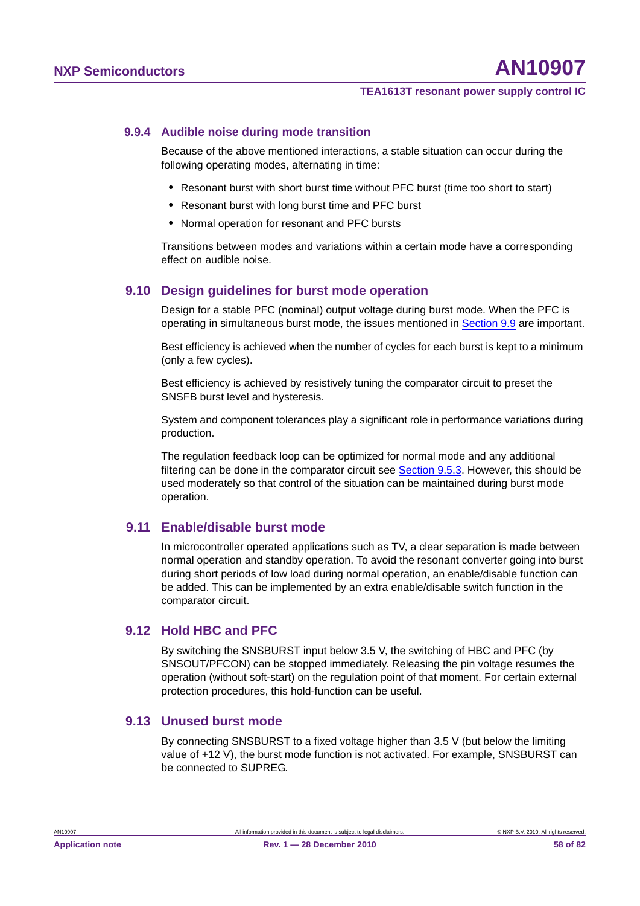### 9.9.4 Audible noise during mode transition

Because of the above mentioned interactions, a stable situation can occur during the following operating modes, alternating in time:

- Resonant burst with short burst time without PFC burst (time too short to start)
- Resonant burst with long burst time and PFC burst
- Normal operation for resonant and PFC bursts

Transitions between modes and variations within a certain mode have a corresponding effect on audible noise.

## 9.10 Design guidelines for burst mode operation

Design for a stable PFC (nominal) output voltage during burst mode. When the PFC is operating in simultaneous burst mode, the issues mentioned in Section 9.9 are important.

Best efficiency is achieved when the number of cycles for each burst is kept to a minimum (only a few cycles).

Best efficiency is achieved by resistively tuning the comparator circuit to preset the SNSFB burst level and hysteresis.

System and component tolerances play a significant role in performance variations during production.

The regulation feedback loop can be optimized for normal mode and any additional filtering can be done in the comparator circuit see Section 9.5.3. However, this should be used moderately so that control of the situation can be maintained during burst mode operation.

## 9.11 Enable/disable burst mode

In microcontroller operated applications such as TV, a clear separation is made between normal operation and standby operation. To avoid the resonant converter going into burst during short periods of low load during normal operation, an enable/disable function can be added. This can be implemented by an extra enable/disable switch function in the comparator circuit.

## 9.12 Hold HBC and PFC

By switching the SNSBURST input below 3.5 V, the switching of HBC and PFC (by SNSOUT/PFCON) can be stopped immediately. Releasing the pin voltage resumes the operation (without soft-start) on the regulation point of that moment. For certain external protection procedures, this hold-function can be useful.

## 9.13 Unused burst mode

By connecting SNSBURST to a fixed voltage higher than 3.5 V (but below the limiting value of +12 V), the burst mode function is not activated. For example, SNSBURST can be connected to SUPREG.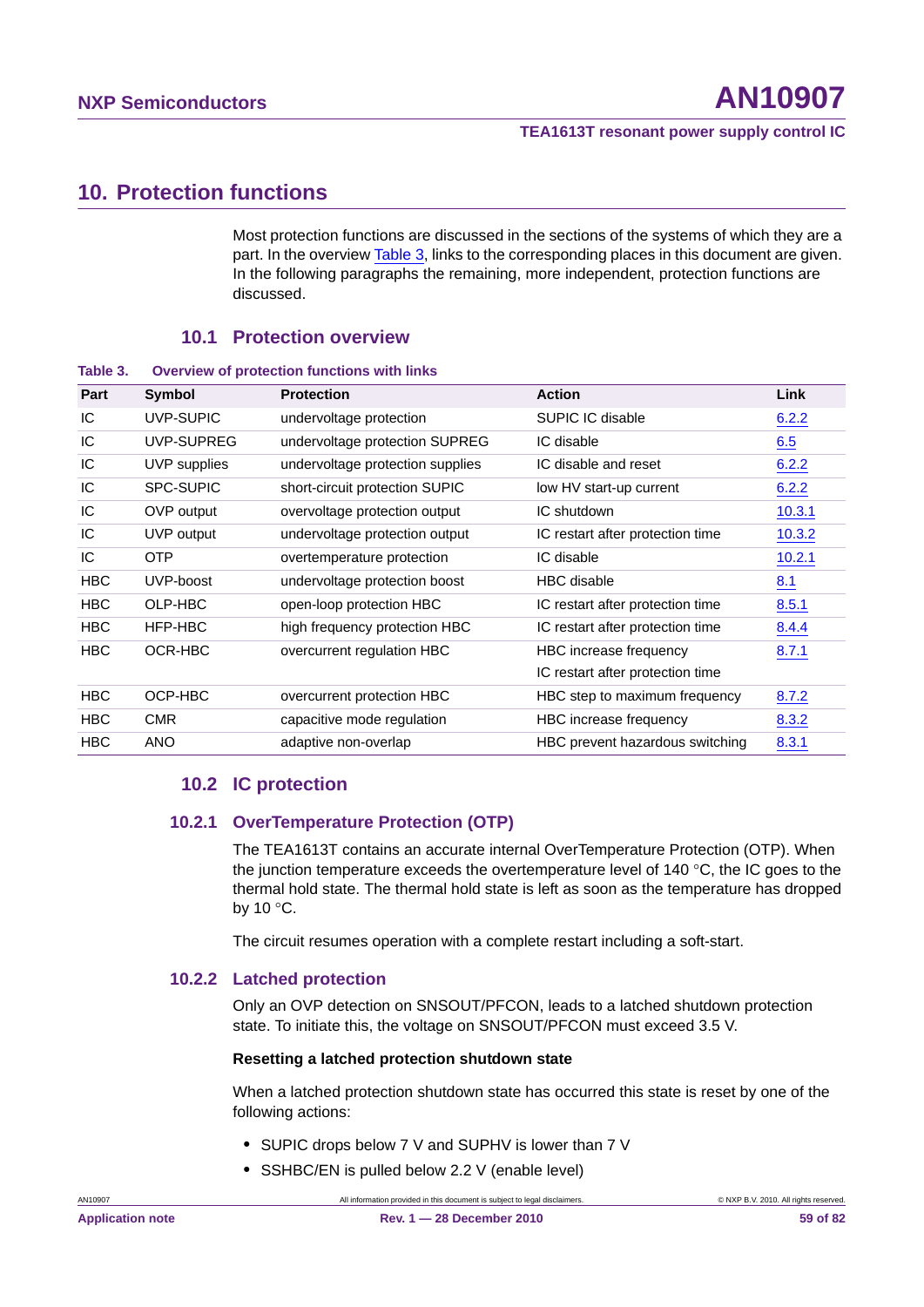# 10. Protection functions

Most protection functions are discussed in the sections of the systems of which they are a part. In the overview Table 3, links to the corresponding places in this document are given. In the following paragraphs the remaining, more independent, protection functions are discussed.

## 10.1 Protection overview

**Table 3. Overview of protection functions with links**

| Part | Symbol | Protection | Action | Link |
|---|---|---|---|---|
| IC | UVP-SUPIC | undervoltage protection | SUPIC IC disable | 6.2.2 |
| IC | UVP-SUPREG | undervoltage protection SUPREG | IC disable | 6.5 |
| IC | UVP supplies | undervoltage protection supplies | IC disable and reset | 6.2.2 |
| IC | SPC-SUPIC | short-circuit protection SUPIC | low HV start-up current | 6.2.2 |
| IC | OVP output | overvoltage protection output | IC shutdown | 10.3.1 |
| IC | UVP output | undervoltage protection output | IC restart after protection time | 10.3.2 |
| IC | OTP | overtemperature protection | IC disable | 10.2.1 |
| HBC | UVP-boost | undervoltage protection boost | HBC disable | 8.1 |
| HBC | OLP-HBC | open-loop protection HBC | IC restart after protection time | 8.5.1 |
| HBC | HFP-HBC | high frequency protection HBC | IC restart after protection time | 8.4.4 |
| HBC | OCR-HBC | overcurrent regulation HBC | HBC increase frequency<br>IC restart after protection time | 8.7.1 |
| HBC | OCP-HBC | overcurrent protection HBC | HBC step to maximum frequency | 8.7.2 |
| HBC | CMR | capacitive mode regulation | HBC increase frequency | 8.3.2 |
| HBC | ANO | adaptive non-overlap | HBC prevent hazardous switching | 8.3.1 |

## 10.2 IC protection

### 10.2.1 OverTemperature Protection (OTP)

The TEA1613T contains an accurate internal OverTemperature Protection (OTP). When the junction temperature exceeds the overtemperature level of 140 °C, the IC goes to the thermal hold state. The thermal hold state is left as soon as the temperature has dropped by 10 °C.

The circuit resumes operation with a complete restart including a soft-start.

### 10.2.2 Latched protection

Only an OVP detection on SNSOUT/PFCON, leads to a latched shutdown protection state. To initiate this, the voltage on SNSOUT/PFCON must exceed 3.5 V.

**Resetting a latched protection shutdown state**

When a latched protection shutdown state has occurred this state is reset by one of the following actions:

- SUPIC drops below 7 V and SUPHV is lower than 7 V
- SSHBC/EN is pulled below 2.2 V (enable level)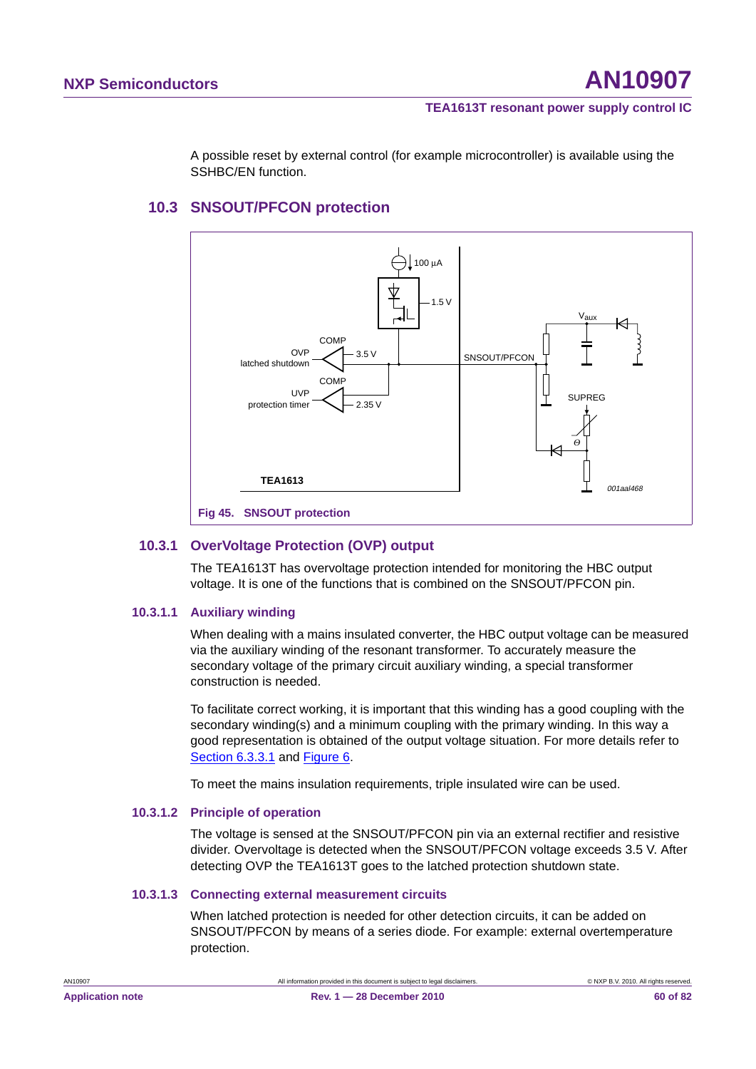A possible reset by external control (for example microcontroller) is available using the SSHBC/EN function.

## 10.3 SNSOUT/PFCON protection

Fig 45. SNSOUT protection

### 10.3.1 OverVoltage Protection (OVP) output

The TEA1613T has overvoltage protection intended for monitoring the HBC output voltage. It is one of the functions that is combined on the SNSOUT/PFCON pin.

#### 10.3.1.1 Auxiliary winding

When dealing with a mains insulated converter, the HBC output voltage can be measured via the auxiliary winding of the resonant transformer. To accurately measure the secondary voltage of the primary circuit auxiliary winding, a special transformer construction is needed.

To facilitate correct working, it is important that this winding has a good coupling with the secondary winding(s) and a minimum coupling with the primary winding. In this way a good representation is obtained of the output voltage situation. For more details refer to Section 6.3.3.1 and Figure 6.

To meet the mains insulation requirements, triple insulated wire can be used.

#### 10.3.1.2 Principle of operation

The voltage is sensed at the SNSOUT/PFCON pin via an external rectifier and resistive divider. Overvoltage is detected when the SNSOUT/PFCON voltage exceeds 3.5 V. After detecting OVP the TEA1613T goes to the latched protection shutdown state.

#### 10.3.1.3 Connecting external measurement circuits

When latched protection is needed for other detection circuits, it can be added on SNSOUT/PFCON by means of a series diode. For example: external overtemperature protection.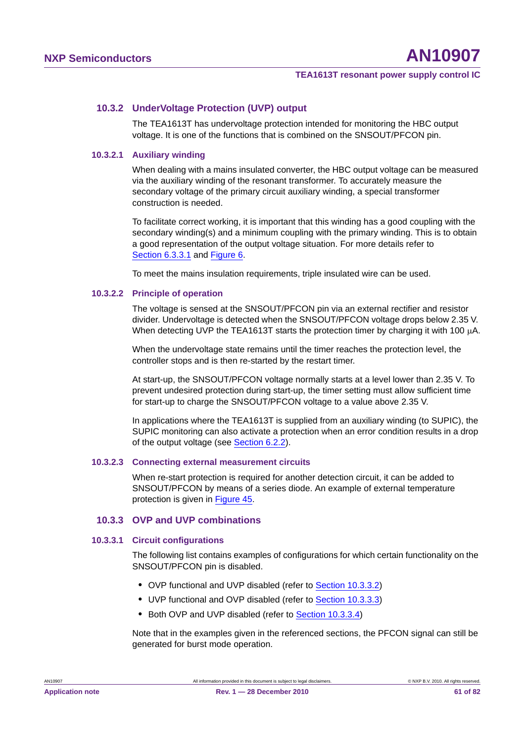### 10.3.2 UnderVoltage Protection (UVP) output

The TEA1613T has undervoltage protection intended for monitoring the HBC output voltage. It is one of the functions that is combined on the SNSOUT/PFCON pin.

#### 10.3.2.1 Auxiliary winding

When dealing with a mains insulated converter, the HBC output voltage can be measured via the auxiliary winding of the resonant transformer. To accurately measure the secondary voltage of the primary circuit auxiliary winding, a special transformer construction is needed.

To facilitate correct working, it is important that this winding has a good coupling with the secondary winding(s) and a minimum coupling with the primary winding. This is to obtain a good representation of the output voltage situation. For more details refer to Section 6.3.3.1 and Figure 6.

To meet the mains insulation requirements, triple insulated wire can be used.

#### 10.3.2.2 Principle of operation

The voltage is sensed at the SNSOUT/PFCON pin via an external rectifier and resistor divider. Undervoltage is detected when the SNSOUT/PFCON voltage drops below 2.35 V. When detecting UVP the TEA1613T starts the protection timer by charging it with 100 μA.

When the undervoltage state remains until the timer reaches the protection level, the controller stops and is then re-started by the restart timer.

At start-up, the SNSOUT/PFCON voltage normally starts at a level lower than 2.35 V. To prevent undesired protection during start-up, the timer setting must allow sufficient time for start-up to charge the SNSOUT/PFCON voltage to a value above 2.35 V.

In applications where the TEA1613T is supplied from an auxiliary winding (to SUPIC), the SUPIC monitoring can also activate a protection when an error condition results in a drop of the output voltage (see Section 6.2.2).

#### 10.3.2.3 Connecting external measurement circuits

When re-start protection is required for another detection circuit, it can be added to SNSOUT/PFCON by means of a series diode. An example of external temperature protection is given in Figure 45.

### 10.3.3 OVP and UVP combinations

#### 10.3.3.1 Circuit configurations

The following list contains examples of configurations for which certain functionality on the SNSOUT/PFCON pin is disabled.

- OVP functional and UVP disabled (refer to Section 10.3.3.2)
- UVP functional and OVP disabled (refer to Section 10.3.3.3)
- Both OVP and UVP disabled (refer to Section 10.3.3.4)

Note that in the examples given in the referenced sections, the PFCON signal can still be generated for burst mode operation.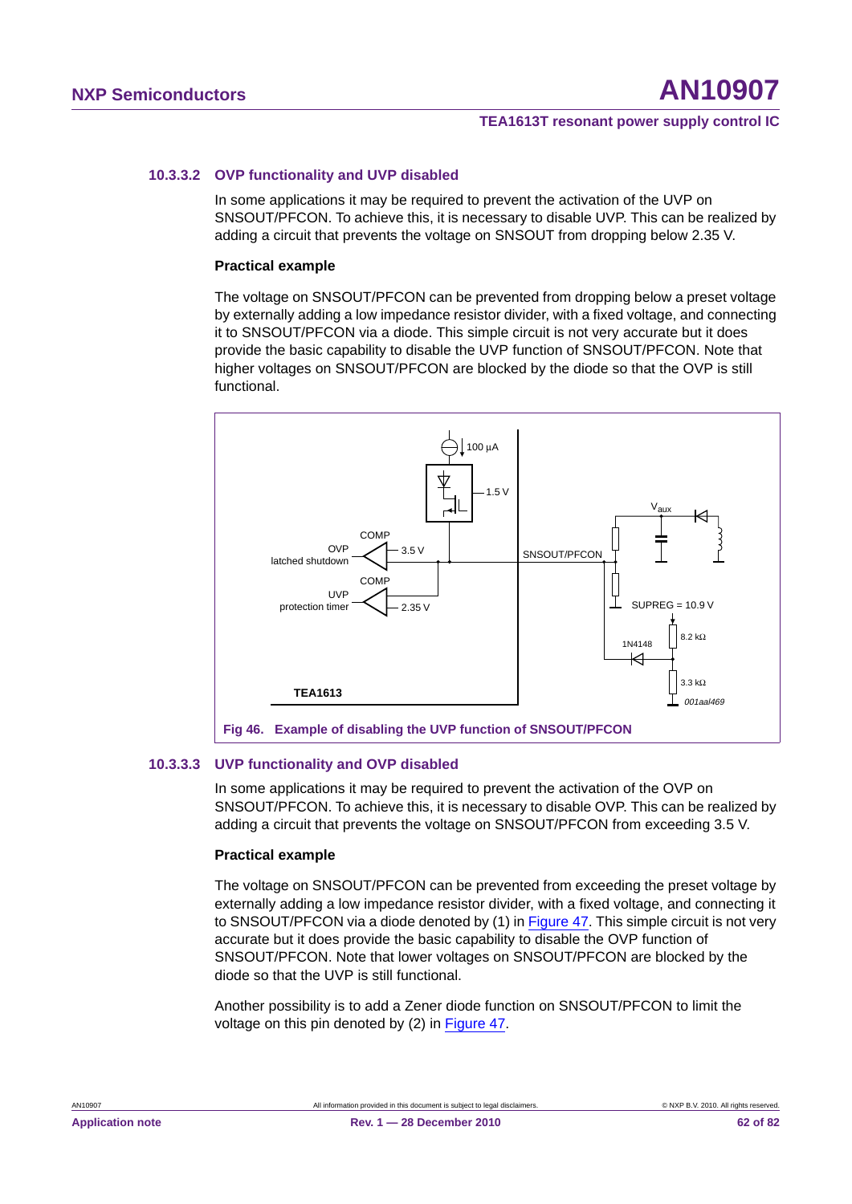#### 10.3.3.2 OVP functionality and UVP disabled

In some applications it may be required to prevent the activation of the UVP on SNSOUT/PFCON. To achieve this, it is necessary to disable UVP. This can be realized by adding a circuit that prevents the voltage on SNSOUT from dropping below 2.35 V.

**Practical example**

The voltage on SNSOUT/PFCON can be prevented from dropping below a preset voltage by externally adding a low impedance resistor divider, with a fixed voltage, and connecting it to SNSOUT/PFCON via a diode. This simple circuit is not very accurate but it does provide the basic capability to disable the UVP function of SNSOUT/PFCON. Note that higher voltages on SNSOUT/PFCON are blocked by the diode so that the OVP is still functional.

**Fig 46. Example of disabling the UVP function of SNSOUT/PFCON**

#### 10.3.3.3 UVP functionality and OVP disabled

In some applications it may be required to prevent the activation of the OVP on SNSOUT/PFCON. To achieve this, it is necessary to disable OVP. This can be realized by adding a circuit that prevents the voltage on SNSOUT/PFCON from exceeding 3.5 V.

**Practical example**

The voltage on SNSOUT/PFCON can be prevented from exceeding the preset voltage by externally adding a low impedance resistor divider, with a fixed voltage, and connecting it to SNSOUT/PFCON via a diode denoted by (1) in Figure 47. This simple circuit is not very accurate but it does provide the basic capability to disable the OVP function of SNSOUT/PFCON. Note that lower voltages on SNSOUT/PFCON are blocked by the diode so that the UVP is still functional.

Another possibility is to add a Zener diode function on SNSOUT/PFCON to limit the voltage on this pin denoted by (2) in Figure 47.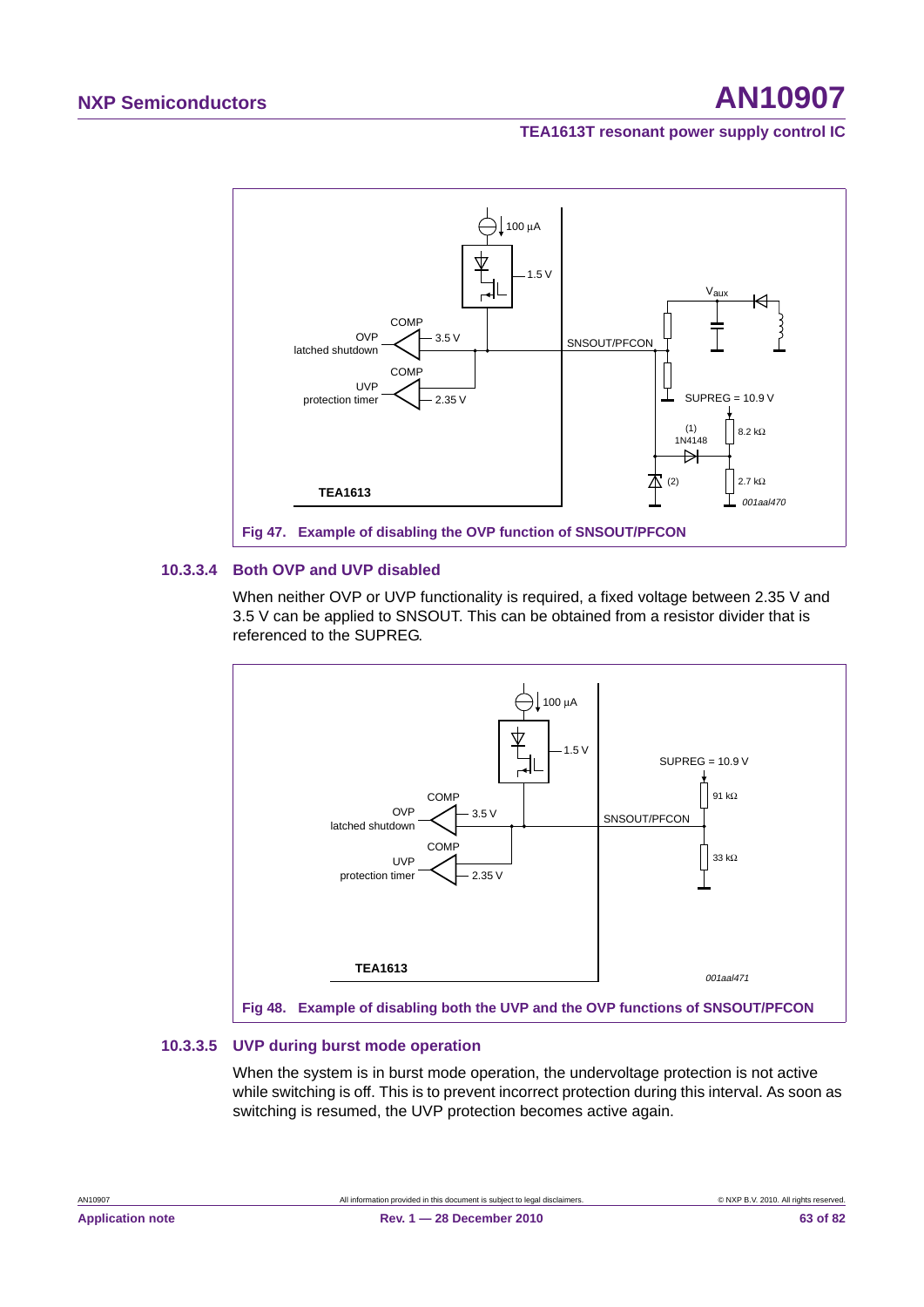**Fig 47. Example of disabling the OVP function of SNSOUT/PFCON**

### 10.3.3.4 Both OVP and UVP disabled

When neither OVP or UVP functionality is required, a fixed voltage between 2.35 V and 3.5 V can be applied to SNSOUT. This can be obtained from a resistor divider that is referenced to the SUPREG.

**Fig 48. Example of disabling both the UVP and the OVP functions of SNSOUT/PFCON**

### 10.3.3.5 UVP during burst mode operation

When the system is in burst mode operation, the undervoltage protection is not active while switching is off. This is to prevent incorrect protection during this interval. As soon as switching is resumed, the UVP protection becomes active again.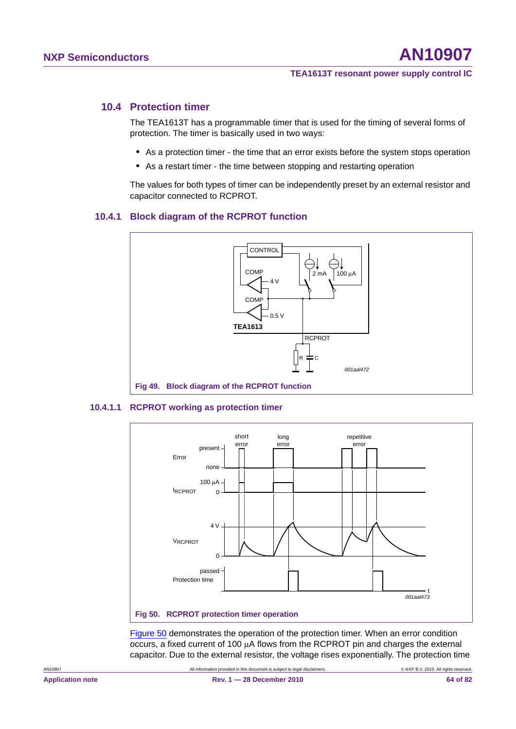## 10.4 Protection timer

The TEA1613T has a programmable timer that is used for the timing of several forms of protection. The timer is basically used in two ways:

- As a protection timer - the time that an error exists before the system stops operation
- As a restart timer - the time between stopping and restarting operation

The values for both types of timer can be independently preset by an external resistor and capacitor connected to RCPROT.

### 10.4.1 Block diagram of the RCPROT function

**Fig 49. Block diagram of the RCPROT function**

#### 10.4.1.1 RCPROT working as protection timer

**Fig 50. RCPROT protection timer operation**

Figure 50 demonstrates the operation of the protection timer. When an error condition occurs, a fixed current of 100 µA flows from the RCPROT pin and charges the external capacitor. Due to the external resistor, the voltage rises exponentially. The protection time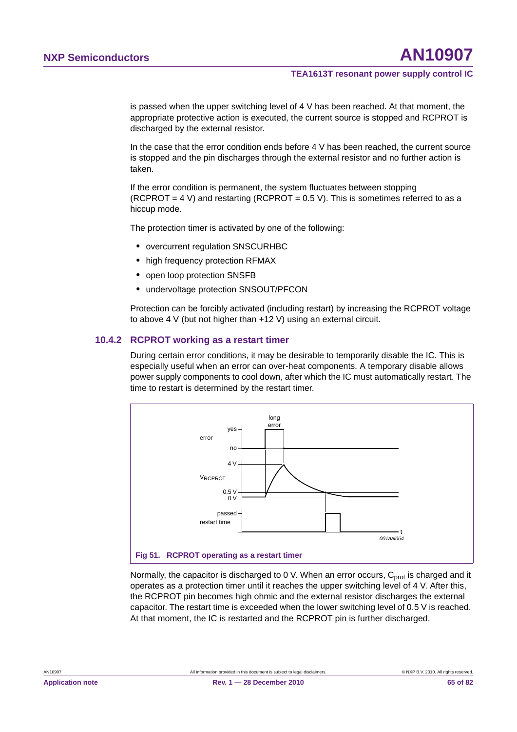is passed when the upper switching level of 4 V has been reached. At that moment, the appropriate protective action is executed, the current source is stopped and RCPROT is discharged by the external resistor.

In the case that the error condition ends before 4 V has been reached, the current source is stopped and the pin discharges through the external resistor and no further action is taken.

If the error condition is permanent, the system fluctuates between stopping (RCPROT = 4 V) and restarting (RCPROT = 0.5 V). This is sometimes referred to as a hiccup mode.

The protection timer is activated by one of the following:

- overcurrent regulation SNSCURHBC
- high frequency protection RFMAX
- open loop protection SNSFB
- undervoltage protection SNSOUT/PFCON

Protection can be forcibly activated (including restart) by increasing the RCPROT voltage to above 4 V (but not higher than +12 V) using an external circuit.

### 10.4.2 RCPROT working as a restart timer

During certain error conditions, it may be desirable to temporarily disable the IC. This is especially useful when an error can over-heat components. A temporary disable allows power supply components to cool down, after which the IC must automatically restart. The time to restart is determined by the restart timer.

**Fig 51. RCPROT operating as a restart timer**

Normally, the capacitor is discharged to 0 V. When an error occurs, $C_{prot}$ is charged and it operates as a protection timer until it reaches the upper switching level of 4 V. After this, the RCPROT pin becomes high ohmic and the external resistor discharges the external capacitor. The restart time is exceeded when the lower switching level of 0.5 V is reached. At that moment, the IC is restarted and the RCPROT pin is further discharged.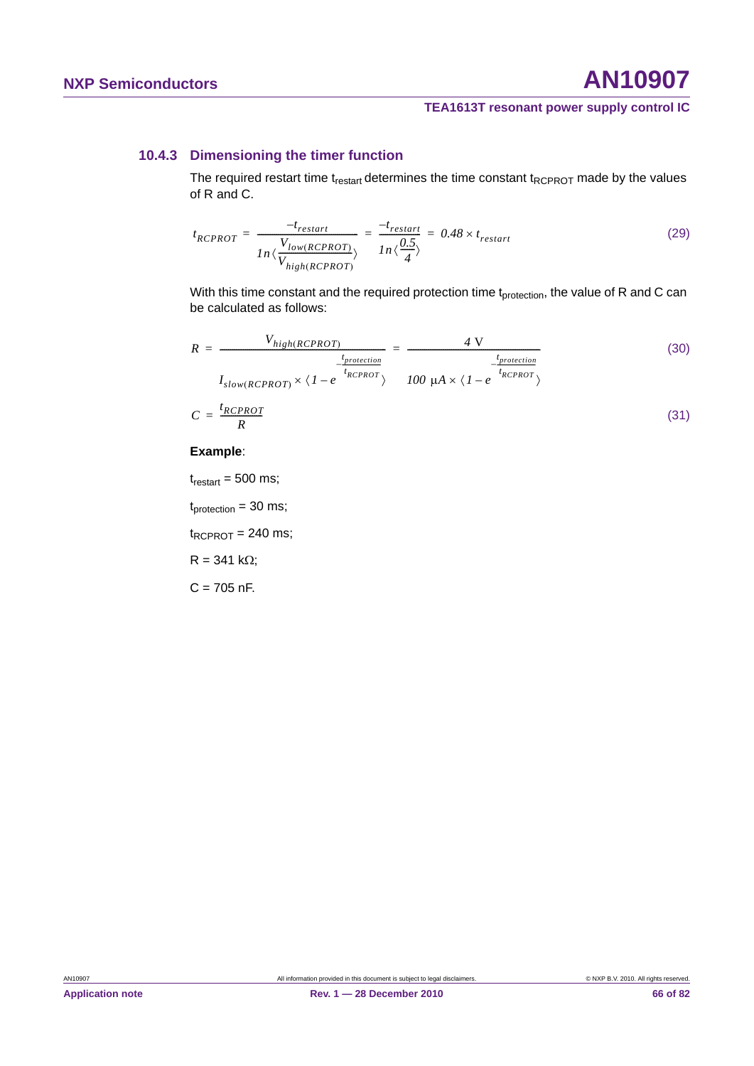### 10.4.3 Dimensioning the timer function

The required restart time $t_{restart}$ determines the time constant $t_{RCPROT}$ made by the values of R and C.

$$t_{RCPROT} = \frac{-t_{restart}}{1n\left(\frac{V_{low(RCPROT)}}{V_{high(RCPROT)}}\right)} = \frac{-t_{restart}}{1n\left(\frac{0.5}{4}\right)} = 0.48 \times t_{restart} \tag{29}$$

With this time constant and the required protection time $t_{protection}$, the value of R and C can be calculated as follows:

$$R = \frac{V_{high(RCPROT)}}{I_{slow(RCPROT)} \times \left(1 - e^{-\frac{t_{protection}}{t_{RCPROT}}}\right)} = \frac{4\ \text{V}}{100\ \mu A \times \left(1 - e^{-\frac{t_{protection}}{t_{RCPROT}}}\right)} \tag{30}$$

$$C = \frac{t_{RCPROT}}{R} \tag{31}$$

**Example**:

$t_{restart}$ = 500 ms;

$t_{protection}$ = 30 ms;

$t_{RCPROT}$ = 240 ms;

R = 341 kΩ;

C = 705 nF.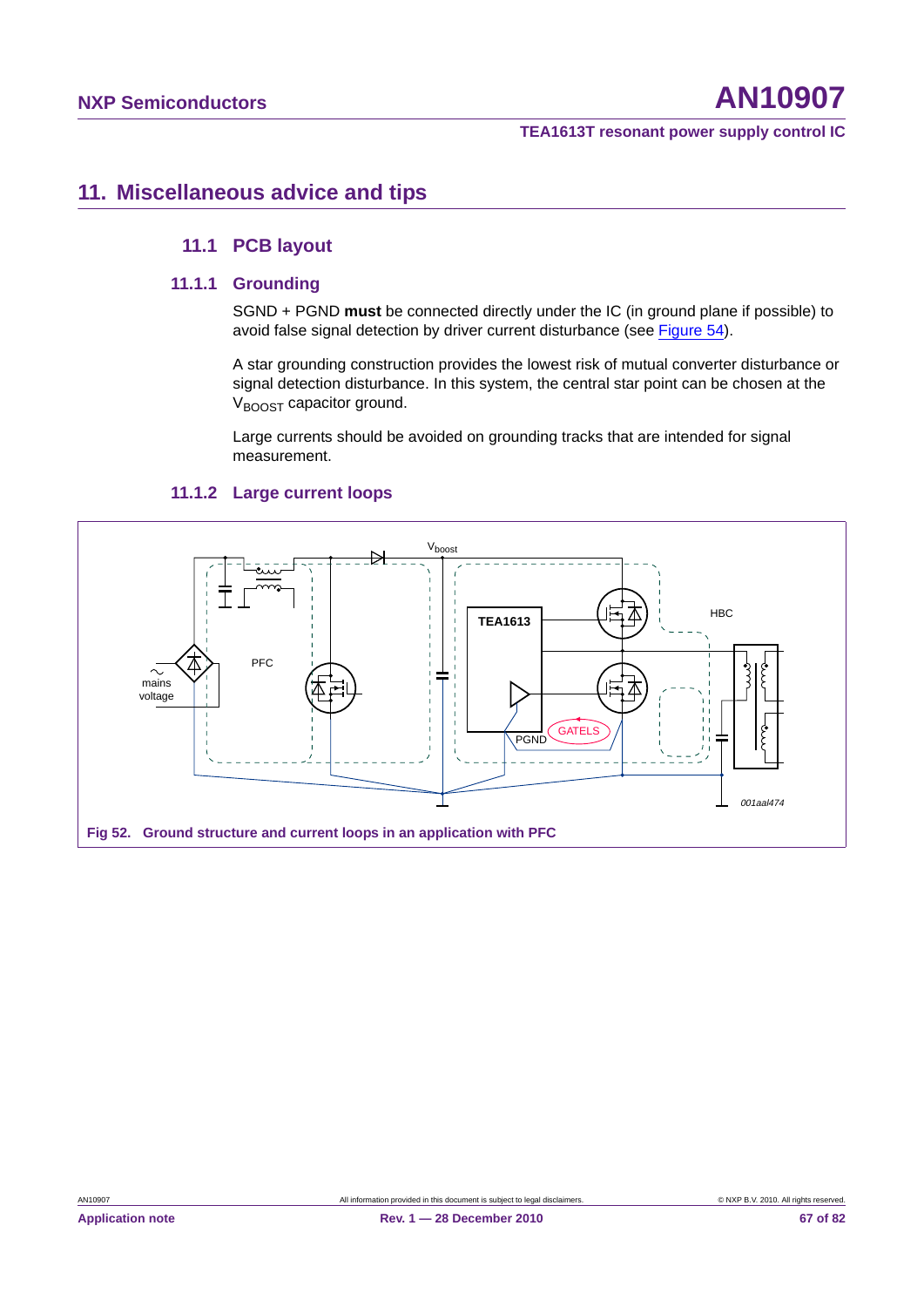## 11. Miscellaneous advice and tips

### 11.1 PCB layout

#### 11.1.1 Grounding

SGND + PGND **must** be connected directly under the IC (in ground plane if possible) to avoid false signal detection by driver current disturbance (see Figure 54).

A star grounding construction provides the lowest risk of mutual converter disturbance or signal detection disturbance. In this system, the central star point can be chosen at the $V_{BOOST}$ capacitor ground.

Large currents should be avoided on grounding tracks that are intended for signal measurement.

#### 11.1.2 Large current loops

**Fig 52. Ground structure and current loops in an application with PFC**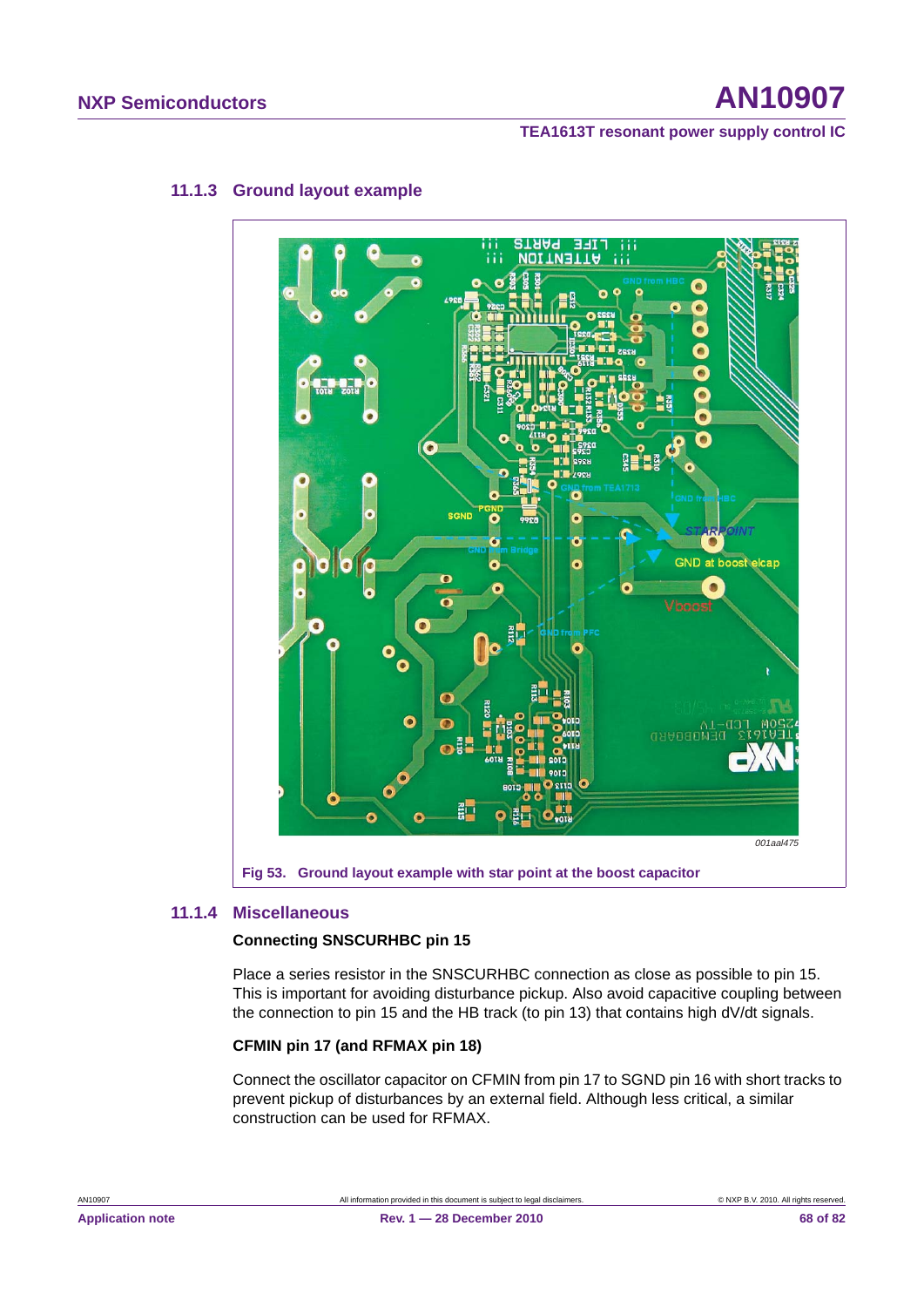### 11.1.3 Ground layout example

001aal475

**Fig 53. Ground layout example with star point at the boost capacitor**

### 11.1.4 Miscellaneous

**Connecting SNSCURHBC pin 15**

Place a series resistor in the SNSCURHBC connection as close as possible to pin 15. This is important for avoiding disturbance pickup. Also avoid capacitive coupling between the connection to pin 15 and the HB track (to pin 13) that contains high dV/dt signals.

**CFMIN pin 17 (and RFMAX pin 18)**

Connect the oscillator capacitor on CFMIN from pin 17 to SGND pin 16 with short tracks to prevent pickup of disturbances by an external field. Although less critical, a similar construction can be used for RFMAX.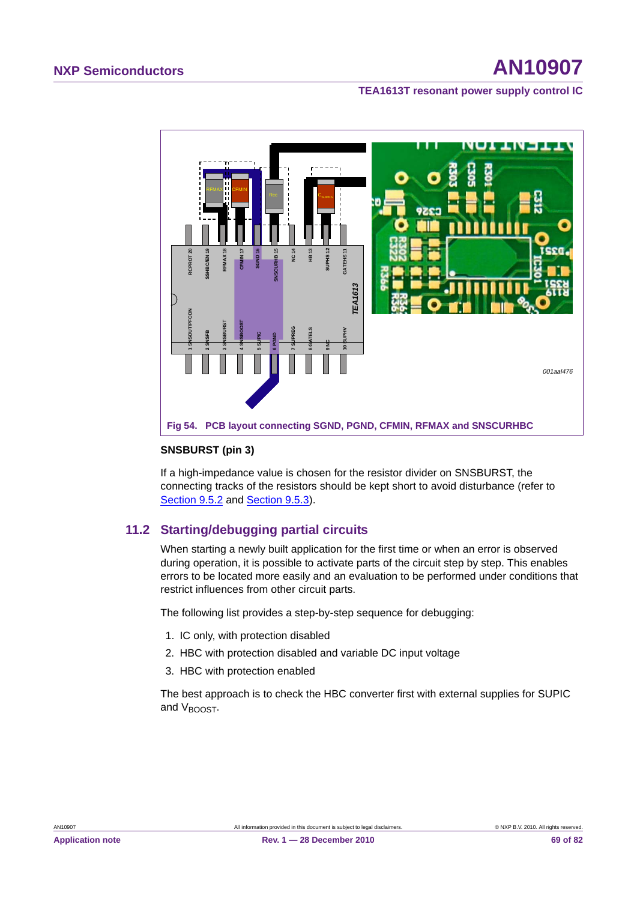Fig 54. PCB layout connecting SGND, PGND, CFMIN, RFMAX and SNSCURHBC

**SNSBURST (pin 3)**

If a high-impedance value is chosen for the resistor divider on SNSBURST, the connecting tracks of the resistors should be kept short to avoid disturbance (refer to Section 9.5.2 and Section 9.5.3).

## 11.2 Starting/debugging partial circuits

When starting a newly built application for the first time or when an error is observed during operation, it is possible to activate parts of the circuit step by step. This enables errors to be located more easily and an evaluation to be performed under conditions that restrict influences from other circuit parts.

The following list provides a step-by-step sequence for debugging:

1. IC only, with protection disabled
2. HBC with protection disabled and variable DC input voltage
3. HBC with protection enabled

The best approach is to check the HBC converter first with external supplies for SUPIC and $V_{BOOST}$.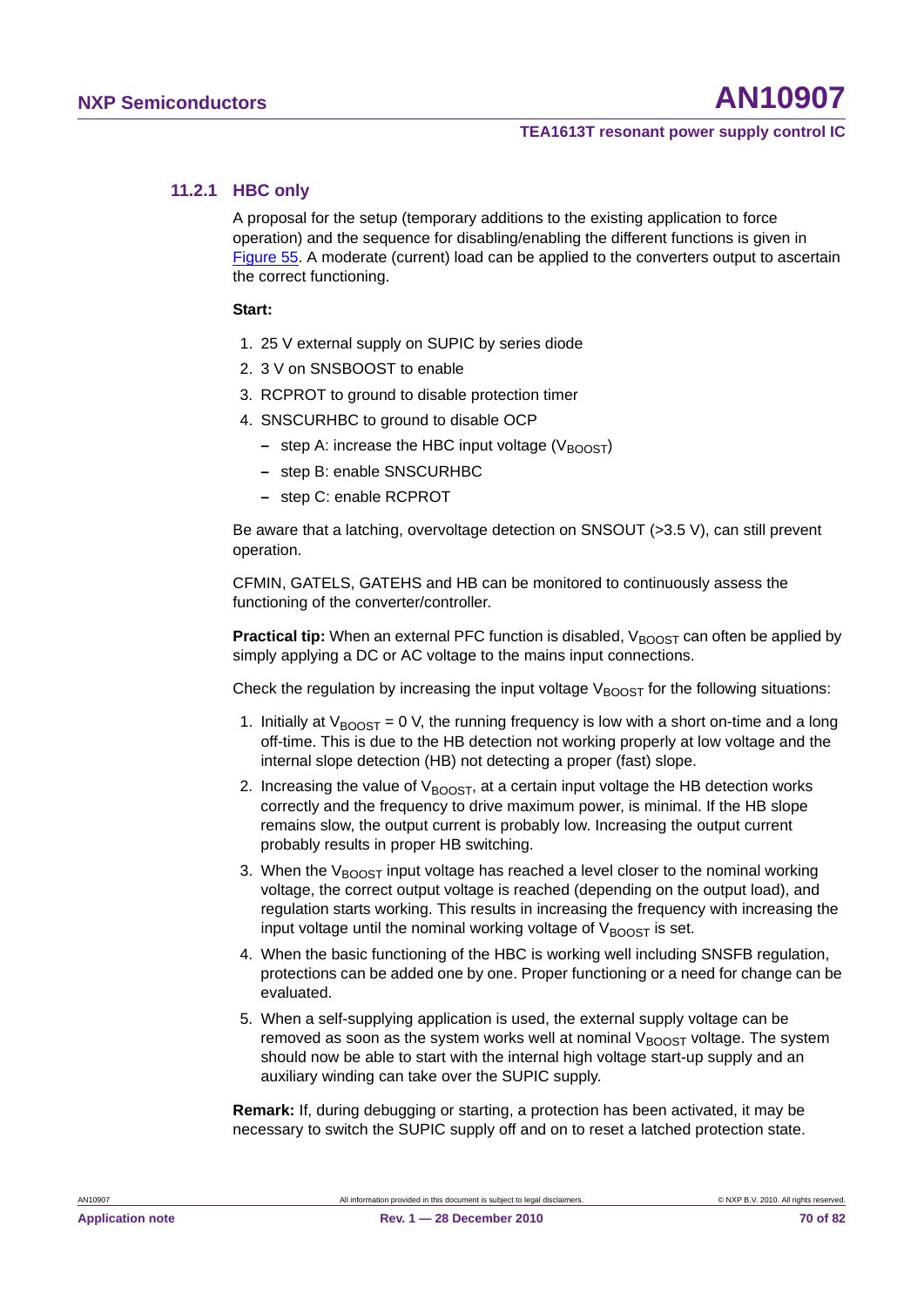### 11.2.1 HBC only

A proposal for the setup (temporary additions to the existing application to force operation) and the sequence for disabling/enabling the different functions is given in Figure 55. A moderate (current) load can be applied to the converters output to ascertain the correct functioning.

**Start:**

1. 25 V external supply on SUPIC by series diode
2. 3 V on SNSBOOST to enable
3. RCPROT to ground to disable protection timer
4. SNSCURHBC to ground to disable OCP
   - step A: increase the HBC input voltage ($V_{BOOST}$)
   - step B: enable SNSCURHBC
   - step C: enable RCPROT

Be aware that a latching, overvoltage detection on SNSOUT (>3.5 V), can still prevent operation.

CFMIN, GATELS, GATEHS and HB can be monitored to continuously assess the functioning of the converter/controller.

**Practical tip:** When an external PFC function is disabled, $V_{BOOST}$ can often be applied by simply applying a DC or AC voltage to the mains input connections.

Check the regulation by increasing the input voltage $V_{BOOST}$ for the following situations:

1. Initially at $V_{BOOST}$ = 0 V, the running frequency is low with a short on-time and a long off-time. This is due to the HB detection not working properly at low voltage and the internal slope detection (HB) not detecting a proper (fast) slope.
2. Increasing the value of $V_{BOOST}$, at a certain input voltage the HB detection works correctly and the frequency to drive maximum power, is minimal. If the HB slope remains slow, the output current is probably low. Increasing the output current probably results in proper HB switching.
3. When the $V_{BOOST}$ input voltage has reached a level closer to the nominal working voltage, the correct output voltage is reached (depending on the output load), and regulation starts working. This results in increasing the frequency with increasing the input voltage until the nominal working voltage of $V_{BOOST}$ is set.
4. When the basic functioning of the HBC is working well including SNSFB regulation, protections can be added one by one. Proper functioning or a need for change can be evaluated.
5. When a self-supplying application is used, the external supply voltage can be removed as soon as the system works well at nominal $V_{BOOST}$ voltage. The system should now be able to start with the internal high voltage start-up supply and an auxiliary winding can take over the SUPIC supply.

**Remark:** If, during debugging or starting, a protection has been activated, it may be necessary to switch the SUPIC supply off and on to reset a latched protection state.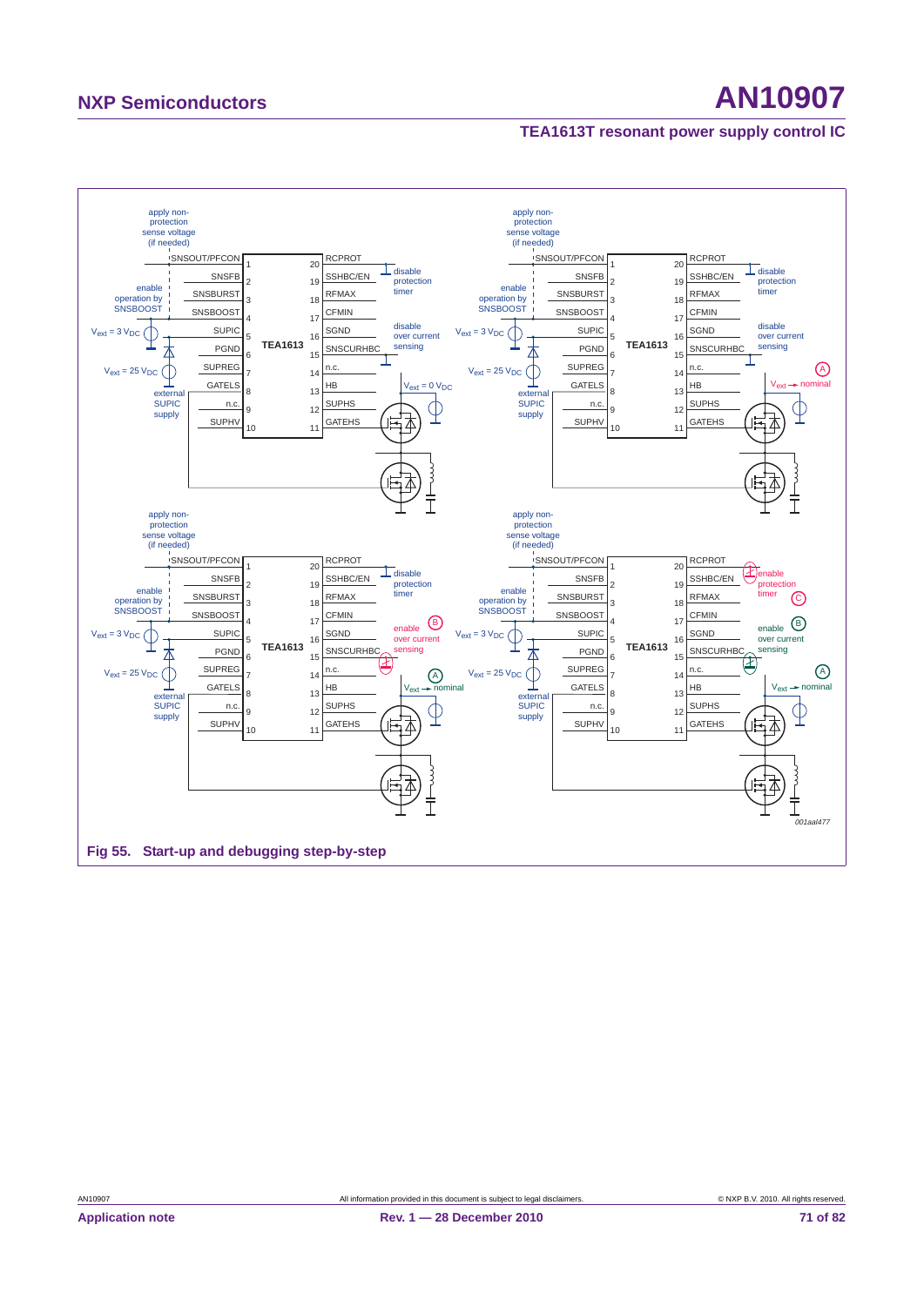Fig 55. Start-up and debugging step-by-step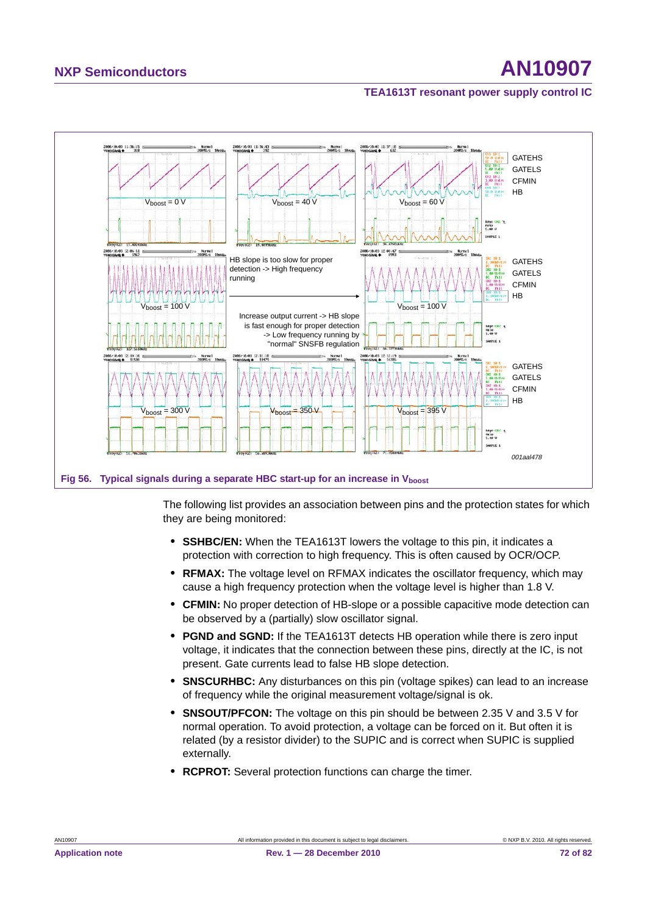Fig 56. Typical signals during a separate HBC start-up for an increase in $V_{boost}$

The following list provides an association between pins and the protection states for which they are being monitored:

- **SSHBC/EN:** When the TEA1613T lowers the voltage to this pin, it indicates a protection with correction to high frequency. This is often caused by OCR/OCP.
- **RFMAX:** The voltage level on RFMAX indicates the oscillator frequency, which may cause a high frequency protection when the voltage level is higher than 1.8 V.
- **CFMIN:** No proper detection of HB-slope or a possible capacitive mode detection can be observed by a (partially) slow oscillator signal.
- **PGND and SGND:** If the TEA1613T detects HB operation while there is zero input voltage, it indicates that the connection between these pins, directly at the IC, is not present. Gate currents lead to false HB slope detection.
- **SNSCURHBC:** Any disturbances on this pin (voltage spikes) can lead to an increase of frequency while the original measurement voltage/signal is ok.
- **SNSOUT/PFCON:** The voltage on this pin should be between 2.35 V and 3.5 V for normal operation. To avoid protection, a voltage can be forced on it. But often it is related (by a resistor divider) to the SUPIC and is correct when SUPIC is supplied externally.
- **RCPROT:** Several protection functions can charge the timer.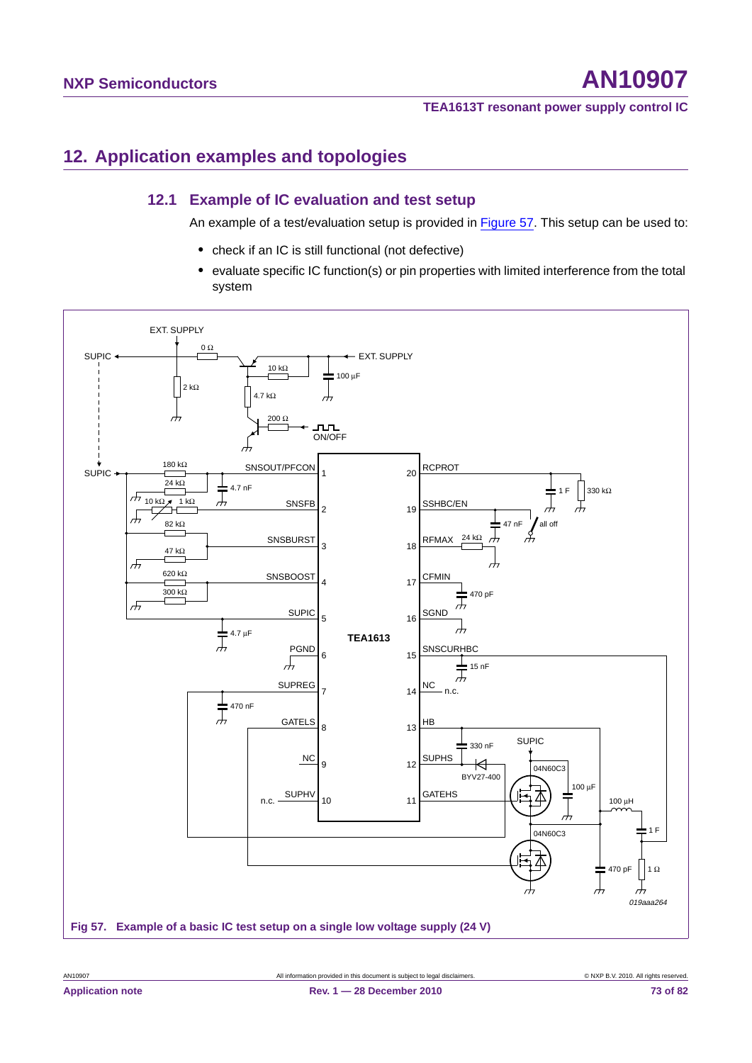## 12. Application examples and topologies

### 12.1 Example of IC evaluation and test setup

An example of a test/evaluation setup is provided in Figure 57. This setup can be used to:

- check if an IC is still functional (not defective)
- evaluate specific IC function(s) or pin properties with limited interference from the total system

**Fig 57. Example of a basic IC test setup on a single low voltage supply (24 V)**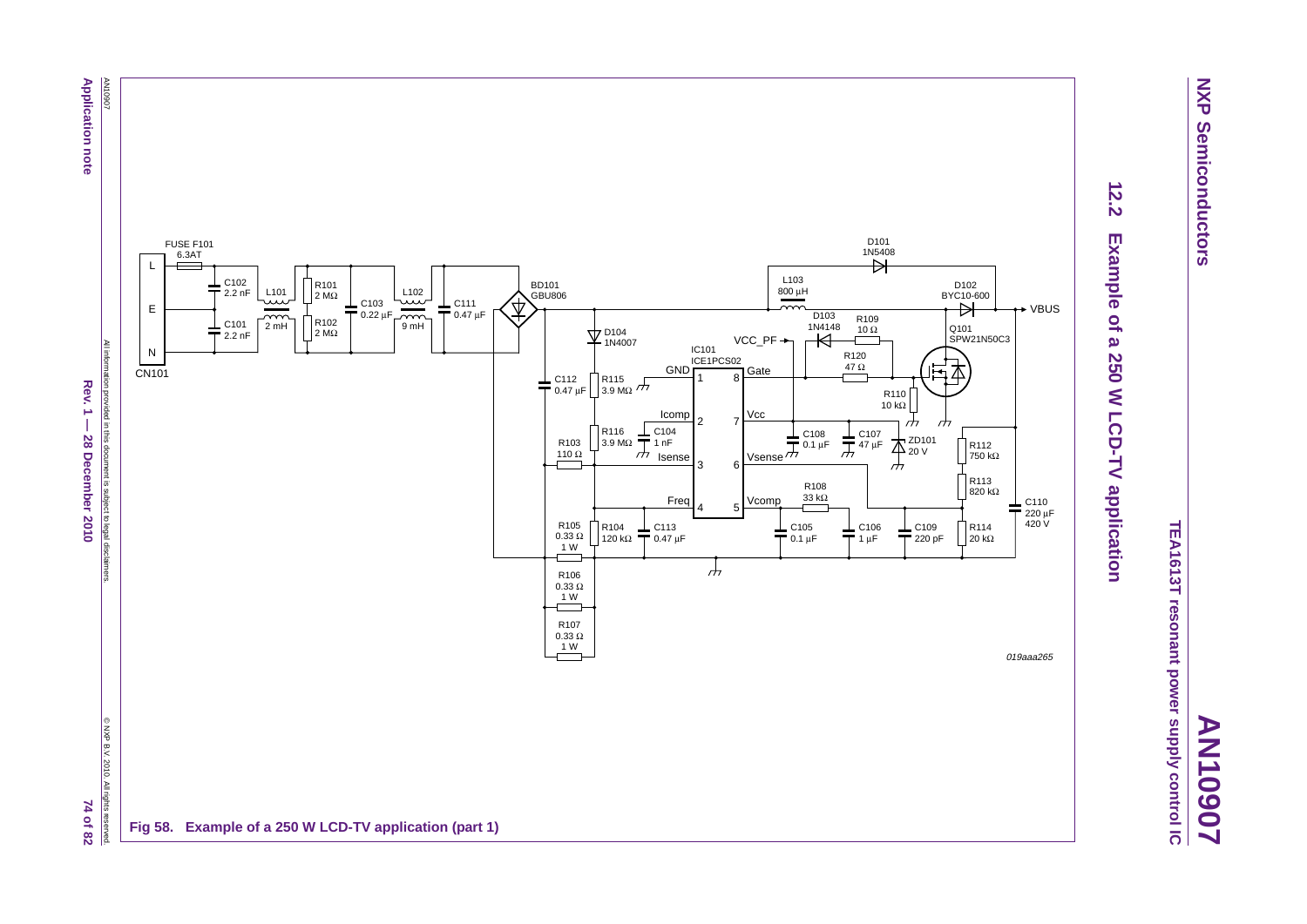## 12.2 Example of a 250 W LCD-TV application

Fig 58. Example of a 250 W LCD-TV application (part 1)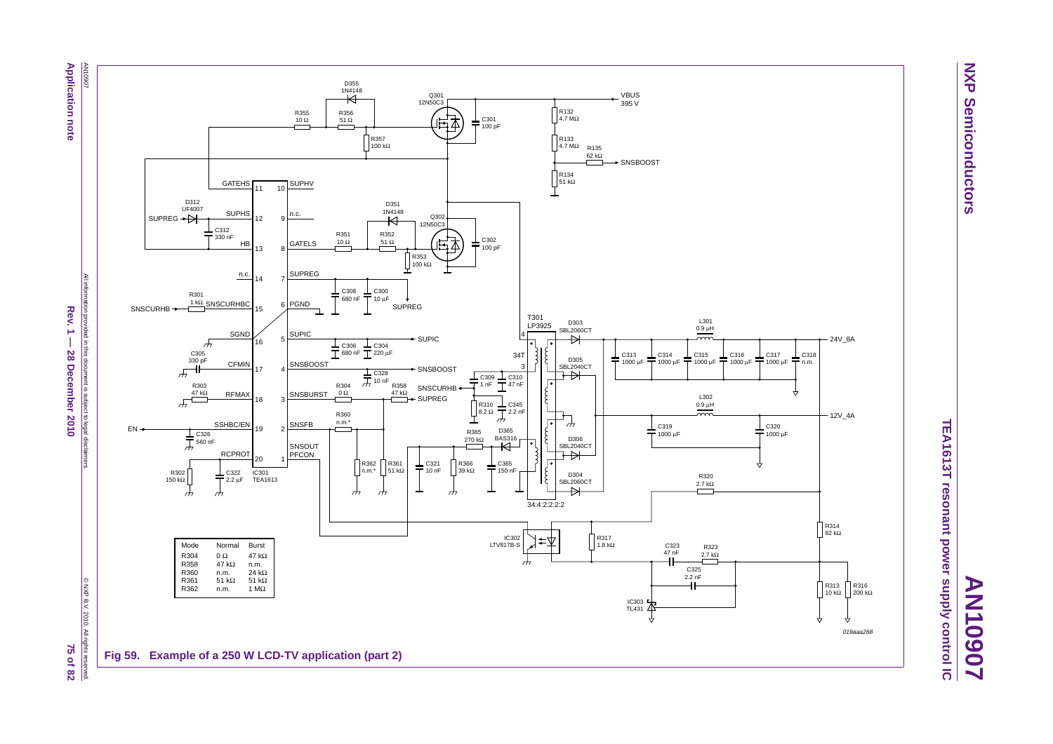| Mode | Normal | Burst |
|---|---|---|
| R304 | 0 Ω | 47 kΩ |
| R358 | 47 kΩ | n.m. |
| R360 | n.m. | 24 kΩ |
| R361 | 51 kΩ | 51 kΩ |
| R362 | n.m. | 1 MΩ |

019aaa268

**Fig 59. Example of a 250 W LCD-TV application (part 2)**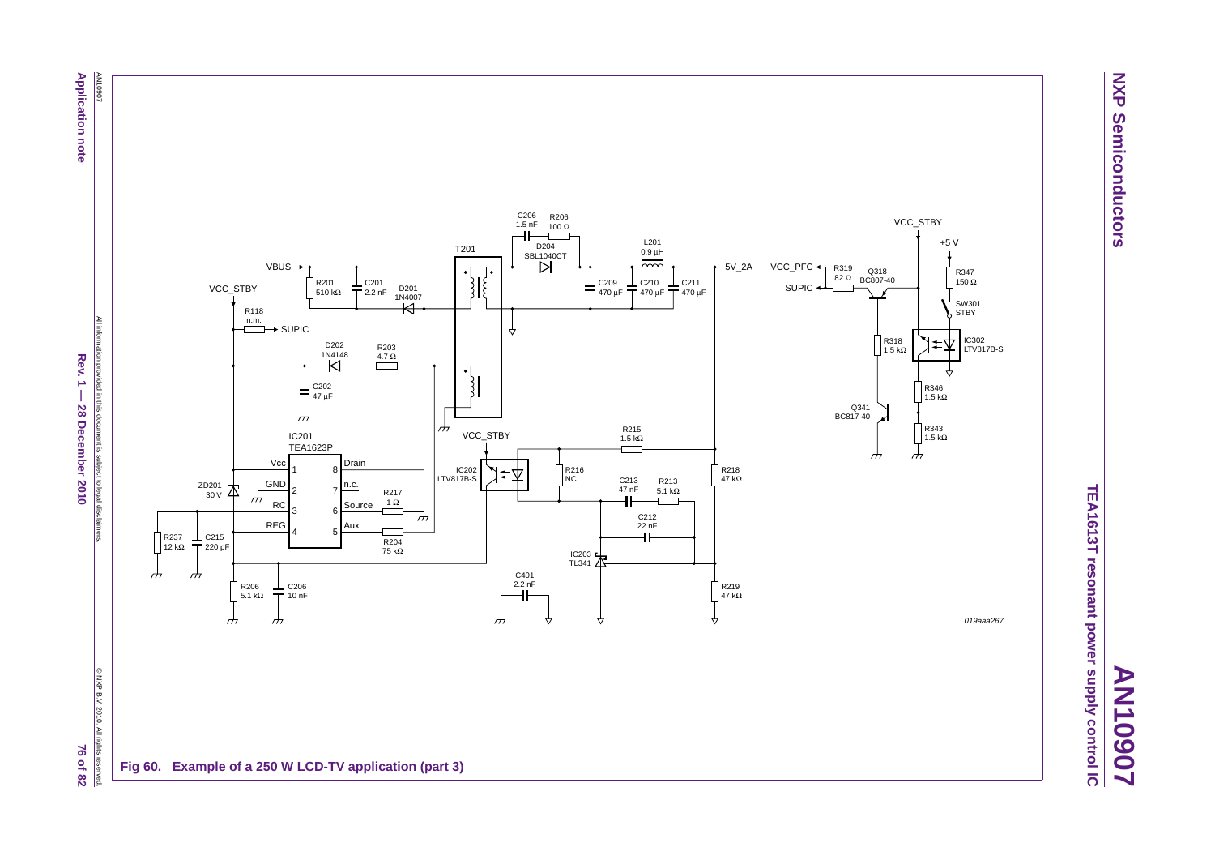Fig 60. Example of a 250 W LCD-TV application (part 3)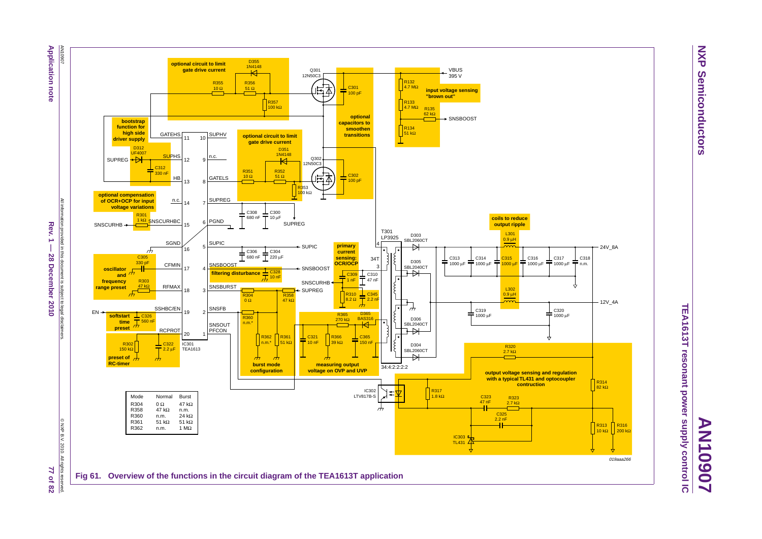| Mode | Normal | Burst |
|---|---|---|
| R304 | 0 Ω | 47 kΩ |
| R358 | 47 kΩ | n.m. |
| R360 | n.m. | 24 kΩ |
| R361 | 51 kΩ | 51 kΩ |
| R362 | n.m. | 1 MΩ |

**Fig 61. Overview of the functions in the circuit diagram of the TEA1613T application**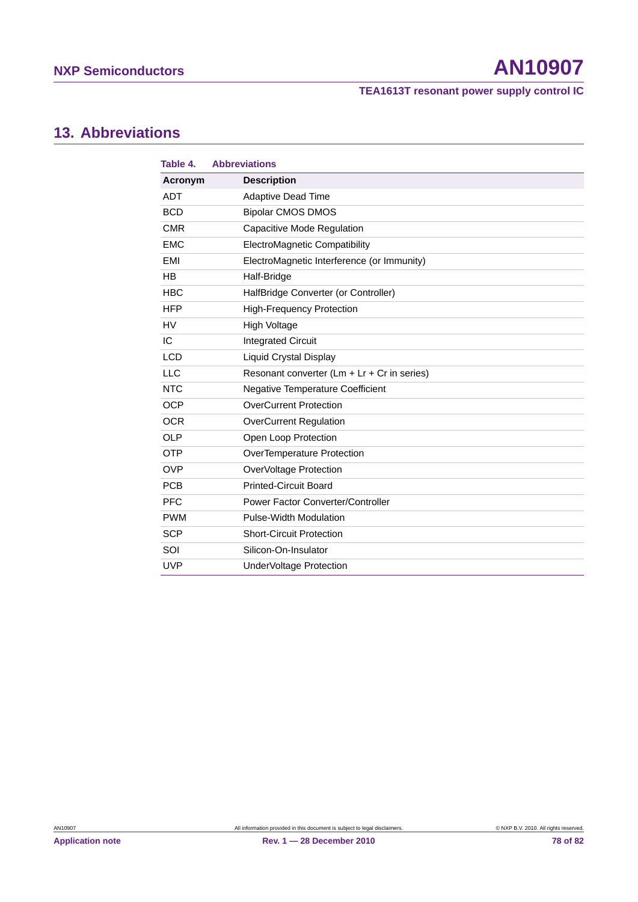## 13. Abbreviations

**Table 4. Abbreviations**

| Acronym | Description |
|---|---|
| ADT | Adaptive Dead Time |
| BCD | Bipolar CMOS DMOS |
| CMR | Capacitive Mode Regulation |
| EMC | ElectroMagnetic Compatibility |
| EMI | ElectroMagnetic Interference (or Immunity) |
| HB | Half-Bridge |
| HBC | HalfBridge Converter (or Controller) |
| HFP | High-Frequency Protection |
| HV | High Voltage |
| IC | Integrated Circuit |
| LCD | Liquid Crystal Display |
| LLC | Resonant converter (Lm + Lr + Cr in series) |
| NTC | Negative Temperature Coefficient |
| OCP | OverCurrent Protection |
| OCR | OverCurrent Regulation |
| OLP | Open Loop Protection |
| OTP | OverTemperature Protection |
| OVP | OverVoltage Protection |
| PCB | Printed-Circuit Board |
| PFC | Power Factor Converter/Controller |
| PWM | Pulse-Width Modulation |
| SCP | Short-Circuit Protection |
| SOI | Silicon-On-Insulator |
| UVP | UnderVoltage Protection |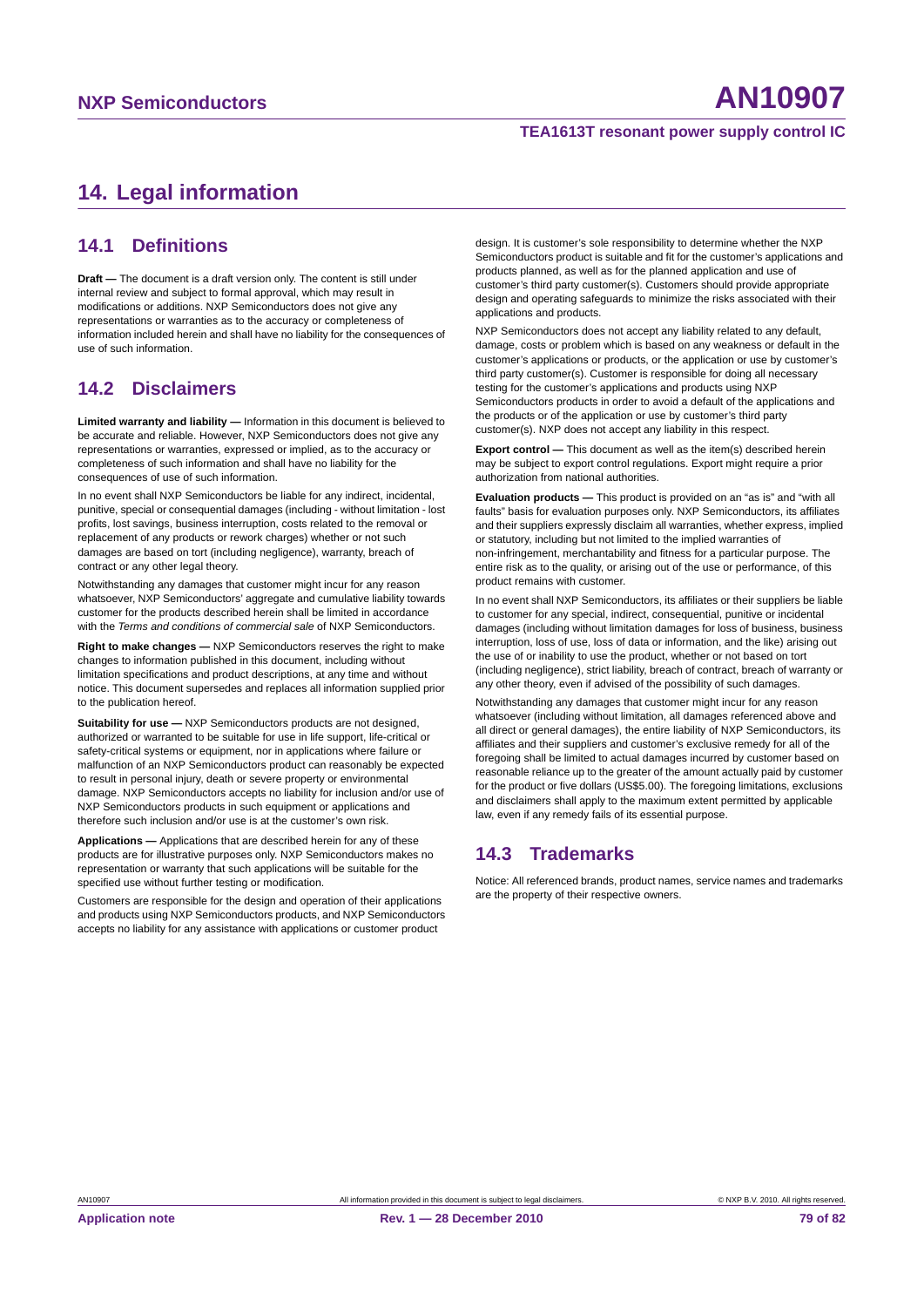# 14. Legal information

## 14.1 Definitions

**Draft —** The document is a draft version only. The content is still under internal review and subject to formal approval, which may result in modifications or additions. NXP Semiconductors does not give any representations or warranties as to the accuracy or completeness of information included herein and shall have no liability for the consequences of use of such information.

## 14.2 Disclaimers

**Limited warranty and liability —** Information in this document is believed to be accurate and reliable. However, NXP Semiconductors does not give any representations or warranties, expressed or implied, as to the accuracy or completeness of such information and shall have no liability for the consequences of use of such information.

In no event shall NXP Semiconductors be liable for any indirect, incidental, punitive, special or consequential damages (including - without limitation - lost profits, lost savings, business interruption, costs related to the removal or replacement of any products or rework charges) whether or not such damages are based on tort (including negligence), warranty, breach of contract or any other legal theory.

Notwithstanding any damages that customer might incur for any reason whatsoever, NXP Semiconductors' aggregate and cumulative liability towards customer for the products described herein shall be limited in accordance with the *Terms and conditions of commercial sale* of NXP Semiconductors.

**Right to make changes —** NXP Semiconductors reserves the right to make changes to information published in this document, including without limitation specifications and product descriptions, at any time and without notice. This document supersedes and replaces all information supplied prior to the publication hereof.

**Suitability for use —** NXP Semiconductors products are not designed, authorized or warranted to be suitable for use in life support, life-critical or safety-critical systems or equipment, nor in applications where failure or malfunction of an NXP Semiconductors product can reasonably be expected to result in personal injury, death or severe property or environmental damage. NXP Semiconductors accepts no liability for inclusion and/or use of NXP Semiconductors products in such equipment or applications and therefore such inclusion and/or use is at the customer's own risk.

**Applications —** Applications that are described herein for any of these products are for illustrative purposes only. NXP Semiconductors makes no representation or warranty that such applications will be suitable for the specified use without further testing or modification.

Customers are responsible for the design and operation of their applications and products using NXP Semiconductors products, and NXP Semiconductors accepts no liability for any assistance with applications or customer product design. It is customer's sole responsibility to determine whether the NXP Semiconductors product is suitable and fit for the customer's applications and products planned, as well as for the planned application and use of customer's third party customer(s). Customers should provide appropriate design and operating safeguards to minimize the risks associated with their applications and products.

NXP Semiconductors does not accept any liability related to any default, damage, costs or problem which is based on any weakness or default in the customer's applications or products, or the application or use by customer's third party customer(s). Customer is responsible for doing all necessary testing for the customer's applications and products using NXP Semiconductors products in order to avoid a default of the applications and the products or of the application or use by customer's third party customer(s). NXP does not accept any liability in this respect.

**Export control —** This document as well as the item(s) described herein may be subject to export control regulations. Export might require a prior authorization from national authorities.

**Evaluation products —** This product is provided on an "as is" and "with all faults" basis for evaluation purposes only. NXP Semiconductors, its affiliates and their suppliers expressly disclaim all warranties, whether express, implied or statutory, including but not limited to the implied warranties of non-infringement, merchantability and fitness for a particular purpose. The entire risk as to the quality, or arising out of the use or performance, of this product remains with customer.

In no event shall NXP Semiconductors, its affiliates or their suppliers be liable to customer for any special, indirect, consequential, punitive or incidental damages (including without limitation damages for loss of business, business interruption, loss of use, loss of data or information, and the like) arising out the use of or inability to use the product, whether or not based on tort (including negligence), strict liability, breach of contract, breach of warranty or any other theory, even if advised of the possibility of such damages.

Notwithstanding any damages that customer might incur for any reason whatsoever (including without limitation, all damages referenced above and all direct or general damages), the entire liability of NXP Semiconductors, its affiliates and their suppliers and customer's exclusive remedy for all of the foregoing shall be limited to actual damages incurred by customer based on reasonable reliance up to the greater of the amount actually paid by customer for the product or five dollars (US$5.00). The foregoing limitations, exclusions and disclaimers shall apply to the maximum extent permitted by applicable law, even if any remedy fails of its essential purpose.

## 14.3 Trademarks

Notice: All referenced brands, product names, service names and trademarks are the property of their respective owners.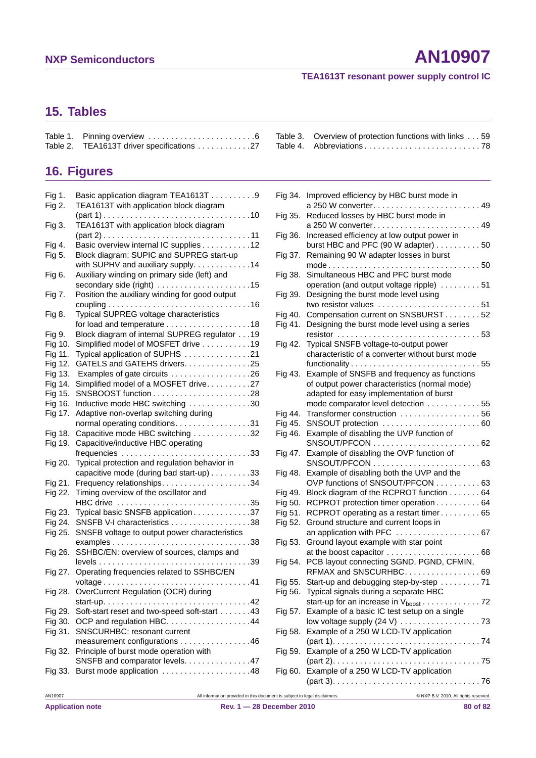## 15. Tables

Table 1. Pinning overview . . . . . . . . . . . . . . . . . . . . . . . .6
Table 2. TEA1613T driver specifications . . . . . . . . . . . .27
Table 3. Overview of protection functions with links . . . 59
Table 4. Abbreviations . . . . . . . . . . . . . . . . . . . . . . . . . . 78

## 16. Figures

Fig 1. Basic application diagram TEA1613T . . . . . . . . . .9
Fig 2. TEA1613T with application block diagram (part 1) . . . . . . . . . . . . . . . . . . . . . . . . . . . . . . . .10
Fig 3. TEA1613T with application block diagram (part 2) . . . . . . . . . . . . . . . . . . . . . . . . . . . . . . . .11
Fig 4. Basic overview internal IC supplies . . . . . . . . . . .12
Fig 5. Block diagram: SUPIC and SUPREG start-up with SUPHV and auxiliary supply. . . . . . . . . . . . .14
Fig 6. Auxiliary winding on primary side (left) and secondary side (right) . . . . . . . . . . . . . . . . . . . . .15
Fig 7. Position the auxiliary winding for good output coupling . . . . . . . . . . . . . . . . . . . . . . . . . . . . . . . .16
Fig 8. Typical SUPREG voltage characteristics for load and temperature . . . . . . . . . . . . . . . . . . .18
Fig 9. Block diagram of internal SUPREG regulator . . .19
Fig 10. Simplified model of MOSFET drive . . . . . . . . . . .19
Fig 11. Typical application of SUPHS . . . . . . . . . . . . . . .21
Fig 12. GATELS and GATEHS drivers. . . . . . . . . . . . . . .25
Fig 13. Examples of gate circuits . . . . . . . . . . . . . . . . . .26
Fig 14. Simplified model of a MOSFET drive. . . . . . . . . .27
Fig 15. SNSBOOST function . . . . . . . . . . . . . . . . . . . . . .28
Fig 16. Inductive mode HBC switching . . . . . . . . . . . . . .30
Fig 17. Adaptive non-overlap switching during normal operating conditions. . . . . . . . . . . . . . . . .31
Fig 18. Capacitive mode HBC switching . . . . . . . . . . . . .32
Fig 19. Capacitive/inductive HBC operating frequencies . . . . . . . . . . . . . . . . . . . . . . . . . . . .33
Fig 20. Typical protection and regulation behavior in capacitive mode (during bad start-up) . . . . . . . . .33
Fig 21. Frequency relationships. . . . . . . . . . . . . . . . . . . .34
Fig 22. Timing overview of the oscillator and HBC drive . . . . . . . . . . . . . . . . . . . . . . . . . . . . . .35
Fig 23. Typical basic SNSFB application . . . . . . . . . . . . .37
Fig 24. SNSFB V-I characteristics . . . . . . . . . . . . . . . . . .38
Fig 25. SNSFB voltage to output power characteristics examples . . . . . . . . . . . . . . . . . . . . . . . . . . . . . . .38
Fig 26. SSHBC/EN: overview of sources, clamps and levels . . . . . . . . . . . . . . . . . . . . . . . . . . . . . . . . . .39
Fig 27. Operating frequencies related to SSHBC/EN voltage . . . . . . . . . . . . . . . . . . . . . . . . . . . . . . . .41
Fig 28. OverCurrent Regulation (OCR) during start-up. . . . . . . . . . . . . . . . . . . . . . . . . . . . . . . .42
Fig 29. Soft-start reset and two-speed soft-start . . . . . . .43
Fig 30. OCP and regulation HBC. . . . . . . . . . . . . . . . . . .44
Fig 31. SNSCURHBC: resonant current measurement configurations . . . . . . . . . . . . . . . .46
Fig 32. Principle of burst mode operation with SNSFB and comparator levels. . . . . . . . . . . . . . .47
Fig 33. Burst mode application . . . . . . . . . . . . . . . . . . . .48
Fig 34. Improved efficiency by HBC burst mode in a 250 W converter. . . . . . . . . . . . . . . . . . . . . . . . 49
Fig 35. Reduced losses by HBC burst mode in a 250 W converter. . . . . . . . . . . . . . . . . . . . . . . . 49
Fig 36. Increased efficiency at low output power in burst HBC and PFC (90 W adapter) . . . . . . . . . . 50
Fig 37. Remaining 90 W adapter losses in burst mode . . . . . . . . . . . . . . . . . . . . . . . . . . . . . . . . . 50
Fig 38. Simultaneous HBC and PFC burst mode operation (and output voltage ripple) . . . . . . . . . 51
Fig 39. Designing the burst mode level using two resistor values . . . . . . . . . . . . . . . . . . . . . . . 51
Fig 40. Compensation current on SNSBURST . . . . . . . . 52
Fig 41. Designing the burst mode level using a series resistor . . . . . . . . . . . . . . . . . . . . . . . . . . . . . . . 53
Fig 42. Typical SNSFB voltage-to-output power characteristic of a converter without burst mode functionality . . . . . . . . . . . . . . . . . . . . . . . . . . . . 55
Fig 43. Example of SNSFB and frequency as functions of output power characteristics (normal mode) adapted for easy implementation of burst mode comparator level detection . . . . . . . . . . . . 55
Fig 44. Transformer construction . . . . . . . . . . . . . . . . . . 56
Fig 45. SNSOUT protection . . . . . . . . . . . . . . . . . . . . . . 60
Fig 46. Example of disabling the UVP function of SNSOUT/PFCON . . . . . . . . . . . . . . . . . . . . . . . . 62
Fig 47. Example of disabling the OVP function of SNSOUT/PFCON . . . . . . . . . . . . . . . . . . . . . . . . 63
Fig 48. Example of disabling both the UVP and the OVP functions of SNSOUT/PFCON . . . . . . . . . . 63
Fig 49. Block diagram of the RCPROT function . . . . . . . 64
Fig 50. RCPROT protection timer operation . . . . . . . . . . 64
Fig 51. RCPROT operating as a restart timer . . . . . . . . . 65
Fig 52. Ground structure and current loops in an application with PFC . . . . . . . . . . . . . . . . . . . 67
Fig 53. Ground layout example with star point at the boost capacitor . . . . . . . . . . . . . . . . . . . . . 68
Fig 54. PCB layout connecting SGND, PGND, CFMIN, RFMAX and SNSCURHBC. . . . . . . . . . . . . . . . . 69
Fig 55. Start-up and debugging step-by-step . . . . . . . . . 71
Fig 56. Typical signals during a separate HBC start-up for an increase in $V_{boost}$ . . . . . . . . . . . . . 72
Fig 57. Example of a basic IC test setup on a single low voltage supply (24 V) . . . . . . . . . . . . . . . . . . 73
Fig 58. Example of a 250 W LCD-TV application (part 1). . . . . . . . . . . . . . . . . . . . . . . . . . . . . . . . . 74
Fig 59. Example of a 250 W LCD-TV application (part 2). . . . . . . . . . . . . . . . . . . . . . . . . . . . . . . . . 75
Fig 60. Example of a 250 W LCD-TV application (part 3). . . . . . . . . . . . . . . . . . . . . . . . . . . . . . . . . 76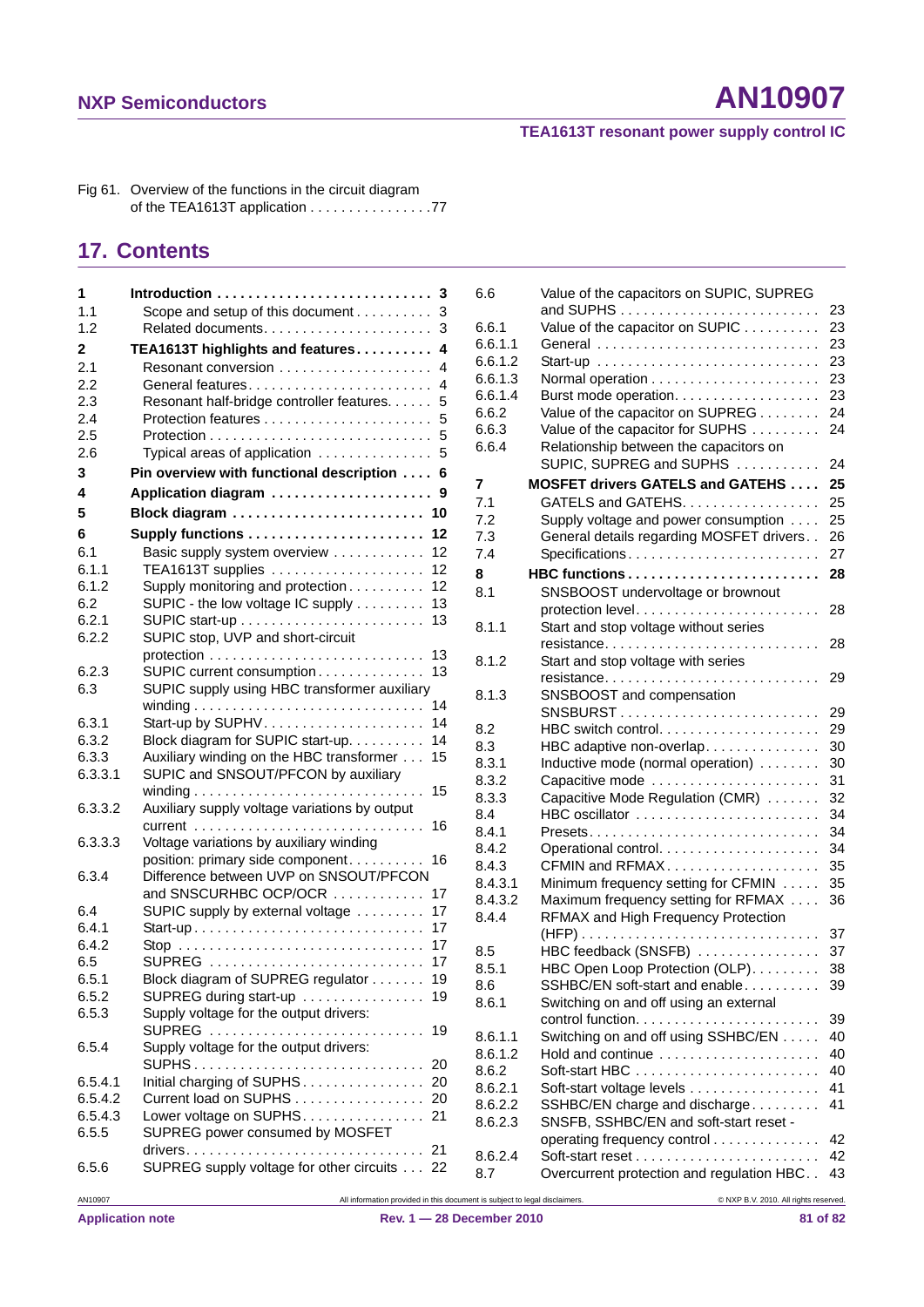Fig 61. Overview of the functions in the circuit diagram of the TEA1613T application . . . . . . . . . . . . . . . .77

## 17. Contents

| | | |
|---|---|---|
| **1** | **Introduction** | **3** |
| 1.1 | Scope and setup of this document | 3 |
| 1.2 | Related documents | 3 |
| **2** | **TEA1613T highlights and features** | **4** |
| 2.1 | Resonant conversion | 4 |
| 2.2 | General features | 4 |
| 2.3 | Resonant half-bridge controller features | 5 |
| 2.4 | Protection features | 5 |
| 2.5 | Protection | 5 |
| 2.6 | Typical areas of application | 5 |
| **3** | **Pin overview with functional description** | **6** |
| **4** | **Application diagram** | **9** |
| **5** | **Block diagram** | **10** |
| **6** | **Supply functions** | **12** |
| 6.1 | Basic supply system overview | 12 |
| 6.1.1 | TEA1613T supplies | 12 |
| 6.1.2 | Supply monitoring and protection | 12 |
| 6.2 | SUPIC - the low voltage IC supply | 13 |
| 6.2.1 | SUPIC start-up | 13 |
| 6.2.2 | SUPIC stop, UVP and short-circuit protection | 13 |
| 6.2.3 | SUPIC current consumption | 13 |
| 6.3 | SUPIC supply using HBC transformer auxiliary winding | 14 |
| 6.3.1 | Start-up by SUPHV | 14 |
| 6.3.2 | Block diagram for SUPIC start-up | 14 |
| 6.3.3 | Auxiliary winding on the HBC transformer | 15 |
| 6.3.3.1 | SUPIC and SNSOUT/PFCON by auxiliary winding | 15 |
| 6.3.3.2 | Auxiliary supply voltage variations by output current | 16 |
| 6.3.3.3 | Voltage variations by auxiliary winding position: primary side component | 16 |
| 6.3.4 | Difference between UVP on SNSOUT/PFCON and SNSCURHBC OCP/OCR | 17 |
| 6.4 | SUPIC supply by external voltage | 17 |
| 6.4.1 | Start-up | 17 |
| 6.4.2 | Stop | 17 |
| 6.5 | SUPREG | 17 |
| 6.5.1 | Block diagram of SUPREG regulator | 19 |
| 6.5.2 | SUPREG during start-up | 19 |
| 6.5.3 | Supply voltage for the output drivers: SUPREG | 19 |
| 6.5.4 | Supply voltage for the output drivers: SUPHS | 20 |
| 6.5.4.1 | Initial charging of SUPHS | 20 |
| 6.5.4.2 | Current load on SUPHS | 20 |
| 6.5.4.3 | Lower voltage on SUPHS | 21 |
| 6.5.5 | SUPREG power consumed by MOSFET drivers | 21 |
| 6.5.6 | SUPREG supply voltage for other circuits | 22 |
| 6.6 | Value of the capacitors on SUPIC, SUPREG and SUPHS | 23 |
| 6.6.1 | Value of the capacitor on SUPIC | 23 |
| 6.6.1.1 | General | 23 |
| 6.6.1.2 | Start-up | 23 |
| 6.6.1.3 | Normal operation | 23 |
| 6.6.1.4 | Burst mode operation | 23 |
| 6.6.2 | Value of the capacitor on SUPREG | 24 |
| 6.6.3 | Value of the capacitor for SUPHS | 24 |
| 6.6.4 | Relationship between the capacitors on SUPIC, SUPREG and SUPHS | 24 |
| **7** | **MOSFET drivers GATELS and GATEHS** | **25** |
| 7.1 | GATELS and GATEHS | 25 |
| 7.2 | Supply voltage and power consumption | 25 |
| 7.3 | General details regarding MOSFET drivers | 26 |
| 7.4 | Specifications | 27 |
| **8** | **HBC functions** | **28** |
| 8.1 | SNSBOOST undervoltage or brownout protection level | 28 |
| 8.1.1 | Start and stop voltage without series resistance | 28 |
| 8.1.2 | Start and stop voltage with series resistance | 29 |
| 8.1.3 | SNSBOOST and compensation SNSBURST | 29 |
| 8.2 | HBC switch control | 29 |
| 8.3 | HBC adaptive non-overlap | 30 |
| 8.3.1 | Inductive mode (normal operation) | 30 |
| 8.3.2 | Capacitive mode | 31 |
| 8.3.3 | Capacitive Mode Regulation (CMR) | 32 |
| 8.4 | HBC oscillator | 34 |
| 8.4.1 | Presets | 34 |
| 8.4.2 | Operational control | 34 |
| 8.4.3 | CFMIN and RFMAX | 35 |
| 8.4.3.1 | Minimum frequency setting for CFMIN | 35 |
| 8.4.3.2 | Maximum frequency setting for RFMAX | 36 |
| 8.4.4 | RFMAX and High Frequency Protection (HFP) | 37 |
| 8.5 | HBC feedback (SNSFB) | 37 |
| 8.5.1 | HBC Open Loop Protection (OLP) | 38 |
| 8.6 | SSHBC/EN soft-start and enable | 39 |
| 8.6.1 | Switching on and off using an external control function | 39 |
| 8.6.1.1 | Switching on and off using SSHBC/EN | 40 |
| 8.6.1.2 | Hold and continue | 40 |
| 8.6.2 | Soft-start HBC | 40 |
| 8.6.2.1 | Soft-start voltage levels | 41 |
| 8.6.2.2 | SSHBC/EN charge and discharge | 41 |
| 8.6.2.3 | SNSFB, SSHBC/EN and soft-start reset - operating frequency control | 42 |
| 8.6.2.4 | Soft-start reset | 42 |
| 8.7 | Overcurrent protection and regulation HBC | 43 |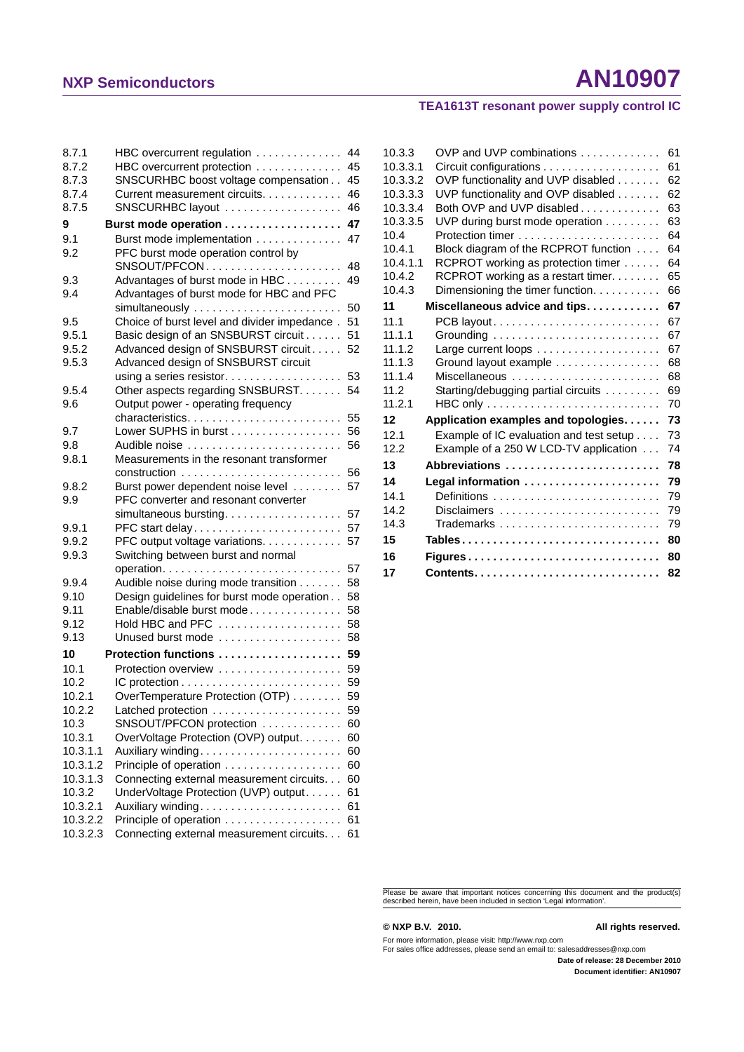| | | |
|---|---|---|
| 8.7.1 | HBC overcurrent regulation | 44 |
| 8.7.2 | HBC overcurrent protection | 45 |
| 8.7.3 | SNSCURHBC boost voltage compensation | 45 |
| 8.7.4 | Current measurement circuits | 46 |
| 8.7.5 | SNSCURHBC layout | 46 |
| **9** | **Burst mode operation** | **47** |
| 9.1 | Burst mode implementation | 47 |
| 9.2 | PFC burst mode operation control by SNSOUT/PFCON | 48 |
| 9.3 | Advantages of burst mode in HBC | 49 |
| 9.4 | Advantages of burst mode for HBC and PFC simultaneously | 50 |
| 9.5 | Choice of burst level and divider impedance | 51 |
| 9.5.1 | Basic design of an SNSBURST circuit | 51 |
| 9.5.2 | Advanced design of SNSBURST circuit | 52 |
| 9.5.3 | Advanced design of SNSBURST circuit using a series resistor | 53 |
| 9.5.4 | Other aspects regarding SNSBURST | 54 |
| 9.6 | Output power - operating frequency characteristics | 55 |
| 9.7 | Lower SUPHS in burst | 56 |
| 9.8 | Audible noise | 56 |
| 9.8.1 | Measurements in the resonant transformer construction | 56 |
| 9.8.2 | Burst power dependent noise level | 57 |
| 9.9 | PFC converter and resonant converter simultaneous bursting | 57 |
| 9.9.1 | PFC start delay | 57 |
| 9.9.2 | PFC output voltage variations | 57 |
| 9.9.3 | Switching between burst and normal operation | 57 |
| 9.9.4 | Audible noise during mode transition | 58 |
| 9.10 | Design guidelines for burst mode operation | 58 |
| 9.11 | Enable/disable burst mode | 58 |
| 9.12 | Hold HBC and PFC | 58 |
| 9.13 | Unused burst mode | 58 |
| **10** | **Protection functions** | **59** |
| 10.1 | Protection overview | 59 |
| 10.2 | IC protection | 59 |
| 10.2.1 | OverTemperature Protection (OTP) | 59 |
| 10.2.2 | Latched protection | 59 |
| 10.3 | SNSOUT/PFCON protection | 60 |
| 10.3.1 | OverVoltage Protection (OVP) output | 60 |
| 10.3.1.1 | Auxiliary winding | 60 |
| 10.3.1.2 | Principle of operation | 60 |
| 10.3.1.3 | Connecting external measurement circuits | 60 |
| 10.3.2 | UnderVoltage Protection (UVP) output | 61 |
| 10.3.2.1 | Auxiliary winding | 61 |
| 10.3.2.2 | Principle of operation | 61 |
| 10.3.2.3 | Connecting external measurement circuits | 61 |
| 10.3.3 | OVP and UVP combinations | 61 |
| 10.3.3.1 | Circuit configurations | 61 |
| 10.3.3.2 | OVP functionality and UVP disabled | 62 |
| 10.3.3.3 | UVP functionality and OVP disabled | 62 |
| 10.3.3.4 | Both OVP and UVP disabled | 63 |
| 10.3.3.5 | UVP during burst mode operation | 63 |
| 10.4 | Protection timer | 64 |
| 10.4.1 | Block diagram of the RCPROT function | 64 |
| 10.4.1.1 | RCPROT working as protection timer | 64 |
| 10.4.2 | RCPROT working as a restart timer | 65 |
| 10.4.3 | Dimensioning the timer function | 66 |
| **11** | **Miscellaneous advice and tips** | **67** |
| 11.1 | PCB layout | 67 |
| 11.1.1 | Grounding | 67 |
| 11.1.2 | Large current loops | 67 |
| 11.1.3 | Ground layout example | 68 |
| 11.1.4 | Miscellaneous | 68 |
| 11.2 | Starting/debugging partial circuits | 69 |
| 11.2.1 | HBC only | 70 |
| **12** | **Application examples and topologies** | **73** |
| 12.1 | Example of IC evaluation and test setup | 73 |
| 12.2 | Example of a 250 W LCD-TV application | 74 |
| **13** | **Abbreviations** | **78** |
| **14** | **Legal information** | **79** |
| 14.1 | Definitions | 79 |
| 14.2 | Disclaimers | 79 |
| 14.3 | Trademarks | 79 |
| **15** | **Tables** | **80** |
| **16** | **Figures** | **80** |
| **17** | **Contents** | **82** |

Please be aware that important notices concerning this document and the product(s) described herein, have been included in section 'Legal information'.

**© NXP B.V. 2010.** **All rights reserved.**

For more information, please visit: http://www.nxp.com
For sales office addresses, please send an email to: salesaddresses@nxp.com

**Date of release: 28 December 2010**
**Document identifier: AN10907**